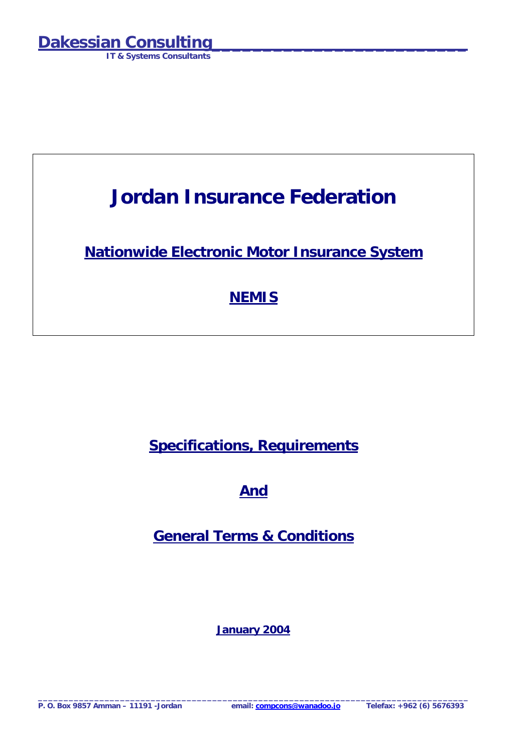**Dakessian Consulting**
**IT & Systems Consultants**

# Jordan Insurance Federation

## Nationwide Electronic Motor Insurance System

## NEMIS

## Specifications, Requirements

## And

## General Terms & Conditions

**January 2004**

**P. O. Box 9857 Amman – 11191 -Jordan** **email: compcons@wanadoo.jo** **Telefax: +962 (6) 5676393**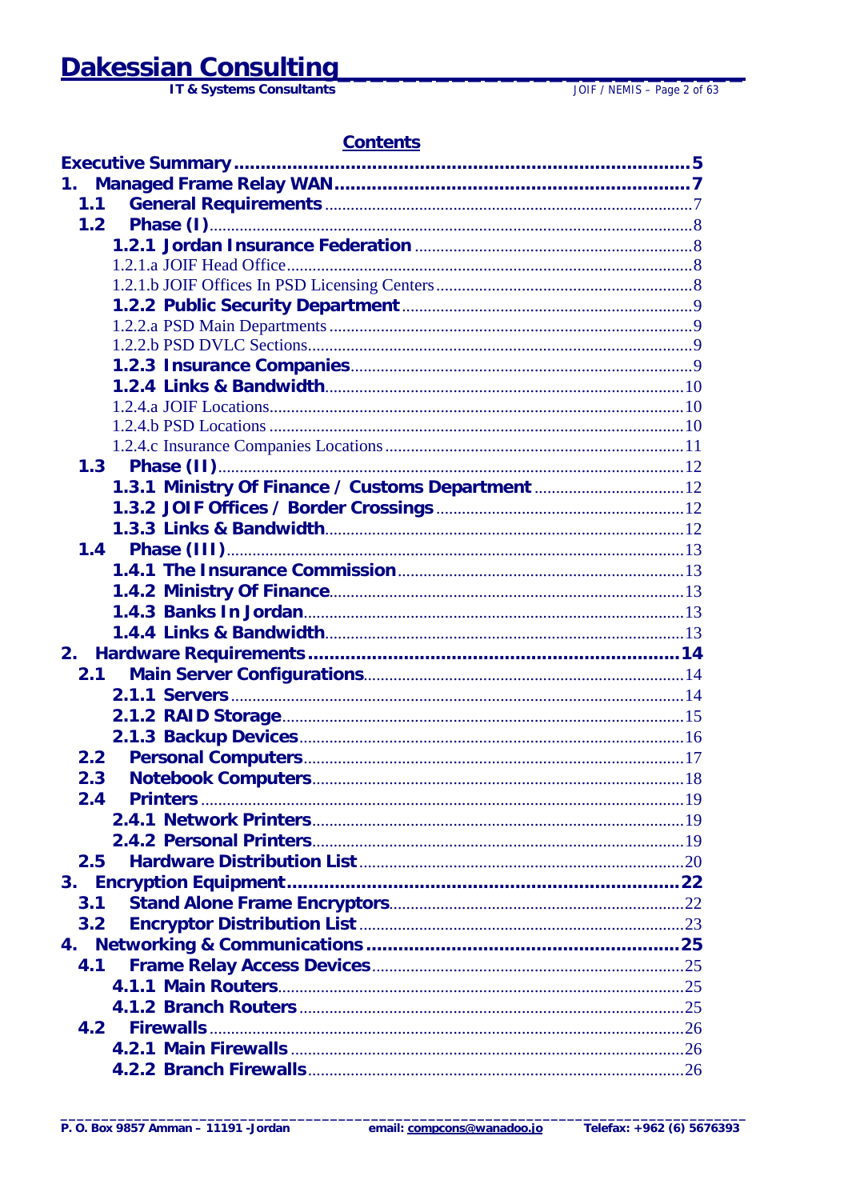## Contents

- **Executive Summary** ........ 5
- **1. Managed Frame Relay WAN** ........ 7
  - **1.1 General Requirements** ........ 7
  - **1.2 Phase (I)** ........ 8
    - **1.2.1 Jordan Insurance Federation** ........ 8
      - 1.2.1.a JOIF Head Office ........ 8
      - 1.2.1.b JOIF Offices In PSD Licensing Centers ........ 8
    - **1.2.2 Public Security Department** ........ 9
      - 1.2.2.a PSD Main Departments ........ 9
      - 1.2.2.b PSD DVLC Sections ........ 9
    - **1.2.3 Insurance Companies** ........ 9
    - **1.2.4 Links & Bandwidth** ........ 10
      - 1.2.4.a JOIF Locations ........ 10
      - 1.2.4.b PSD Locations ........ 10
      - 1.2.4.c Insurance Companies Locations ........ 11
  - **1.3 Phase (II)** ........ 12
    - **1.3.1 Ministry Of Finance / Customs Department** ........ 12
    - **1.3.2 JOIF Offices / Border Crossings** ........ 12
    - **1.3.3 Links & Bandwidth** ........ 12
  - **1.4 Phase (III)** ........ 13
    - **1.4.1 The Insurance Commission** ........ 13
    - **1.4.2 Ministry Of Finance** ........ 13
    - **1.4.3 Banks In Jordan** ........ 13
    - **1.4.4 Links & Bandwidth** ........ 13
- **2. Hardware Requirements** ........ 14
  - **2.1 Main Server Configurations** ........ 14
    - **2.1.1 Servers** ........ 14
    - **2.1.2 RAID Storage** ........ 15
    - **2.1.3 Backup Devices** ........ 16
  - **2.2 Personal Computers** ........ 17
  - **2.3 Notebook Computers** ........ 18
  - **2.4 Printers** ........ 19
    - **2.4.1 Network Printers** ........ 19
    - **2.4.2 Personal Printers** ........ 19
  - **2.5 Hardware Distribution List** ........ 20
- **3. Encryption Equipment** ........ 22
  - **3.1 Stand Alone Frame Encryptors** ........ 22
  - **3.2 Encryptor Distribution List** ........ 23
- **4. Networking & Communications** ........ 25
  - **4.1 Frame Relay Access Devices** ........ 25
    - **4.1.1 Main Routers** ........ 25
    - **4.1.2 Branch Routers** ........ 25
  - **4.2 Firewalls** ........ 26
    - **4.2.1 Main Firewalls** ........ 26
    - **4.2.2 Branch Firewalls** ........ 26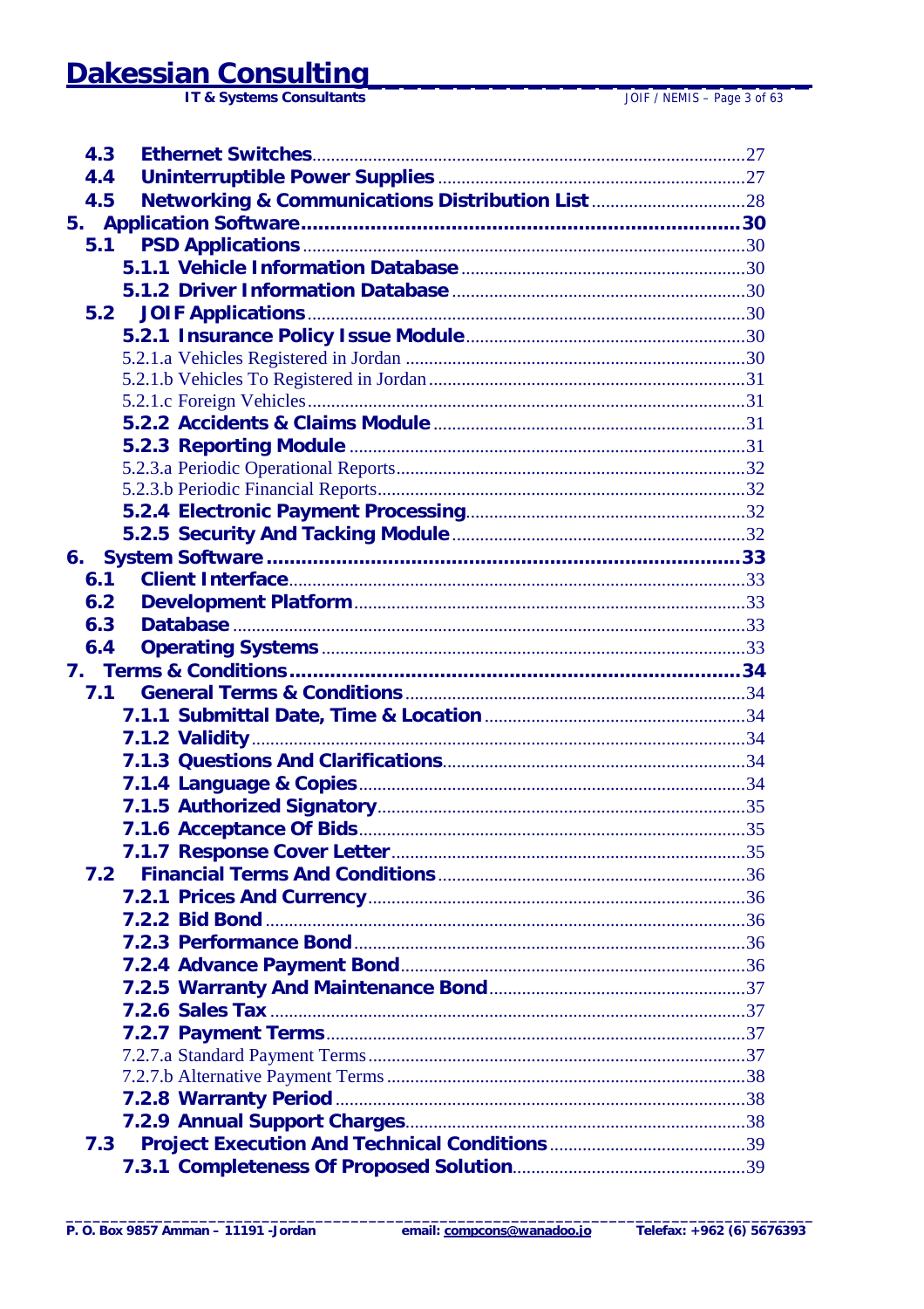4.3 Ethernet Switches ........ 27
4.4 Uninterruptible Power Supplies ........ 27
4.5 Networking & Communications Distribution List ........ 28
5. Application Software ........ 30
5.1 PSD Applications ........ 30
5.1.1 Vehicle Information Database ........ 30
5.1.2 Driver Information Database ........ 30
5.2 JOIF Applications ........ 30
5.2.1 Insurance Policy Issue Module ........ 30
5.2.1.a Vehicles Registered in Jordan ........ 30
5.2.1.b Vehicles To Registered in Jordan ........ 31
5.2.1.c Foreign Vehicles ........ 31
5.2.2 Accidents & Claims Module ........ 31
5.2.3 Reporting Module ........ 31
5.2.3.a Periodic Operational Reports ........ 32
5.2.3.b Periodic Financial Reports ........ 32
5.2.4 Electronic Payment Processing ........ 32
5.2.5 Security And Tacking Module ........ 32
6. System Software ........ 33
6.1 Client Interface ........ 33
6.2 Development Platform ........ 33
6.3 Database ........ 33
6.4 Operating Systems ........ 33
7. Terms & Conditions ........ 34
7.1 General Terms & Conditions ........ 34
7.1.1 Submittal Date, Time & Location ........ 34
7.1.2 Validity ........ 34
7.1.3 Questions And Clarifications ........ 34
7.1.4 Language & Copies ........ 34
7.1.5 Authorized Signatory ........ 35
7.1.6 Acceptance Of Bids ........ 35
7.1.7 Response Cover Letter ........ 35
7.2 Financial Terms And Conditions ........ 36
7.2.1 Prices And Currency ........ 36
7.2.2 Bid Bond ........ 36
7.2.3 Performance Bond ........ 36
7.2.4 Advance Payment Bond ........ 36
7.2.5 Warranty And Maintenance Bond ........ 37
7.2.6 Sales Tax ........ 37
7.2.7 Payment Terms ........ 37
7.2.7.a Standard Payment Terms ........ 37
7.2.7.b Alternative Payment Terms ........ 38
7.2.8 Warranty Period ........ 38
7.2.9 Annual Support Charges ........ 38
7.3 Project Execution And Technical Conditions ........ 39
7.3.1 Completeness Of Proposed Solution ........ 39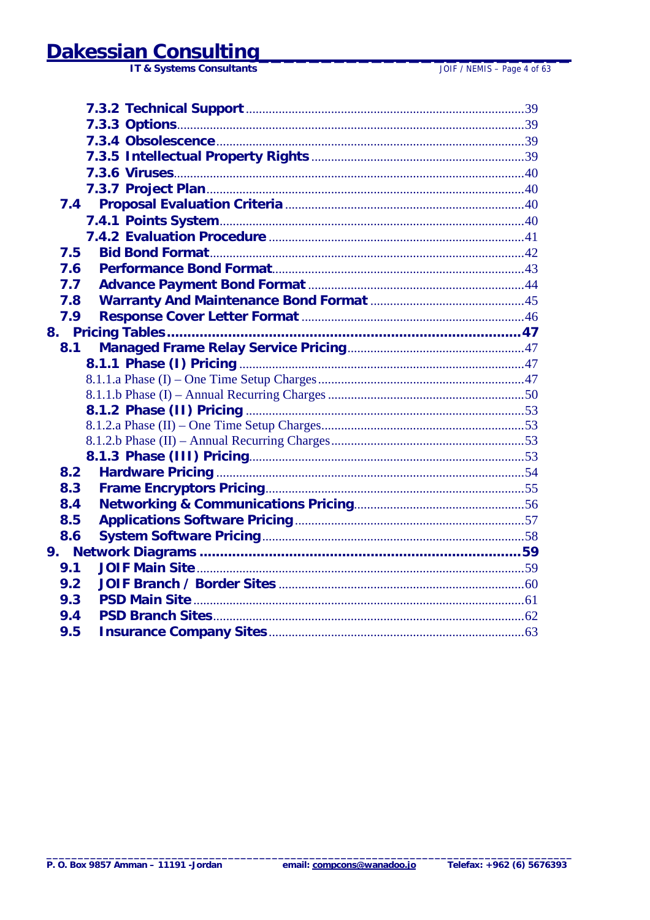7.3.2 Technical Support ........ 39
7.3.3 Options ........ 39
7.3.4 Obsolescence ........ 39
7.3.5 Intellectual Property Rights ........ 39
7.3.6 Viruses ........ 40
7.3.7 Project Plan ........ 40
7.4 Proposal Evaluation Criteria ........ 40
7.4.1 Points System ........ 40
7.4.2 Evaluation Procedure ........ 41
7.5 Bid Bond Format ........ 42
7.6 Performance Bond Format ........ 43
7.7 Advance Payment Bond Format ........ 44
7.8 Warranty And Maintenance Bond Format ........ 45
7.9 Response Cover Letter Format ........ 46
8. Pricing Tables ........ 47
8.1 Managed Frame Relay Service Pricing ........ 47
8.1.1 Phase (I) Pricing ........ 47
8.1.1.a Phase (I) – One Time Setup Charges ........ 47
8.1.1.b Phase (I) – Annual Recurring Charges ........ 50
8.1.2 Phase (II) Pricing ........ 53
8.1.2.a Phase (II) – One Time Setup Charges ........ 53
8.1.2.b Phase (II) – Annual Recurring Charges ........ 53
8.1.3 Phase (III) Pricing ........ 53
8.2 Hardware Pricing ........ 54
8.3 Frame Encryptors Pricing ........ 55
8.4 Networking & Communications Pricing ........ 56
8.5 Applications Software Pricing ........ 57
8.6 System Software Pricing ........ 58
9. Network Diagrams ........ 59
9.1 JOIF Main Site ........ 59
9.2 JOIF Branch / Border Sites ........ 60
9.3 PSD Main Site ........ 61
9.4 PSD Branch Sites ........ 62
9.5 Insurance Company Sites ........ 63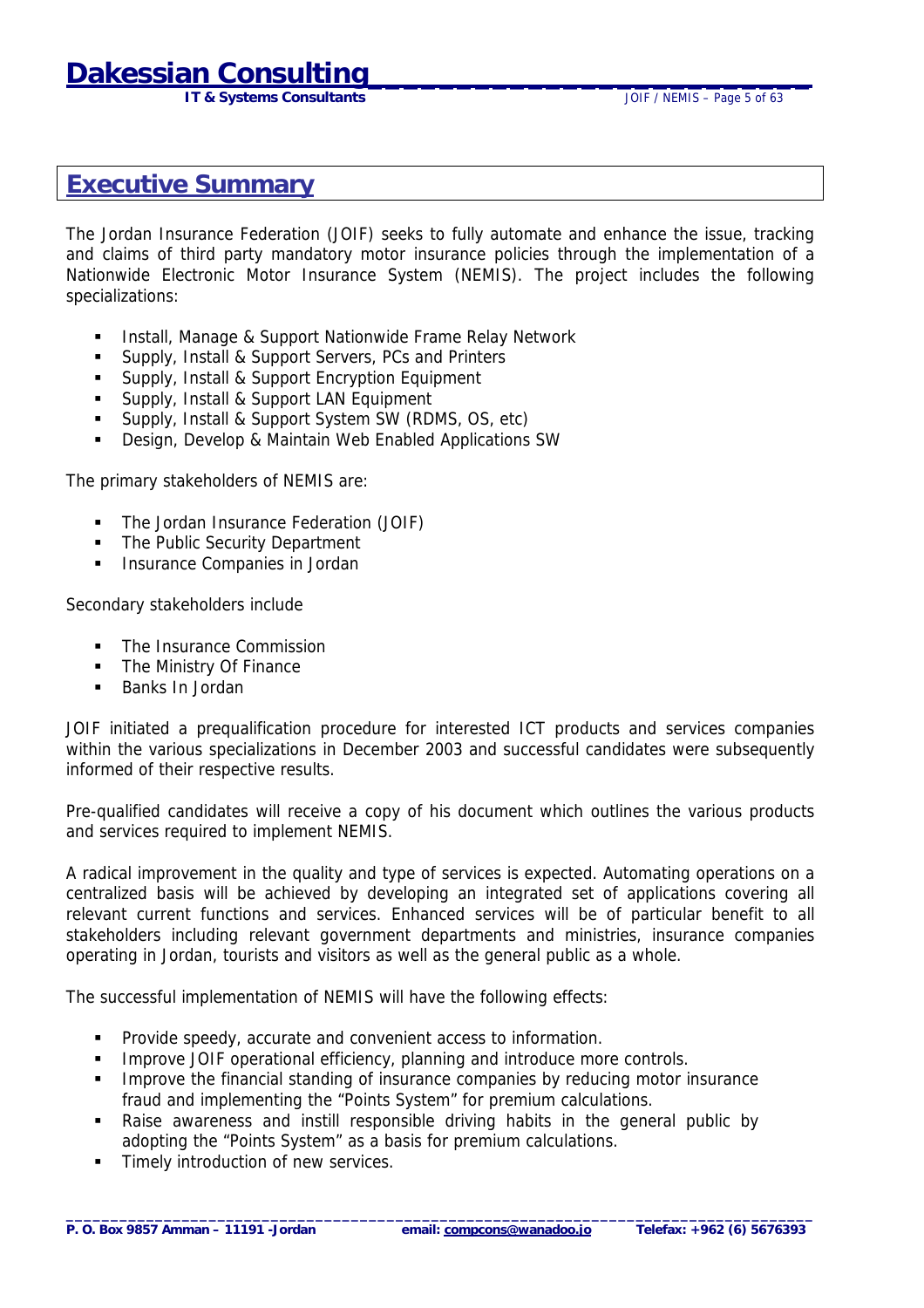# Executive Summary

The Jordan Insurance Federation (JOIF) seeks to fully automate and enhance the issue, tracking and claims of third party mandatory motor insurance policies through the implementation of a Nationwide Electronic Motor Insurance System (NEMIS). The project includes the following specializations:

- Install, Manage & Support Nationwide Frame Relay Network
- Supply, Install & Support Servers, PCs and Printers
- Supply, Install & Support Encryption Equipment
- Supply, Install & Support LAN Equipment
- Supply, Install & Support System SW (RDMS, OS, etc)
- Design, Develop & Maintain Web Enabled Applications SW

The primary stakeholders of NEMIS are:

- The Jordan Insurance Federation (JOIF)
- The Public Security Department
- Insurance Companies in Jordan

Secondary stakeholders include

- The Insurance Commission
- The Ministry Of Finance
- Banks In Jordan

JOIF initiated a prequalification procedure for interested ICT products and services companies within the various specializations in December 2003 and successful candidates were subsequently informed of their respective results.

Pre-qualified candidates will receive a copy of his document which outlines the various products and services required to implement NEMIS.

A radical improvement in the quality and type of services is expected. Automating operations on a centralized basis will be achieved by developing an integrated set of applications covering all relevant current functions and services. Enhanced services will be of particular benefit to all stakeholders including relevant government departments and ministries, insurance companies operating in Jordan, tourists and visitors as well as the general public as a whole.

The successful implementation of NEMIS will have the following effects:

- Provide speedy, accurate and convenient access to information.
- Improve JOIF operational efficiency, planning and introduce more controls.
- Improve the financial standing of insurance companies by reducing motor insurance fraud and implementing the "Points System" for premium calculations.
- Raise awareness and instill responsible driving habits in the general public by adopting the "Points System" as a basis for premium calculations.
- Timely introduction of new services.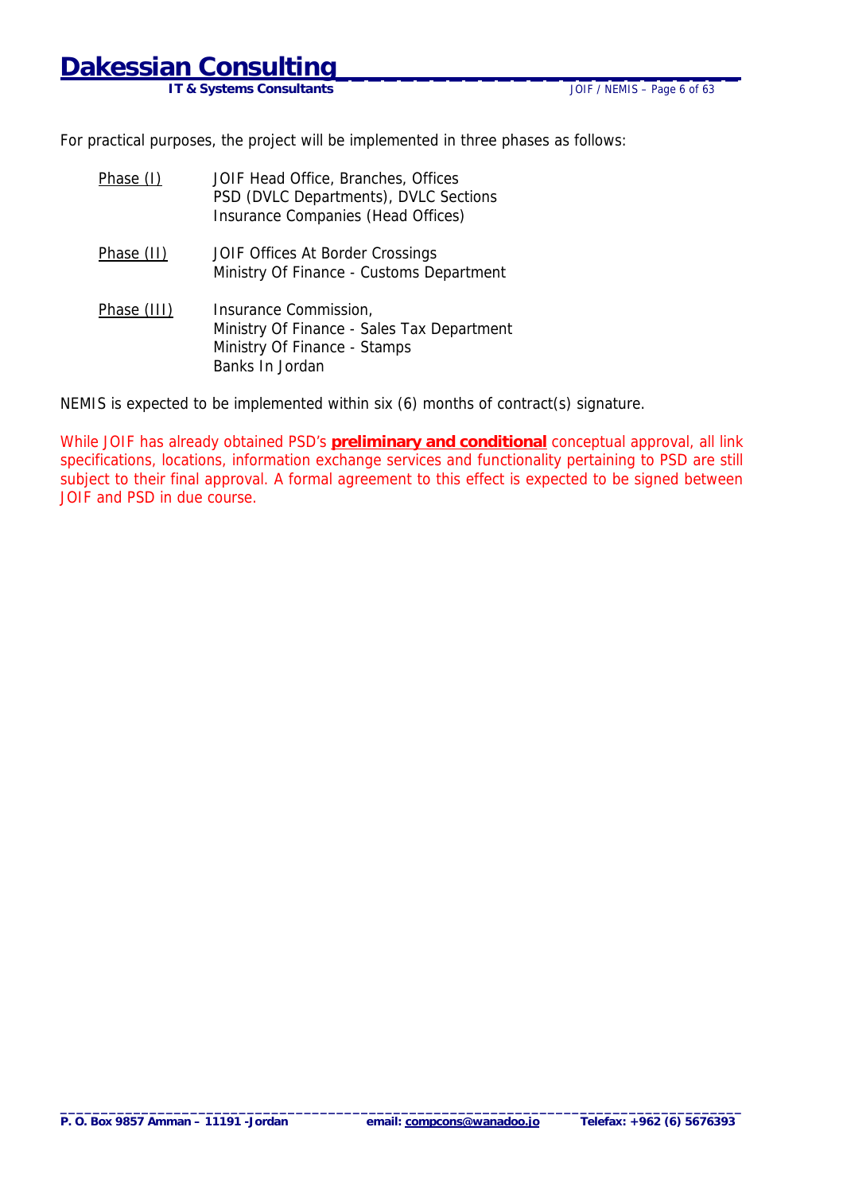For practical purposes, the project will be implemented in three phases as follows:

| | |
|---|---|
| Phase (I) | JOIF Head Office, Branches, Offices<br>PSD (DVLC Departments), DVLC Sections<br>Insurance Companies (Head Offices) |
| Phase (II) | JOIF Offices At Border Crossings<br>Ministry Of Finance - Customs Department |
| Phase (III) | Insurance Commission,<br>Ministry Of Finance - Sales Tax Department<br>Ministry Of Finance - Stamps<br>Banks In Jordan |

NEMIS is expected to be implemented within six (6) months of contract(s) signature.

While JOIF has already obtained PSD's **preliminary and conditional** conceptual approval, all link specifications, locations, information exchange services and functionality pertaining to PSD are still subject to their final approval. A formal agreement to this effect is expected to be signed between JOIF and PSD in due course.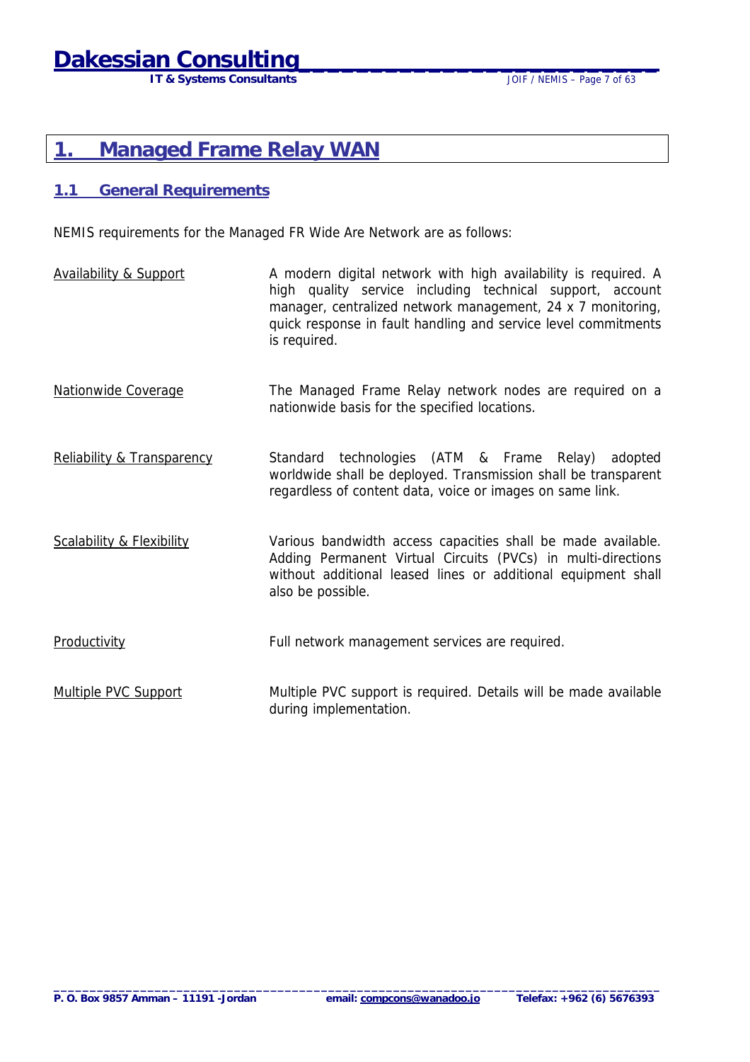# 1. Managed Frame Relay WAN

## 1.1 General Requirements

NEMIS requirements for the Managed FR Wide Are Network are as follows:

| | |
|---|---|
| Availability & Support | A modern digital network with high availability is required. A high quality service including technical support, account manager, centralized network management, 24 x 7 monitoring, quick response in fault handling and service level commitments is required. |
| Nationwide Coverage | The Managed Frame Relay network nodes are required on a nationwide basis for the specified locations. |
| Reliability & Transparency | Standard technologies (ATM & Frame Relay) adopted worldwide shall be deployed. Transmission shall be transparent regardless of content data, voice or images on same link. |
| Scalability & Flexibility | Various bandwidth access capacities shall be made available. Adding Permanent Virtual Circuits (PVCs) in multi-directions without additional leased lines or additional equipment shall also be possible. |
| Productivity | Full network management services are required. |
| Multiple PVC Support | Multiple PVC support is required. Details will be made available during implementation. |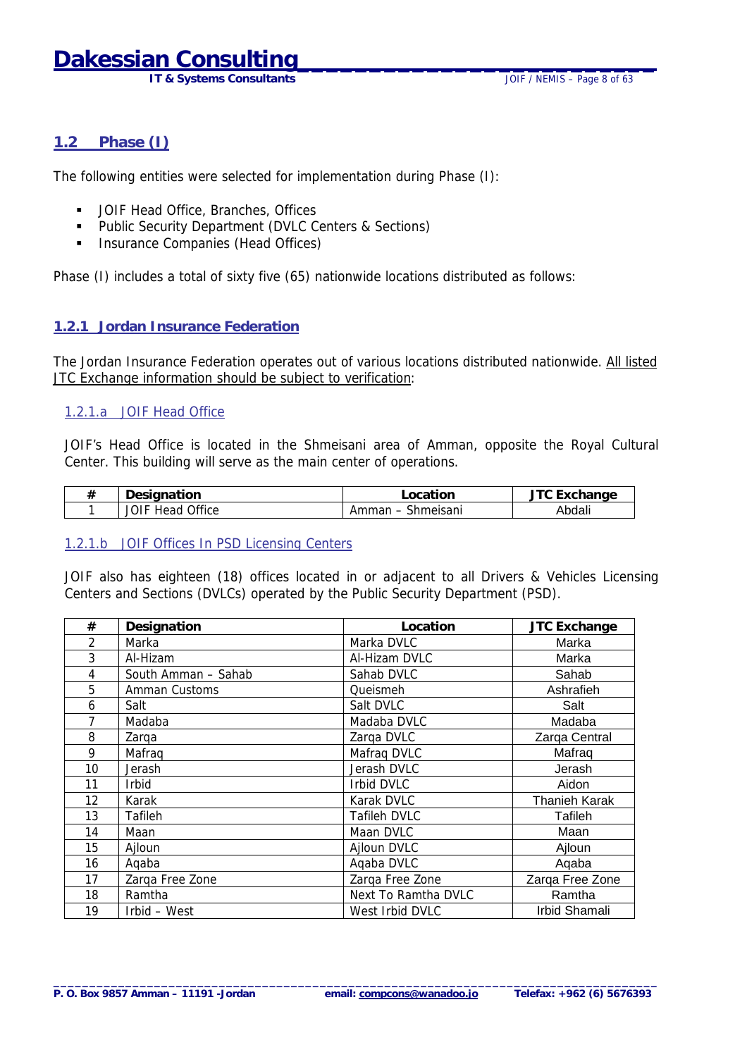## 1.2 Phase (I)

The following entities were selected for implementation during Phase (I):

- JOIF Head Office, Branches, Offices
- Public Security Department (DVLC Centers & Sections)
- Insurance Companies (Head Offices)

Phase (I) includes a total of sixty five (65) nationwide locations distributed as follows:

### 1.2.1 Jordan Insurance Federation

The Jordan Insurance Federation operates out of various locations distributed nationwide. All listed JTC Exchange information should be subject to verification:

#### 1.2.1.a JOIF Head Office

JOIF's Head Office is located in the Shmeisani area of Amman, opposite the Royal Cultural Center. This building will serve as the main center of operations.

| # | Designation | Location | JTC Exchange |
|---|---|---|---|
| 1 | JOIF Head Office | Amman – Shmeisani | Abdali |

#### 1.2.1.b JOIF Offices In PSD Licensing Centers

JOIF also has eighteen (18) offices located in or adjacent to all Drivers & Vehicles Licensing Centers and Sections (DVLCs) operated by the Public Security Department (PSD).

| # | Designation | Location | JTC Exchange |
|---|---|---|---|
| 2 | Marka | Marka DVLC | Marka |
| 3 | Al-Hizam | Al-Hizam DVLC | Marka |
| 4 | South Amman – Sahab | Sahab DVLC | Sahab |
| 5 | Amman Customs | Queismeh | Ashrafieh |
| 6 | Salt | Salt DVLC | Salt |
| 7 | Madaba | Madaba DVLC | Madaba |
| 8 | Zarqa | Zarqa DVLC | Zarqa Central |
| 9 | Mafraq | Mafraq DVLC | Mafraq |
| 10 | Jerash | Jerash DVLC | Jerash |
| 11 | Irbid | Irbid DVLC | Aidon |
| 12 | Karak | Karak DVLC | Thanieh Karak |
| 13 | Tafileh | Tafileh DVLC | Tafileh |
| 14 | Maan | Maan DVLC | Maan |
| 15 | Ajloun | Ajloun DVLC | Ajloun |
| 16 | Aqaba | Aqaba DVLC | Aqaba |
| 17 | Zarqa Free Zone | Zarqa Free Zone | Zarqa Free Zone |
| 18 | Ramtha | Next To Ramtha DVLC | Ramtha |
| 19 | Irbid – West | West Irbid DVLC | Irbid Shamali |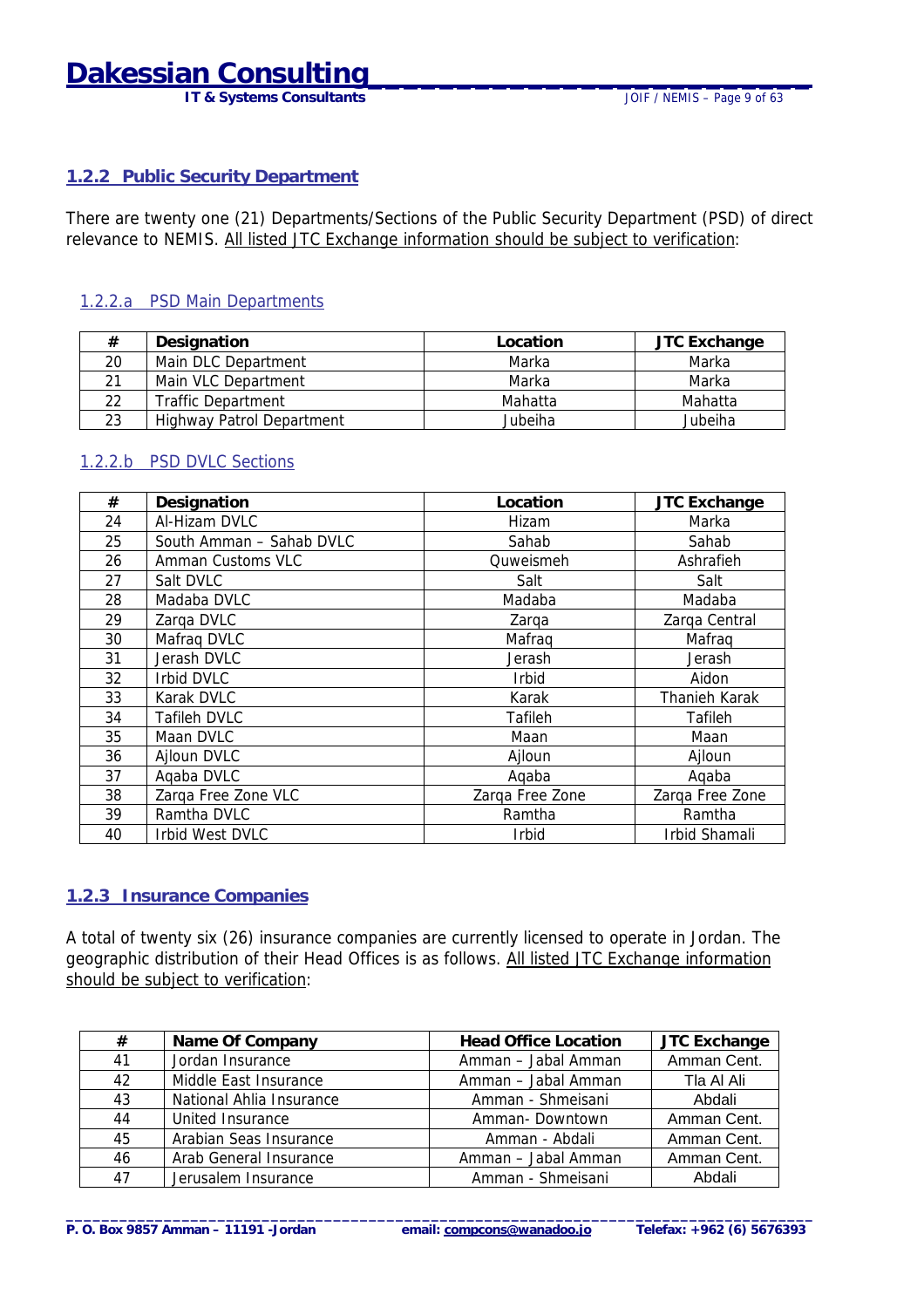### 1.2.2 Public Security Department

There are twenty one (21) Departments/Sections of the Public Security Department (PSD) of direct relevance to NEMIS. All listed JTC Exchange information should be subject to verification:

#### 1.2.2.a PSD Main Departments

| # | Designation | Location | JTC Exchange |
|---|---|---|---|
| 20 | Main DLC Department | Marka | Marka |
| 21 | Main VLC Department | Marka | Marka |
| 22 | Traffic Department | Mahatta | Mahatta |
| 23 | Highway Patrol Department | Jubeiha | Jubeiha |

#### 1.2.2.b PSD DVLC Sections

| # | Designation | Location | JTC Exchange |
|---|---|---|---|
| 24 | Al-Hizam DVLC | Hizam | Marka |
| 25 | South Amman – Sahab DVLC | Sahab | Sahab |
| 26 | Amman Customs VLC | Quweismeh | Ashrafieh |
| 27 | Salt DVLC | Salt | Salt |
| 28 | Madaba DVLC | Madaba | Madaba |
| 29 | Zarqa DVLC | Zarqa | Zarqa Central |
| 30 | Mafraq DVLC | Mafraq | Mafraq |
| 31 | Jerash DVLC | Jerash | Jerash |
| 32 | Irbid DVLC | Irbid | Aidon |
| 33 | Karak DVLC | Karak | Thanieh Karak |
| 34 | Tafileh DVLC | Tafileh | Tafileh |
| 35 | Maan DVLC | Maan | Maan |
| 36 | Ajloun DVLC | Ajloun | Ajloun |
| 37 | Aqaba DVLC | Aqaba | Aqaba |
| 38 | Zarqa Free Zone VLC | Zarqa Free Zone | Zarqa Free Zone |
| 39 | Ramtha DVLC | Ramtha | Ramtha |
| 40 | Irbid West DVLC | Irbid | Irbid Shamali |

### 1.2.3 Insurance Companies

A total of twenty six (26) insurance companies are currently licensed to operate in Jordan. The geographic distribution of their Head Offices is as follows. All listed JTC Exchange information should be subject to verification:

| # | Name Of Company | Head Office Location | JTC Exchange |
|---|---|---|---|
| 41 | Jordan Insurance | Amman – Jabal Amman | Amman Cent. |
| 42 | Middle East Insurance | Amman – Jabal Amman | Tla Al Ali |
| 43 | National Ahlia Insurance | Amman - Shmeisani | Abdali |
| 44 | United Insurance | Amman- Downtown | Amman Cent. |
| 45 | Arabian Seas Insurance | Amman - Abdali | Amman Cent. |
| 46 | Arab General Insurance | Amman – Jabal Amman | Amman Cent. |
| 47 | Jerusalem Insurance | Amman - Shmeisani | Abdali |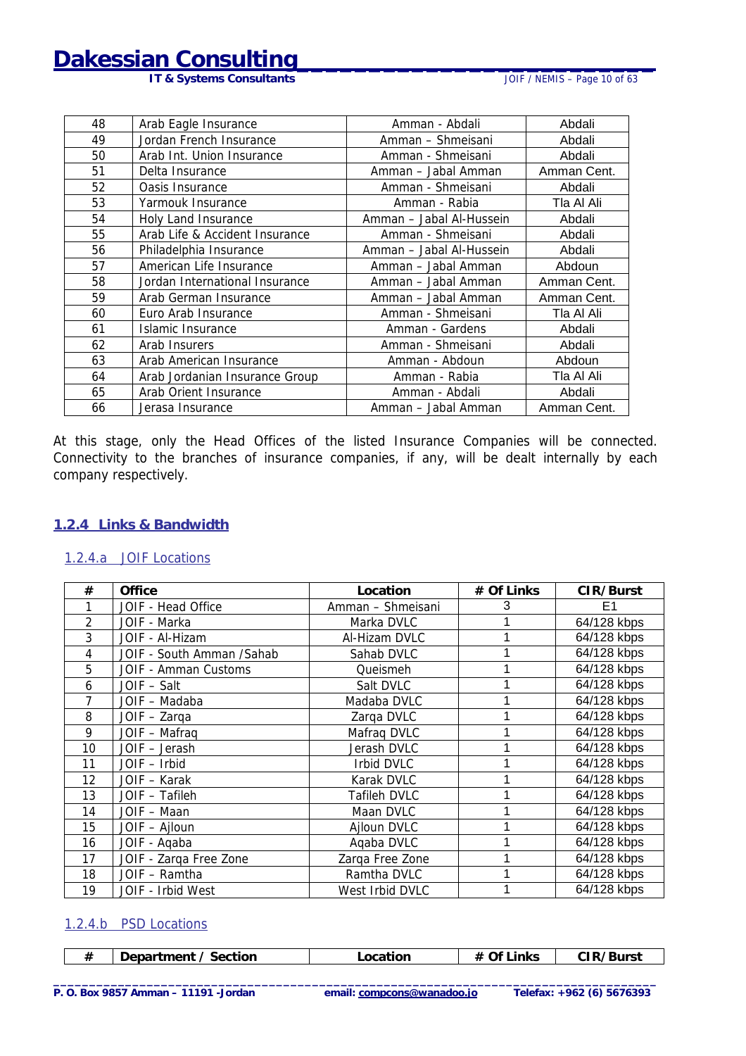| 48 | Arab Eagle Insurance | Amman - Abdali | Abdali |
|---|---|---|---|
| 49 | Jordan French Insurance | Amman – Shmeisani | Abdali |
| 50 | Arab Int. Union Insurance | Amman - Shmeisani | Abdali |
| 51 | Delta Insurance | Amman – Jabal Amman | Amman Cent. |
| 52 | Oasis Insurance | Amman - Shmeisani | Abdali |
| 53 | Yarmouk Insurance | Amman - Rabia | Tla Al Ali |
| 54 | Holy Land Insurance | Amman – Jabal Al-Hussein | Abdali |
| 55 | Arab Life & Accident Insurance | Amman - Shmeisani | Abdali |
| 56 | Philadelphia Insurance | Amman – Jabal Al-Hussein | Abdali |
| 57 | American Life Insurance | Amman – Jabal Amman | Abdoun |
| 58 | Jordan International Insurance | Amman – Jabal Amman | Amman Cent. |
| 59 | Arab German Insurance | Amman – Jabal Amman | Amman Cent. |
| 60 | Euro Arab Insurance | Amman - Shmeisani | Tla Al Ali |
| 61 | Islamic Insurance | Amman - Gardens | Abdali |
| 62 | Arab Insurers | Amman - Shmeisani | Abdali |
| 63 | Arab American Insurance | Amman - Abdoun | Abdoun |
| 64 | Arab Jordanian Insurance Group | Amman - Rabia | Tla Al Ali |
| 65 | Arab Orient Insurance | Amman - Abdali | Abdali |
| 66 | Jerasa Insurance | Amman – Jabal Amman | Amman Cent. |

At this stage, only the Head Offices of the listed Insurance Companies will be connected. Connectivity to the branches of insurance companies, if any, will be dealt internally by each company respectively.

### 1.2.4 Links & Bandwidth

#### 1.2.4.a JOIF Locations

| # | Office | Location | # Of Links | CIR/Burst |
|---|---|---|---|---|
| 1 | JOIF - Head Office | Amman – Shmeisani | 3 | E1 |
| 2 | JOIF - Marka | Marka DVLC | 1 | 64/128 kbps |
| 3 | JOIF - Al-Hizam | Al-Hizam DVLC | 1 | 64/128 kbps |
| 4 | JOIF - South Amman /Sahab | Sahab DVLC | 1 | 64/128 kbps |
| 5 | JOIF - Amman Customs | Queismeh | 1 | 64/128 kbps |
| 6 | JOIF – Salt | Salt DVLC | 1 | 64/128 kbps |
| 7 | JOIF – Madaba | Madaba DVLC | 1 | 64/128 kbps |
| 8 | JOIF – Zarqa | Zarqa DVLC | 1 | 64/128 kbps |
| 9 | JOIF – Mafraq | Mafraq DVLC | 1 | 64/128 kbps |
| 10 | JOIF – Jerash | Jerash DVLC | 1 | 64/128 kbps |
| 11 | JOIF – Irbid | Irbid DVLC | 1 | 64/128 kbps |
| 12 | JOIF – Karak | Karak DVLC | 1 | 64/128 kbps |
| 13 | JOIF – Tafileh | Tafileh DVLC | 1 | 64/128 kbps |
| 14 | JOIF – Maan | Maan DVLC | 1 | 64/128 kbps |
| 15 | JOIF – Ajloun | Ajloun DVLC | 1 | 64/128 kbps |
| 16 | JOIF - Aqaba | Aqaba DVLC | 1 | 64/128 kbps |
| 17 | JOIF - Zarqa Free Zone | Zarqa Free Zone | 1 | 64/128 kbps |
| 18 | JOIF – Ramtha | Ramtha DVLC | 1 | 64/128 kbps |
| 19 | JOIF - Irbid West | West Irbid DVLC | 1 | 64/128 kbps |

#### 1.2.4.b PSD Locations

| # | Department / Section | Location | # Of Links | CIR/Burst |
|---|---|---|---|---|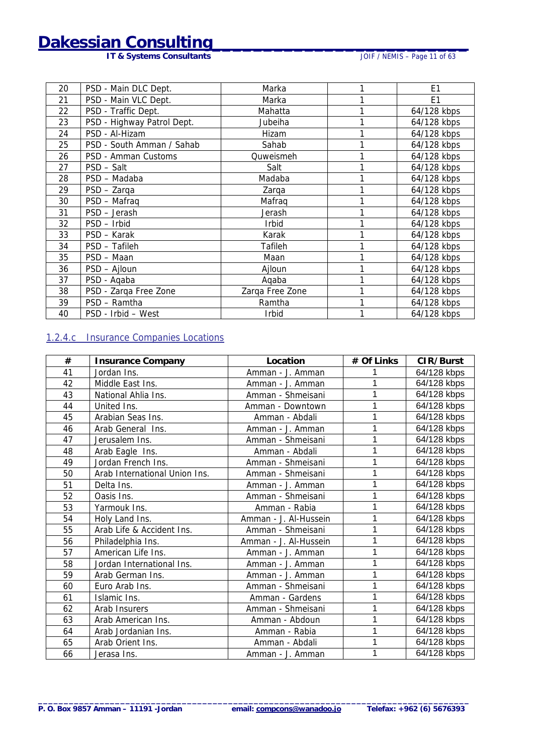| | | | | |
|---|---|---|---|---|
| 20 | PSD - Main DLC Dept. | Marka | 1 | E1 |
| 21 | PSD - Main VLC Dept. | Marka | 1 | E1 |
| 22 | PSD - Traffic Dept. | Mahatta | 1 | 64/128 kbps |
| 23 | PSD - Highway Patrol Dept. | Jubeiha | 1 | 64/128 kbps |
| 24 | PSD - Al-Hizam | Hizam | 1 | 64/128 kbps |
| 25 | PSD - South Amman / Sahab | Sahab | 1 | 64/128 kbps |
| 26 | PSD - Amman Customs | Quweismeh | 1 | 64/128 kbps |
| 27 | PSD – Salt | Salt | 1 | 64/128 kbps |
| 28 | PSD – Madaba | Madaba | 1 | 64/128 kbps |
| 29 | PSD – Zarqa | Zarqa | 1 | 64/128 kbps |
| 30 | PSD – Mafraq | Mafraq | 1 | 64/128 kbps |
| 31 | PSD – Jerash | Jerash | 1 | 64/128 kbps |
| 32 | PSD – Irbid | Irbid | 1 | 64/128 kbps |
| 33 | PSD – Karak | Karak | 1 | 64/128 kbps |
| 34 | PSD – Tafileh | Tafileh | 1 | 64/128 kbps |
| 35 | PSD – Maan | Maan | 1 | 64/128 kbps |
| 36 | PSD – Ajloun | Ajloun | 1 | 64/128 kbps |
| 37 | PSD - Aqaba | Aqaba | 1 | 64/128 kbps |
| 38 | PSD - Zarqa Free Zone | Zarqa Free Zone | 1 | 64/128 kbps |
| 39 | PSD – Ramtha | Ramtha | 1 | 64/128 kbps |
| 40 | PSD - Irbid – West | Irbid | 1 | 64/128 kbps |

### 1.2.4.c Insurance Companies Locations

| # | Insurance Company | Location | # Of Links | CIR/Burst |
|---|---|---|---|---|
| 41 | Jordan Ins. | Amman - J. Amman | 1 | 64/128 kbps |
| 42 | Middle East Ins. | Amman - J. Amman | 1 | 64/128 kbps |
| 43 | National Ahlia Ins. | Amman - Shmeisani | 1 | 64/128 kbps |
| 44 | United Ins. | Amman - Downtown | 1 | 64/128 kbps |
| 45 | Arabian Seas Ins. | Amman - Abdali | 1 | 64/128 kbps |
| 46 | Arab General Ins. | Amman - J. Amman | 1 | 64/128 kbps |
| 47 | Jerusalem Ins. | Amman - Shmeisani | 1 | 64/128 kbps |
| 48 | Arab Eagle Ins. | Amman - Abdali | 1 | 64/128 kbps |
| 49 | Jordan French Ins. | Amman - Shmeisani | 1 | 64/128 kbps |
| 50 | Arab International Union Ins. | Amman - Shmeisani | 1 | 64/128 kbps |
| 51 | Delta Ins. | Amman - J. Amman | 1 | 64/128 kbps |
| 52 | Oasis Ins. | Amman - Shmeisani | 1 | 64/128 kbps |
| 53 | Yarmouk Ins. | Amman - Rabia | 1 | 64/128 kbps |
| 54 | Holy Land Ins. | Amman - J. Al-Hussein | 1 | 64/128 kbps |
| 55 | Arab Life & Accident Ins. | Amman - Shmeisani | 1 | 64/128 kbps |
| 56 | Philadelphia Ins. | Amman - J. Al-Hussein | 1 | 64/128 kbps |
| 57 | American Life Ins. | Amman - J. Amman | 1 | 64/128 kbps |
| 58 | Jordan International Ins. | Amman - J. Amman | 1 | 64/128 kbps |
| 59 | Arab German Ins. | Amman - J. Amman | 1 | 64/128 kbps |
| 60 | Euro Arab Ins. | Amman - Shmeisani | 1 | 64/128 kbps |
| 61 | Islamic Ins. | Amman - Gardens | 1 | 64/128 kbps |
| 62 | Arab Insurers | Amman - Shmeisani | 1 | 64/128 kbps |
| 63 | Arab American Ins. | Amman - Abdoun | 1 | 64/128 kbps |
| 64 | Arab Jordanian Ins. | Amman - Rabia | 1 | 64/128 kbps |
| 65 | Arab Orient Ins. | Amman - Abdali | 1 | 64/128 kbps |
| 66 | Jerasa Ins. | Amman - J. Amman | 1 | 64/128 kbps |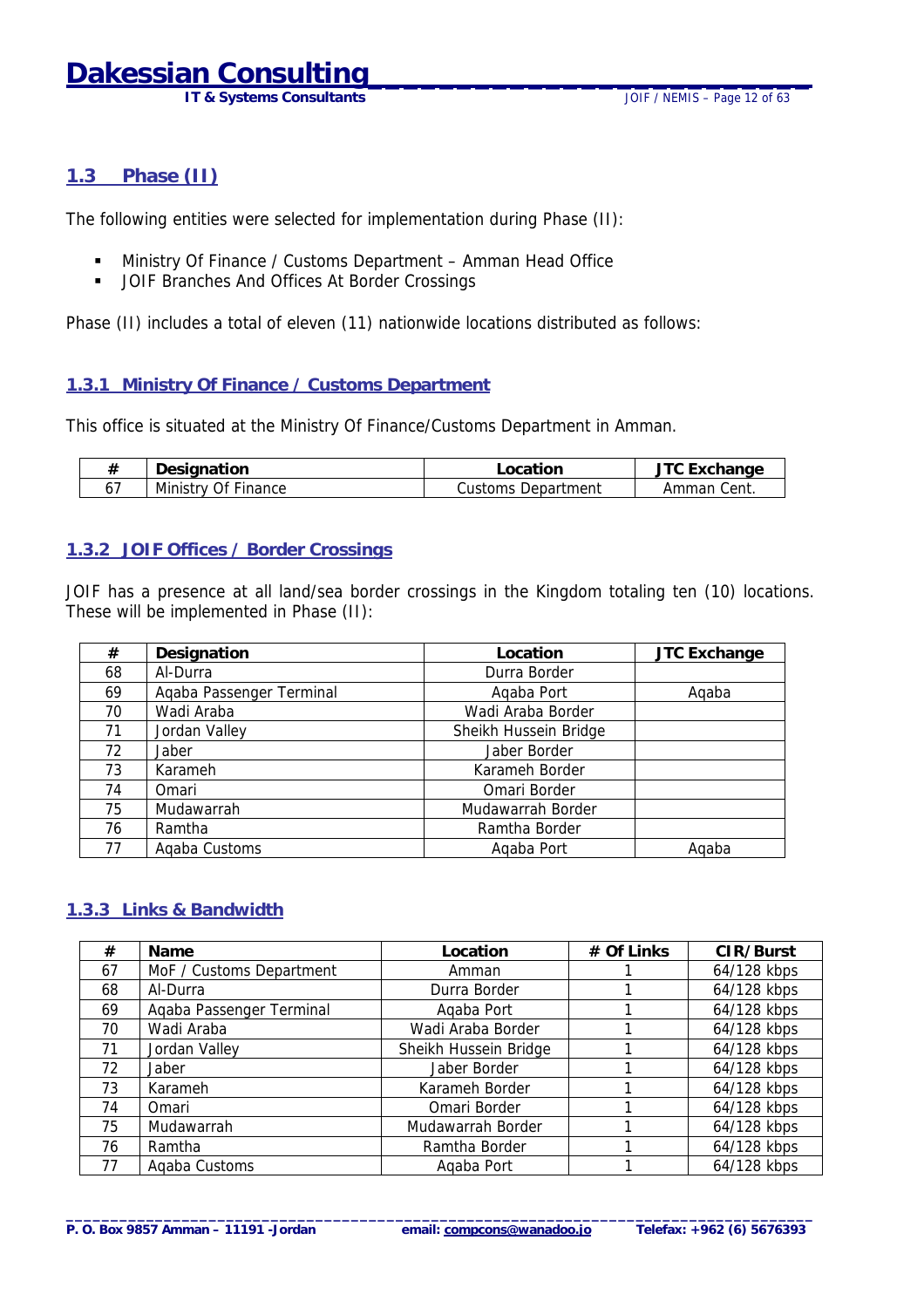## 1.3 Phase (II)

The following entities were selected for implementation during Phase (II):

- Ministry Of Finance / Customs Department – Amman Head Office
- JOIF Branches And Offices At Border Crossings

Phase (II) includes a total of eleven (11) nationwide locations distributed as follows:

### 1.3.1 Ministry Of Finance / Customs Department

This office is situated at the Ministry Of Finance/Customs Department in Amman.

| # | Designation | Location | JTC Exchange |
|---|---|---|---|
| 67 | Ministry Of Finance | Customs Department | Amman Cent. |

### 1.3.2 JOIF Offices / Border Crossings

JOIF has a presence at all land/sea border crossings in the Kingdom totaling ten (10) locations. These will be implemented in Phase (II):

| # | Designation | Location | JTC Exchange |
|---|---|---|---|
| 68 | Al-Durra | Durra Border | |
| 69 | Aqaba Passenger Terminal | Aqaba Port | Aqaba |
| 70 | Wadi Araba | Wadi Araba Border | |
| 71 | Jordan Valley | Sheikh Hussein Bridge | |
| 72 | Jaber | Jaber Border | |
| 73 | Karameh | Karameh Border | |
| 74 | Omari | Omari Border | |
| 75 | Mudawarrah | Mudawarrah Border | |
| 76 | Ramtha | Ramtha Border | |
| 77 | Aqaba Customs | Aqaba Port | Aqaba |

### 1.3.3 Links & Bandwidth

| # | Name | Location | # Of Links | CIR/Burst |
|---|---|---|---|---|
| 67 | MoF / Customs Department | Amman | 1 | 64/128 kbps |
| 68 | Al-Durra | Durra Border | 1 | 64/128 kbps |
| 69 | Aqaba Passenger Terminal | Aqaba Port | 1 | 64/128 kbps |
| 70 | Wadi Araba | Wadi Araba Border | 1 | 64/128 kbps |
| 71 | Jordan Valley | Sheikh Hussein Bridge | 1 | 64/128 kbps |
| 72 | Jaber | Jaber Border | 1 | 64/128 kbps |
| 73 | Karameh | Karameh Border | 1 | 64/128 kbps |
| 74 | Omari | Omari Border | 1 | 64/128 kbps |
| 75 | Mudawarrah | Mudawarrah Border | 1 | 64/128 kbps |
| 76 | Ramtha | Ramtha Border | 1 | 64/128 kbps |
| 77 | Aqaba Customs | Aqaba Port | 1 | 64/128 kbps |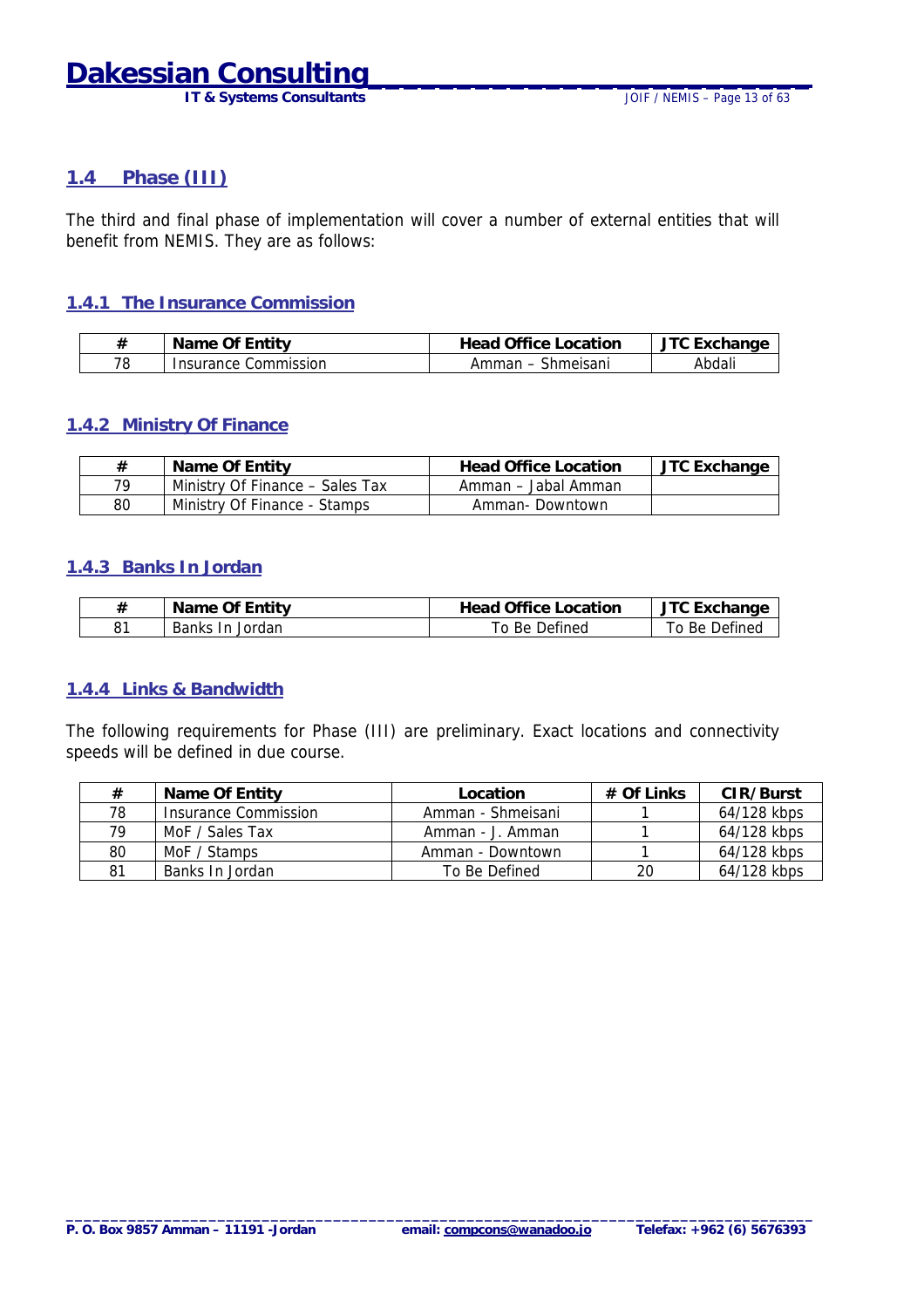## 1.4 Phase (III)

The third and final phase of implementation will cover a number of external entities that will benefit from NEMIS. They are as follows:

### 1.4.1 The Insurance Commission

| # | Name Of Entity | Head Office Location | JTC Exchange |
|---|---|---|---|
| 78 | Insurance Commission | Amman – Shmeisani | Abdali |

### 1.4.2 Ministry Of Finance

| # | Name Of Entity | Head Office Location | JTC Exchange |
|---|---|---|---|
| 79 | Ministry Of Finance – Sales Tax | Amman – Jabal Amman | |
| 80 | Ministry Of Finance - Stamps | Amman- Downtown | |

### 1.4.3 Banks In Jordan

| # | Name Of Entity | Head Office Location | JTC Exchange |
|---|---|---|---|
| 81 | Banks In Jordan | To Be Defined | To Be Defined |

### 1.4.4 Links & Bandwidth

The following requirements for Phase (III) are preliminary. Exact locations and connectivity speeds will be defined in due course.

| # | Name Of Entity | Location | # Of Links | CIR/Burst |
|---|---|---|---|---|
| 78 | Insurance Commission | Amman - Shmeisani | 1 | 64/128 kbps |
| 79 | MoF / Sales Tax | Amman - J. Amman | 1 | 64/128 kbps |
| 80 | MoF / Stamps | Amman - Downtown | 1 | 64/128 kbps |
| 81 | Banks In Jordan | To Be Defined | 20 | 64/128 kbps |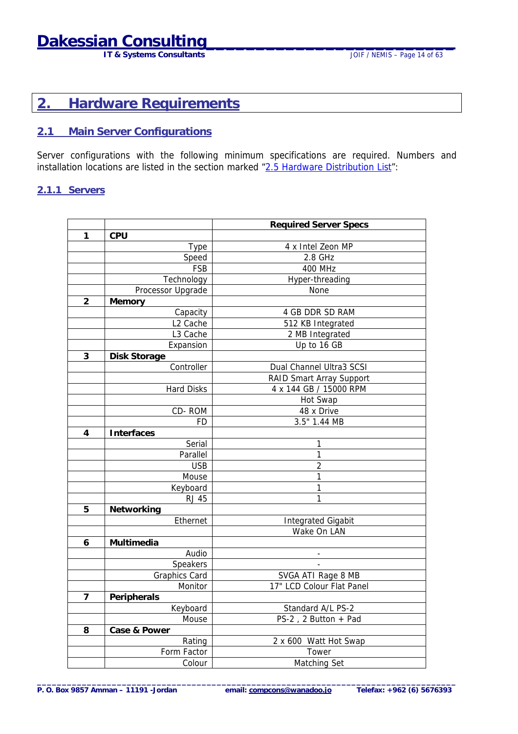# 2. Hardware Requirements

## 2.1 Main Server Configurations

Server configurations with the following minimum specifications are required. Numbers and installation locations are listed in the section marked "2.5 Hardware Distribution List":

### 2.1.1 Servers

| | | Required Server Specs |
|---|---|---|
| 1 | **CPU** | |
| | Type | 4 x Intel Zeon MP |
| | Speed | 2.8 GHz |
| | FSB | 400 MHz |
| | Technology | Hyper-threading |
| | Processor Upgrade | None |
| 2 | **Memory** | |
| | Capacity | 4 GB DDR SD RAM |
| | L2 Cache | 512 KB Integrated |
| | L3 Cache | 2 MB Integrated |
| | Expansion | Up to 16 GB |
| 3 | **Disk Storage** | |
| | Controller | Dual Channel Ultra3 SCSI |
| | | RAID Smart Array Support |
| | Hard Disks | 4 x 144 GB / 15000 RPM |
| | | Hot Swap |
| | CD- ROM | 48 x Drive |
| | FD | 3.5" 1.44 MB |
| 4 | **Interfaces** | |
| | Serial | 1 |
| | Parallel | 1 |
| | USB | 2 |
| | Mouse | 1 |
| | Keyboard | 1 |
| | RJ 45 | 1 |
| 5 | **Networking** | |
| | Ethernet | Integrated Gigabit |
| | | Wake On LAN |
| 6 | **Multimedia** | |
| | Audio | - |
| | Speakers | - |
| | Graphics Card | SVGA ATI Rage 8 MB |
| | Monitor | 17" LCD Colour Flat Panel |
| 7 | **Peripherals** | |
| | Keyboard | Standard A/L PS-2 |
| | Mouse | PS-2 , 2 Button + Pad |
| 8 | **Case & Power** | |
| | Rating | 2 x 600 Watt Hot Swap |
| | Form Factor | Tower |
| | Colour | Matching Set |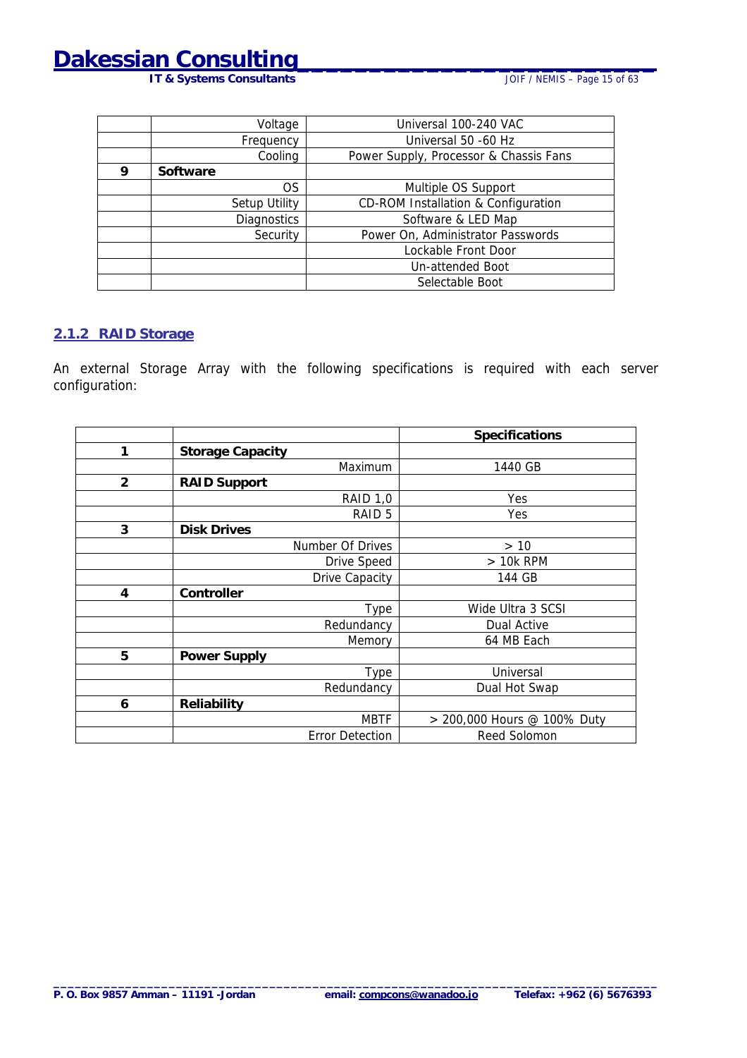|  |  |  |
|---|---|---|
|  | Voltage | Universal 100-240 VAC |
|  | Frequency | Universal 50 -60 Hz |
|  | Cooling | Power Supply, Processor & Chassis Fans |
| **9** | **Software** |  |
|  | OS | Multiple OS Support |
|  | Setup Utility | CD-ROM Installation & Configuration |
|  | Diagnostics | Software & LED Map |
|  | Security | Power On, Administrator Passwords |
|  |  | Lockable Front Door |
|  |  | Un-attended Boot |
|  |  | Selectable Boot |

### 2.1.2 RAID Storage

An external Storage Array with the following specifications is required with each server configuration:

|  |  | **Specifications** |
|---|---|---|
| **1** | **Storage Capacity** |  |
|  | Maximum | 1440 GB |
| **2** | **RAID Support** |  |
|  | RAID 1,0 | Yes |
|  | RAID 5 | Yes |
| **3** | **Disk Drives** |  |
|  | Number Of Drives | > 10 |
|  | Drive Speed | > 10k RPM |
|  | Drive Capacity | 144 GB |
| **4** | **Controller** |  |
|  | Type | Wide Ultra 3 SCSI |
|  | Redundancy | Dual Active |
|  | Memory | 64 MB Each |
| **5** | **Power Supply** |  |
|  | Type | Universal |
|  | Redundancy | Dual Hot Swap |
| **6** | **Reliability** |  |
|  | MBTF | > 200,000 Hours @ 100% Duty |
|  | Error Detection | Reed Solomon |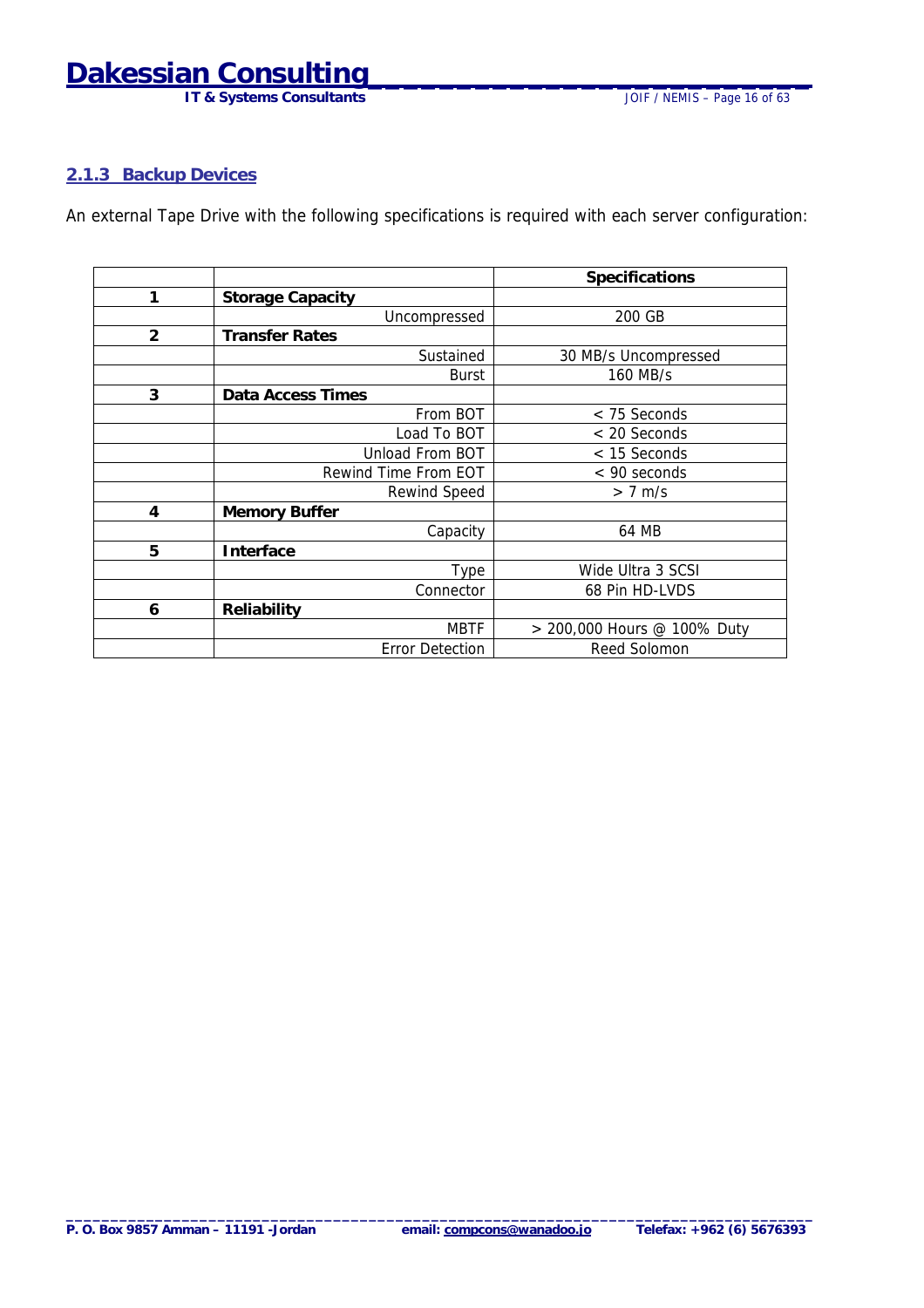### 2.1.3 Backup Devices

An external Tape Drive with the following specifications is required with each server configuration:

| | | Specifications |
|---|---|---|
| 1 | **Storage Capacity** | |
| | Uncompressed | 200 GB |
| 2 | **Transfer Rates** | |
| | Sustained | 30 MB/s Uncompressed |
| | Burst | 160 MB/s |
| 3 | **Data Access Times** | |
| | From BOT | < 75 Seconds |
| | Load To BOT | < 20 Seconds |
| | Unload From BOT | < 15 Seconds |
| | Rewind Time From EOT | < 90 seconds |
| | Rewind Speed | > 7 m/s |
| 4 | **Memory Buffer** | |
| | Capacity | 64 MB |
| 5 | **Interface** | |
| | Type | Wide Ultra 3 SCSI |
| | Connector | 68 Pin HD-LVDS |
| 6 | **Reliability** | |
| | MBTF | > 200,000 Hours @ 100% Duty |
| | Error Detection | Reed Solomon |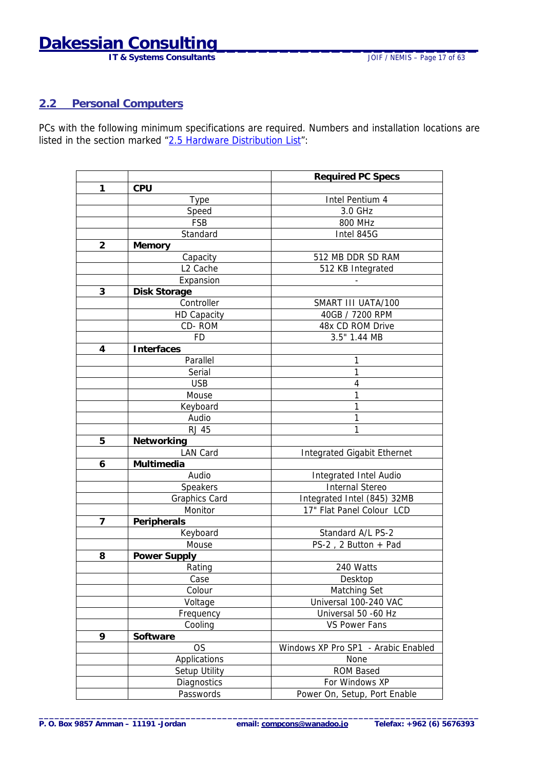## 2.2 Personal Computers

PCs with the following minimum specifications are required. Numbers and installation locations are listed in the section marked "2.5 Hardware Distribution List":

| | | **Required PC Specs** |
|---|---|---|
| **1** | **CPU** | |
| | Type | Intel Pentium 4 |
| | Speed | 3.0 GHz |
| | FSB | 800 MHz |
| | Standard | Intel 845G |
| **2** | **Memory** | |
| | Capacity | 512 MB DDR SD RAM |
| | L2 Cache | 512 KB Integrated |
| | Expansion | - |
| **3** | **Disk Storage** | |
| | Controller | SMART III UATA/100 |
| | HD Capacity | 40GB / 7200 RPM |
| | CD- ROM | 48x CD ROM Drive |
| | FD | 3.5" 1.44 MB |
| **4** | **Interfaces** | |
| | Parallel | 1 |
| | Serial | 1 |
| | USB | 4 |
| | Mouse | 1 |
| | Keyboard | 1 |
| | Audio | 1 |
| | RJ 45 | 1 |
| **5** | **Networking** | |
| | LAN Card | Integrated Gigabit Ethernet |
| **6** | **Multimedia** | |
| | Audio | Integrated Intel Audio |
| | Speakers | Internal Stereo |
| | Graphics Card | Integrated Intel (845) 32MB |
| | Monitor | 17" Flat Panel Colour LCD |
| **7** | **Peripherals** | |
| | Keyboard | Standard A/L PS-2 |
| | Mouse | PS-2 , 2 Button + Pad |
| **8** | **Power Supply** | |
| | Rating | 240 Watts |
| | Case | Desktop |
| | Colour | Matching Set |
| | Voltage | Universal 100-240 VAC |
| | Frequency | Universal 50 -60 Hz |
| | Cooling | VS Power Fans |
| **9** | **Software** | |
| | OS | Windows XP Pro SP1 - Arabic Enabled |
| | Applications | None |
| | Setup Utility | ROM Based |
| | Diagnostics | For Windows XP |
| | Passwords | Power On, Setup, Port Enable |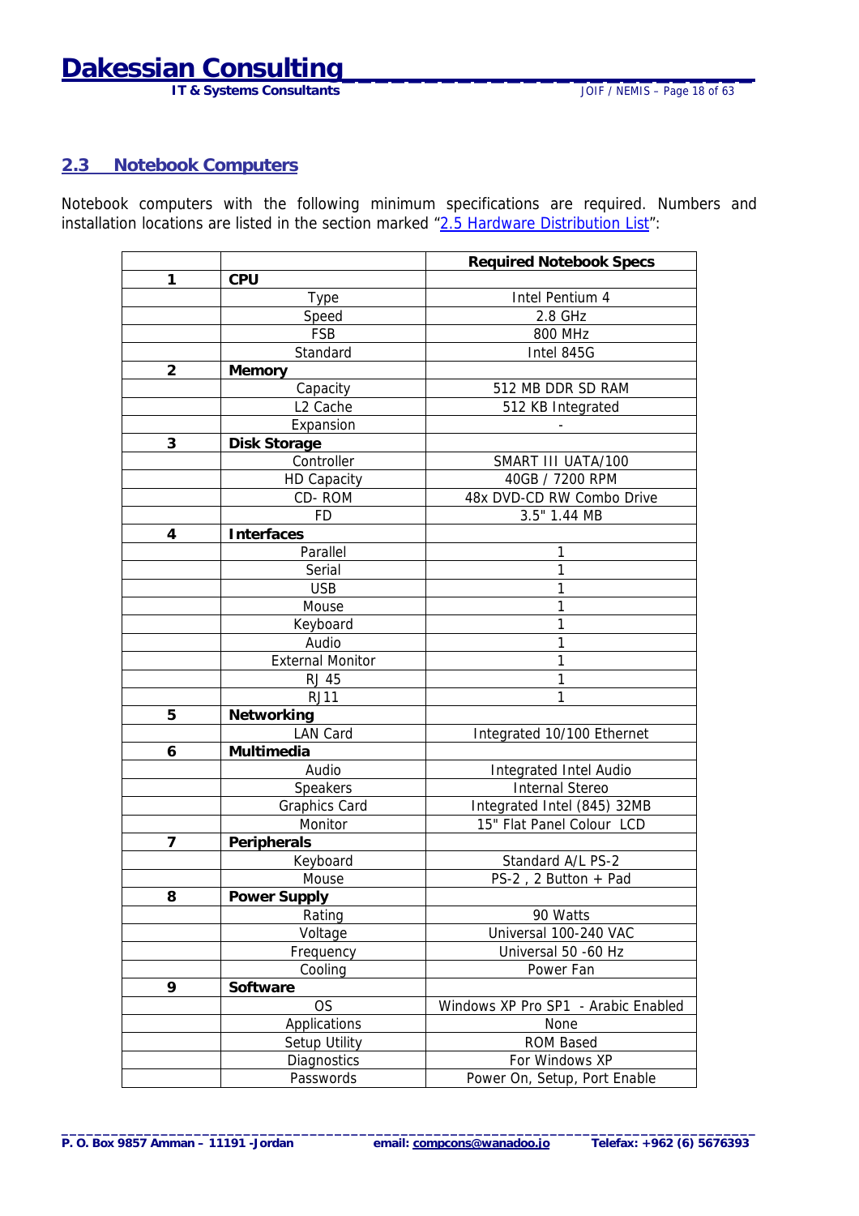## 2.3 Notebook Computers

Notebook computers with the following minimum specifications are required. Numbers and installation locations are listed in the section marked "2.5 Hardware Distribution List":

| | | **Required Notebook Specs** |
|---|---|---|
| **1** | **CPU** | |
| | Type | Intel Pentium 4 |
| | Speed | 2.8 GHz |
| | FSB | 800 MHz |
| | Standard | Intel 845G |
| **2** | **Memory** | |
| | Capacity | 512 MB DDR SD RAM |
| | L2 Cache | 512 KB Integrated |
| | Expansion | - |
| **3** | **Disk Storage** | |
| | Controller | SMART III UATA/100 |
| | HD Capacity | 40GB / 7200 RPM |
| | CD- ROM | 48x DVD-CD RW Combo Drive |
| | FD | 3.5" 1.44 MB |
| **4** | **Interfaces** | |
| | Parallel | 1 |
| | Serial | 1 |
| | USB | 1 |
| | Mouse | 1 |
| | Keyboard | 1 |
| | Audio | 1 |
| | External Monitor | 1 |
| | RJ 45 | 1 |
| | RJ11 | 1 |
| **5** | **Networking** | |
| | LAN Card | Integrated 10/100 Ethernet |
| **6** | **Multimedia** | |
| | Audio | Integrated Intel Audio |
| | Speakers | Internal Stereo |
| | Graphics Card | Integrated Intel (845) 32MB |
| | Monitor | 15" Flat Panel Colour LCD |
| **7** | **Peripherals** | |
| | Keyboard | Standard A/L PS-2 |
| | Mouse | PS-2 , 2 Button + Pad |
| **8** | **Power Supply** | |
| | Rating | 90 Watts |
| | Voltage | Universal 100-240 VAC |
| | Frequency | Universal 50 -60 Hz |
| | Cooling | Power Fan |
| **9** | **Software** | |
| | OS | Windows XP Pro SP1 - Arabic Enabled |
| | Applications | None |
| | Setup Utility | ROM Based |
| | Diagnostics | For Windows XP |
| | Passwords | Power On, Setup, Port Enable |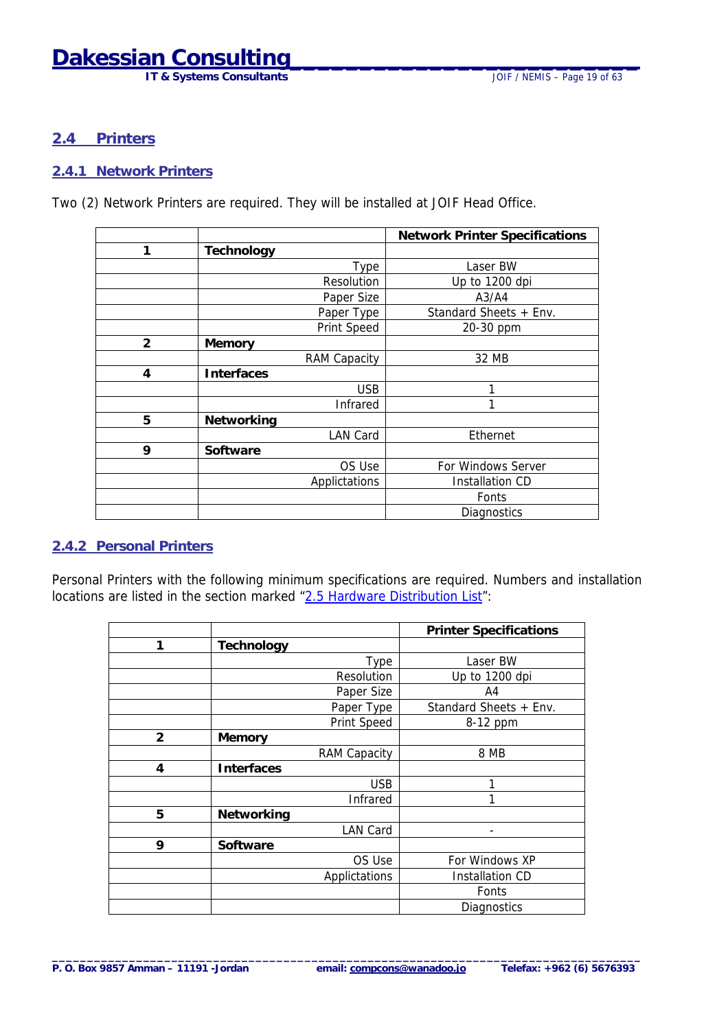## 2.4 Printers

### 2.4.1 Network Printers

Two (2) Network Printers are required. They will be installed at JOIF Head Office.

| | | **Network Printer Specifications** |
|---|---|---|
| **1** | **Technology** | |
| | Type | Laser BW |
| | Resolution | Up to 1200 dpi |
| | Paper Size | A3/A4 |
| | Paper Type | Standard Sheets + Env. |
| | Print Speed | 20-30 ppm |
| **2** | **Memory** | |
| | RAM Capacity | 32 MB |
| **4** | **Interfaces** | |
| | USB | 1 |
| | Infrared | 1 |
| **5** | **Networking** | |
| | LAN Card | Ethernet |
| **9** | **Software** | |
| | OS Use | For Windows Server |
| | Applictations | Installation CD |
| | | Fonts |
| | | Diagnostics |

### 2.4.2 Personal Printers

Personal Printers with the following minimum specifications are required. Numbers and installation locations are listed in the section marked "2.5 Hardware Distribution List":

| | | **Printer Specifications** |
|---|---|---|
| **1** | **Technology** | |
| | Type | Laser BW |
| | Resolution | Up to 1200 dpi |
| | Paper Size | A4 |
| | Paper Type | Standard Sheets + Env. |
| | Print Speed | 8-12 ppm |
| **2** | **Memory** | |
| | RAM Capacity | 8 MB |
| **4** | **Interfaces** | |
| | USB | 1 |
| | Infrared | 1 |
| **5** | **Networking** | |
| | LAN Card | - |
| **9** | **Software** | |
| | OS Use | For Windows XP |
| | Applictations | Installation CD |
| | | Fonts |
| | | Diagnostics |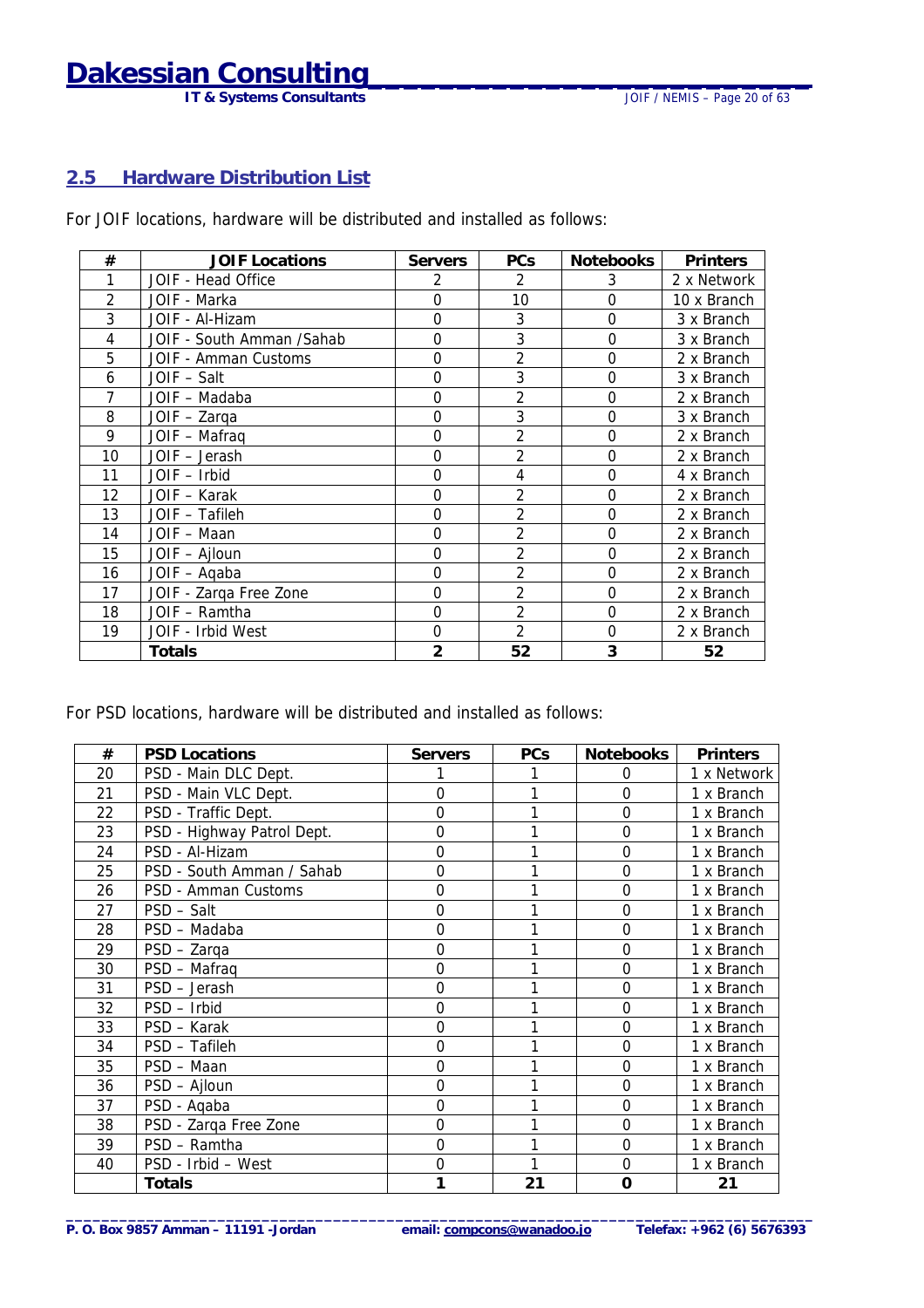## 2.5 Hardware Distribution List

For JOIF locations, hardware will be distributed and installed as follows:

| # | JOIF Locations | Servers | PCs | Notebooks | Printers |
|---|---|---|---|---|---|
| 1 | JOIF - Head Office | 2 | 2 | 3 | 2 x Network |
| 2 | JOIF - Marka | 0 | 10 | 0 | 10 x Branch |
| 3 | JOIF - Al-Hizam | 0 | 3 | 0 | 3 x Branch |
| 4 | JOIF - South Amman /Sahab | 0 | 3 | 0 | 3 x Branch |
| 5 | JOIF - Amman Customs | 0 | 2 | 0 | 2 x Branch |
| 6 | JOIF – Salt | 0 | 3 | 0 | 3 x Branch |
| 7 | JOIF – Madaba | 0 | 2 | 0 | 2 x Branch |
| 8 | JOIF – Zarqa | 0 | 3 | 0 | 3 x Branch |
| 9 | JOIF – Mafraq | 0 | 2 | 0 | 2 x Branch |
| 10 | JOIF – Jerash | 0 | 2 | 0 | 2 x Branch |
| 11 | JOIF – Irbid | 0 | 4 | 0 | 4 x Branch |
| 12 | JOIF – Karak | 0 | 2 | 0 | 2 x Branch |
| 13 | JOIF – Tafileh | 0 | 2 | 0 | 2 x Branch |
| 14 | JOIF – Maan | 0 | 2 | 0 | 2 x Branch |
| 15 | JOIF – Ajloun | 0 | 2 | 0 | 2 x Branch |
| 16 | JOIF – Aqaba | 0 | 2 | 0 | 2 x Branch |
| 17 | JOIF - Zarqa Free Zone | 0 | 2 | 0 | 2 x Branch |
| 18 | JOIF – Ramtha | 0 | 2 | 0 | 2 x Branch |
| 19 | JOIF - Irbid West | 0 | 2 | 0 | 2 x Branch |
| | **Totals** | **2** | **52** | **3** | **52** |

For PSD locations, hardware will be distributed and installed as follows:

| # | PSD Locations | Servers | PCs | Notebooks | Printers |
|---|---|---|---|---|---|
| 20 | PSD - Main DLC Dept. | 1 | 1 | 0 | 1 x Network |
| 21 | PSD - Main VLC Dept. | 0 | 1 | 0 | 1 x Branch |
| 22 | PSD - Traffic Dept. | 0 | 1 | 0 | 1 x Branch |
| 23 | PSD - Highway Patrol Dept. | 0 | 1 | 0 | 1 x Branch |
| 24 | PSD - Al-Hizam | 0 | 1 | 0 | 1 x Branch |
| 25 | PSD - South Amman / Sahab | 0 | 1 | 0 | 1 x Branch |
| 26 | PSD - Amman Customs | 0 | 1 | 0 | 1 x Branch |
| 27 | PSD – Salt | 0 | 1 | 0 | 1 x Branch |
| 28 | PSD – Madaba | 0 | 1 | 0 | 1 x Branch |
| 29 | PSD – Zarqa | 0 | 1 | 0 | 1 x Branch |
| 30 | PSD – Mafraq | 0 | 1 | 0 | 1 x Branch |
| 31 | PSD – Jerash | 0 | 1 | 0 | 1 x Branch |
| 32 | PSD – Irbid | 0 | 1 | 0 | 1 x Branch |
| 33 | PSD – Karak | 0 | 1 | 0 | 1 x Branch |
| 34 | PSD – Tafileh | 0 | 1 | 0 | 1 x Branch |
| 35 | PSD – Maan | 0 | 1 | 0 | 1 x Branch |
| 36 | PSD – Ajloun | 0 | 1 | 0 | 1 x Branch |
| 37 | PSD - Aqaba | 0 | 1 | 0 | 1 x Branch |
| 38 | PSD - Zarqa Free Zone | 0 | 1 | 0 | 1 x Branch |
| 39 | PSD – Ramtha | 0 | 1 | 0 | 1 x Branch |
| 40 | PSD - Irbid – West | 0 | 1 | 0 | 1 x Branch |
| | **Totals** | **1** | **21** | **0** | **21** |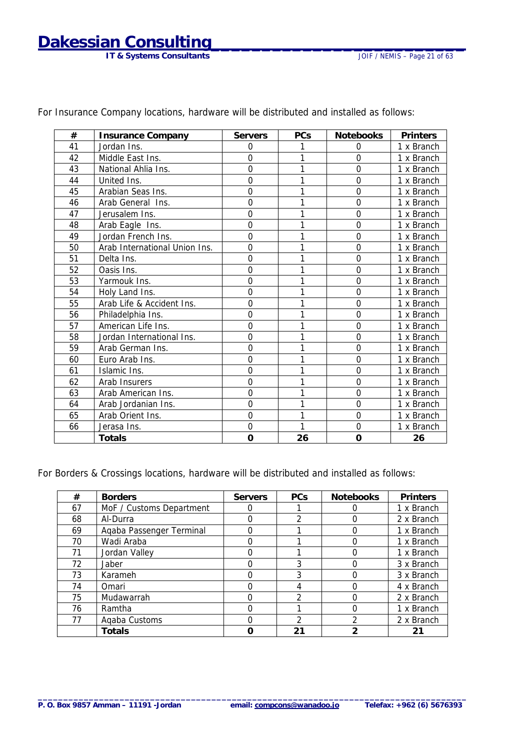For Insurance Company locations, hardware will be distributed and installed as follows:

| # | Insurance Company | Servers | PCs | Notebooks | Printers |
|---|---|---|---|---|---|
| 41 | Jordan Ins. | 0 | 1 | 0 | 1 x Branch |
| 42 | Middle East Ins. | 0 | 1 | 0 | 1 x Branch |
| 43 | National Ahlia Ins. | 0 | 1 | 0 | 1 x Branch |
| 44 | United Ins. | 0 | 1 | 0 | 1 x Branch |
| 45 | Arabian Seas Ins. | 0 | 1 | 0 | 1 x Branch |
| 46 | Arab General Ins. | 0 | 1 | 0 | 1 x Branch |
| 47 | Jerusalem Ins. | 0 | 1 | 0 | 1 x Branch |
| 48 | Arab Eagle Ins. | 0 | 1 | 0 | 1 x Branch |
| 49 | Jordan French Ins. | 0 | 1 | 0 | 1 x Branch |
| 50 | Arab International Union Ins. | 0 | 1 | 0 | 1 x Branch |
| 51 | Delta Ins. | 0 | 1 | 0 | 1 x Branch |
| 52 | Oasis Ins. | 0 | 1 | 0 | 1 x Branch |
| 53 | Yarmouk Ins. | 0 | 1 | 0 | 1 x Branch |
| 54 | Holy Land Ins. | 0 | 1 | 0 | 1 x Branch |
| 55 | Arab Life & Accident Ins. | 0 | 1 | 0 | 1 x Branch |
| 56 | Philadelphia Ins. | 0 | 1 | 0 | 1 x Branch |
| 57 | American Life Ins. | 0 | 1 | 0 | 1 x Branch |
| 58 | Jordan International Ins. | 0 | 1 | 0 | 1 x Branch |
| 59 | Arab German Ins. | 0 | 1 | 0 | 1 x Branch |
| 60 | Euro Arab Ins. | 0 | 1 | 0 | 1 x Branch |
| 61 | Islamic Ins. | 0 | 1 | 0 | 1 x Branch |
| 62 | Arab Insurers | 0 | 1 | 0 | 1 x Branch |
| 63 | Arab American Ins. | 0 | 1 | 0 | 1 x Branch |
| 64 | Arab Jordanian Ins. | 0 | 1 | 0 | 1 x Branch |
| 65 | Arab Orient Ins. | 0 | 1 | 0 | 1 x Branch |
| 66 | Jerasa Ins. | 0 | 1 | 0 | 1 x Branch |
| | **Totals** | **0** | **26** | **0** | **26** |

For Borders & Crossings locations, hardware will be distributed and installed as follows:

| # | Borders | Servers | PCs | Notebooks | Printers |
|---|---|---|---|---|---|
| 67 | MoF / Customs Department | 0 | 1 | 0 | 1 x Branch |
| 68 | Al-Durra | 0 | 2 | 0 | 2 x Branch |
| 69 | Aqaba Passenger Terminal | 0 | 1 | 0 | 1 x Branch |
| 70 | Wadi Araba | 0 | 1 | 0 | 1 x Branch |
| 71 | Jordan Valley | 0 | 1 | 0 | 1 x Branch |
| 72 | Jaber | 0 | 3 | 0 | 3 x Branch |
| 73 | Karameh | 0 | 3 | 0 | 3 x Branch |
| 74 | Omari | 0 | 4 | 0 | 4 x Branch |
| 75 | Mudawarrah | 0 | 2 | 0 | 2 x Branch |
| 76 | Ramtha | 0 | 1 | 0 | 1 x Branch |
| 77 | Aqaba Customs | 0 | 2 | 2 | 2 x Branch |
| | **Totals** | **0** | **21** | **2** | **21** |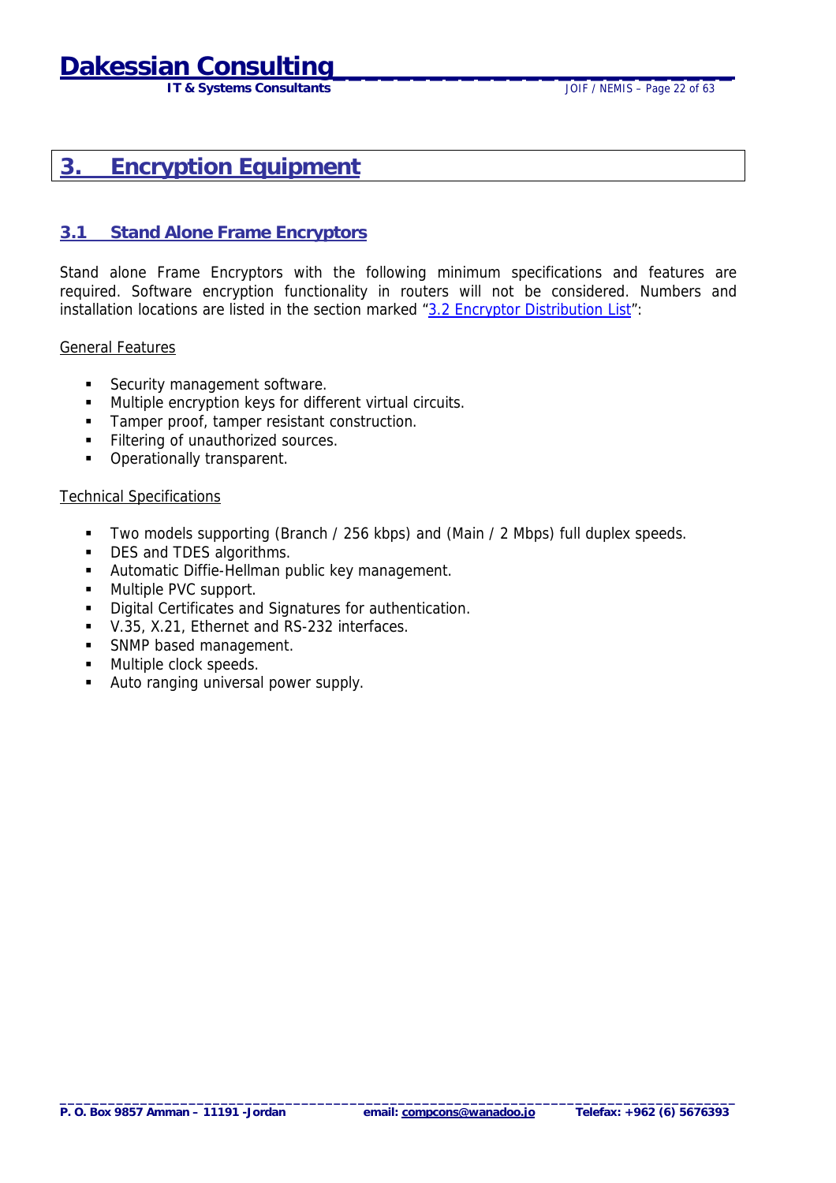# 3. Encryption Equipment

## 3.1 Stand Alone Frame Encryptors

Stand alone Frame Encryptors with the following minimum specifications and features are required. Software encryption functionality in routers will not be considered. Numbers and installation locations are listed in the section marked "3.2 Encryptor Distribution List":

General Features

- Security management software.
- Multiple encryption keys for different virtual circuits.
- Tamper proof, tamper resistant construction.
- Filtering of unauthorized sources.
- Operationally transparent.

Technical Specifications

- Two models supporting (Branch / 256 kbps) and (Main / 2 Mbps) full duplex speeds.
- DES and TDES algorithms.
- Automatic Diffie-Hellman public key management.
- Multiple PVC support.
- Digital Certificates and Signatures for authentication.
- V.35, X.21, Ethernet and RS-232 interfaces.
- SNMP based management.
- Multiple clock speeds.
- Auto ranging universal power supply.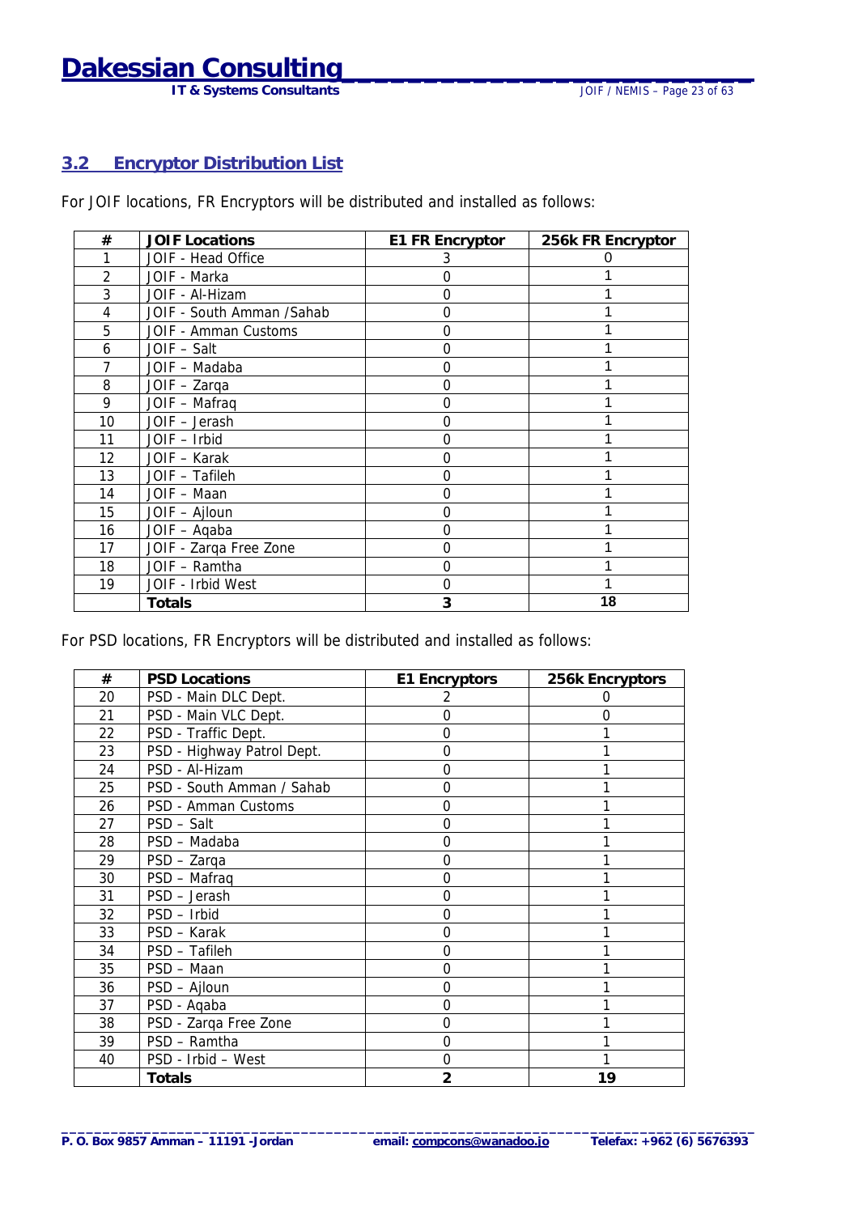## 3.2 Encryptor Distribution List

For JOIF locations, FR Encryptors will be distributed and installed as follows:

| # | JOIF Locations | E1 FR Encryptor | 256k FR Encryptor |
|---|---|---|---|
| 1 | JOIF - Head Office | 3 | 0 |
| 2 | JOIF - Marka | 0 | 1 |
| 3 | JOIF - Al-Hizam | 0 | 1 |
| 4 | JOIF - South Amman /Sahab | 0 | 1 |
| 5 | JOIF - Amman Customs | 0 | 1 |
| 6 | JOIF – Salt | 0 | 1 |
| 7 | JOIF – Madaba | 0 | 1 |
| 8 | JOIF – Zarqa | 0 | 1 |
| 9 | JOIF – Mafraq | 0 | 1 |
| 10 | JOIF – Jerash | 0 | 1 |
| 11 | JOIF – Irbid | 0 | 1 |
| 12 | JOIF – Karak | 0 | 1 |
| 13 | JOIF – Tafileh | 0 | 1 |
| 14 | JOIF – Maan | 0 | 1 |
| 15 | JOIF – Ajloun | 0 | 1 |
| 16 | JOIF – Aqaba | 0 | 1 |
| 17 | JOIF - Zarqa Free Zone | 0 | 1 |
| 18 | JOIF – Ramtha | 0 | 1 |
| 19 | JOIF - Irbid West | 0 | 1 |
| | **Totals** | **3** | **18** |

For PSD locations, FR Encryptors will be distributed and installed as follows:

| # | PSD Locations | E1 Encryptors | 256k Encryptors |
|---|---|---|---|
| 20 | PSD - Main DLC Dept. | 2 | 0 |
| 21 | PSD - Main VLC Dept. | 0 | 0 |
| 22 | PSD - Traffic Dept. | 0 | 1 |
| 23 | PSD - Highway Patrol Dept. | 0 | 1 |
| 24 | PSD - Al-Hizam | 0 | 1 |
| 25 | PSD - South Amman / Sahab | 0 | 1 |
| 26 | PSD - Amman Customs | 0 | 1 |
| 27 | PSD – Salt | 0 | 1 |
| 28 | PSD – Madaba | 0 | 1 |
| 29 | PSD – Zarqa | 0 | 1 |
| 30 | PSD – Mafraq | 0 | 1 |
| 31 | PSD – Jerash | 0 | 1 |
| 32 | PSD – Irbid | 0 | 1 |
| 33 | PSD – Karak | 0 | 1 |
| 34 | PSD – Tafileh | 0 | 1 |
| 35 | PSD – Maan | 0 | 1 |
| 36 | PSD – Ajloun | 0 | 1 |
| 37 | PSD - Aqaba | 0 | 1 |
| 38 | PSD - Zarqa Free Zone | 0 | 1 |
| 39 | PSD – Ramtha | 0 | 1 |
| 40 | PSD - Irbid – West | 0 | 1 |
| | **Totals** | **2** | **19** |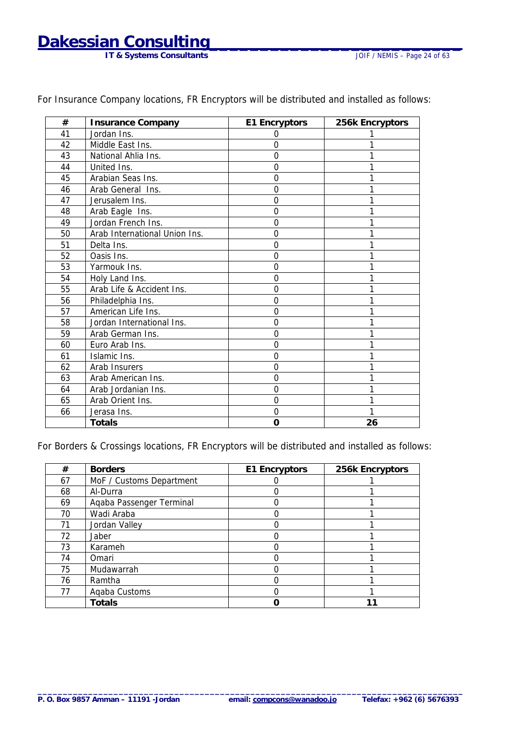For Insurance Company locations, FR Encryptors will be distributed and installed as follows:

| # | Insurance Company | E1 Encryptors | 256k Encryptors |
|---|---|---|---|
| 41 | Jordan Ins. | 0 | 1 |
| 42 | Middle East Ins. | 0 | 1 |
| 43 | National Ahlia Ins. | 0 | 1 |
| 44 | United Ins. | 0 | 1 |
| 45 | Arabian Seas Ins. | 0 | 1 |
| 46 | Arab General Ins. | 0 | 1 |
| 47 | Jerusalem Ins. | 0 | 1 |
| 48 | Arab Eagle Ins. | 0 | 1 |
| 49 | Jordan French Ins. | 0 | 1 |
| 50 | Arab International Union Ins. | 0 | 1 |
| 51 | Delta Ins. | 0 | 1 |
| 52 | Oasis Ins. | 0 | 1 |
| 53 | Yarmouk Ins. | 0 | 1 |
| 54 | Holy Land Ins. | 0 | 1 |
| 55 | Arab Life & Accident Ins. | 0 | 1 |
| 56 | Philadelphia Ins. | 0 | 1 |
| 57 | American Life Ins. | 0 | 1 |
| 58 | Jordan International Ins. | 0 | 1 |
| 59 | Arab German Ins. | 0 | 1 |
| 60 | Euro Arab Ins. | 0 | 1 |
| 61 | Islamic Ins. | 0 | 1 |
| 62 | Arab Insurers | 0 | 1 |
| 63 | Arab American Ins. | 0 | 1 |
| 64 | Arab Jordanian Ins. | 0 | 1 |
| 65 | Arab Orient Ins. | 0 | 1 |
| 66 | Jerasa Ins. | 0 | 1 |
| | **Totals** | **0** | **26** |

For Borders & Crossings locations, FR Encryptors will be distributed and installed as follows:

| # | Borders | E1 Encryptors | 256k Encryptors |
|---|---|---|---|
| 67 | MoF / Customs Department | 0 | 1 |
| 68 | Al-Durra | 0 | 1 |
| 69 | Aqaba Passenger Terminal | 0 | 1 |
| 70 | Wadi Araba | 0 | 1 |
| 71 | Jordan Valley | 0 | 1 |
| 72 | Jaber | 0 | 1 |
| 73 | Karameh | 0 | 1 |
| 74 | Omari | 0 | 1 |
| 75 | Mudawarrah | 0 | 1 |
| 76 | Ramtha | 0 | 1 |
| 77 | Aqaba Customs | 0 | 1 |
| | **Totals** | **0** | **11** |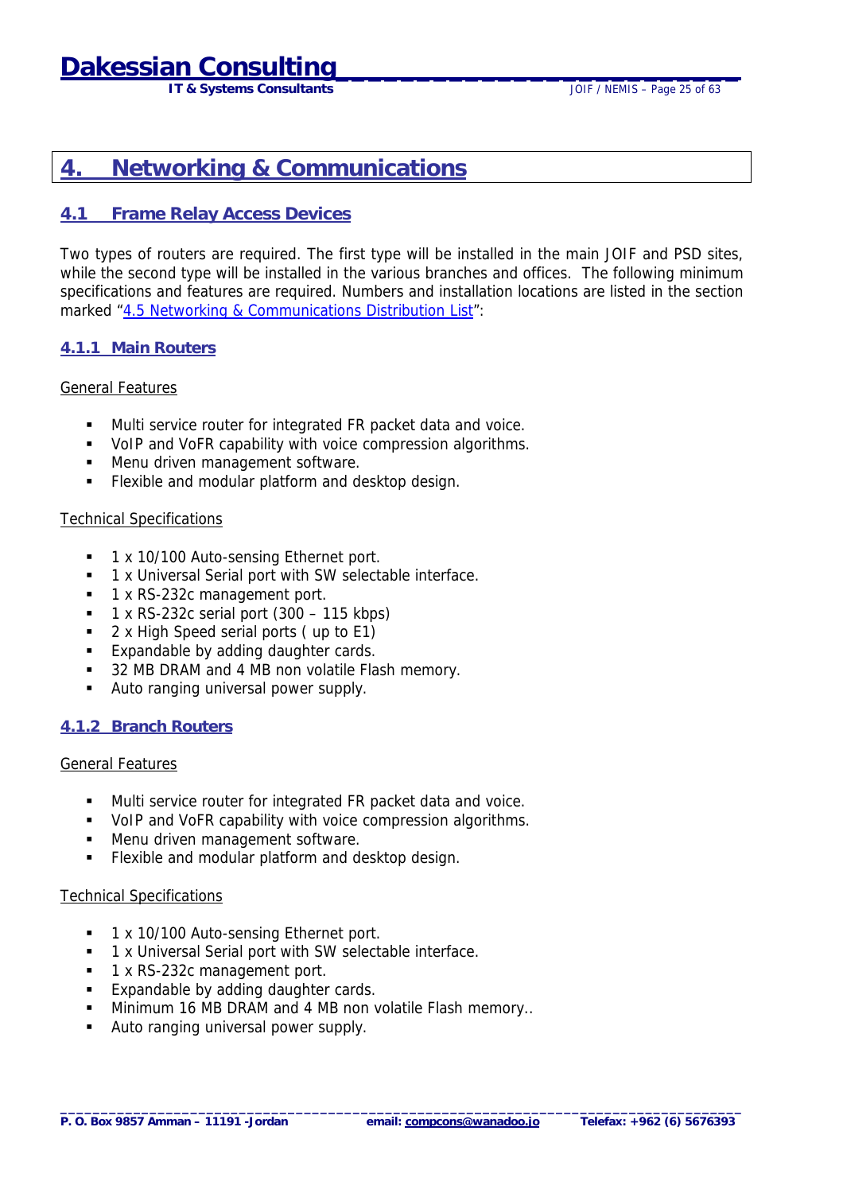# 4. Networking & Communications

## 4.1 Frame Relay Access Devices

Two types of routers are required. The first type will be installed in the main JOIF and PSD sites, while the second type will be installed in the various branches and offices. The following minimum specifications and features are required. Numbers and installation locations are listed in the section marked "4.5 Networking & Communications Distribution List":

### 4.1.1 Main Routers

General Features

- Multi service router for integrated FR packet data and voice.
- VoIP and VoFR capability with voice compression algorithms.
- Menu driven management software.
- Flexible and modular platform and desktop design.

Technical Specifications

- 1 x 10/100 Auto-sensing Ethernet port.
- 1 x Universal Serial port with SW selectable interface.
- 1 x RS-232c management port.
- 1 x RS-232c serial port (300 – 115 kbps)
- 2 x High Speed serial ports ( up to E1)
- Expandable by adding daughter cards.
- 32 MB DRAM and 4 MB non volatile Flash memory.
- Auto ranging universal power supply.

### 4.1.2 Branch Routers

General Features

- Multi service router for integrated FR packet data and voice.
- VoIP and VoFR capability with voice compression algorithms.
- Menu driven management software.
- Flexible and modular platform and desktop design.

Technical Specifications

- 1 x 10/100 Auto-sensing Ethernet port.
- 1 x Universal Serial port with SW selectable interface.
- 1 x RS-232c management port.
- Expandable by adding daughter cards.
- Minimum 16 MB DRAM and 4 MB non volatile Flash memory..
- Auto ranging universal power supply.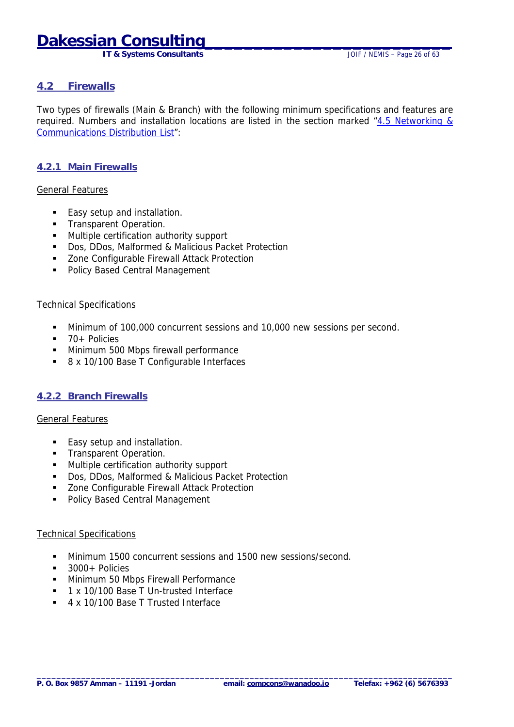## 4.2 Firewalls

Two types of firewalls (Main & Branch) with the following minimum specifications and features are required. Numbers and installation locations are listed in the section marked "4.5 Networking & Communications Distribution List":

### 4.2.1 Main Firewalls

General Features

- Easy setup and installation.
- Transparent Operation.
- Multiple certification authority support
- Dos, DDos, Malformed & Malicious Packet Protection
- Zone Configurable Firewall Attack Protection
- Policy Based Central Management

Technical Specifications

- Minimum of 100,000 concurrent sessions and 10,000 new sessions per second.
- 70+ Policies
- Minimum 500 Mbps firewall performance
- 8 x 10/100 Base T Configurable Interfaces

### 4.2.2 Branch Firewalls

General Features

- Easy setup and installation.
- Transparent Operation.
- Multiple certification authority support
- Dos, DDos, Malformed & Malicious Packet Protection
- Zone Configurable Firewall Attack Protection
- Policy Based Central Management

Technical Specifications

- Minimum 1500 concurrent sessions and 1500 new sessions/second.
- 3000+ Policies
- Minimum 50 Mbps Firewall Performance
- 1 x 10/100 Base T Un-trusted Interface
- 4 x 10/100 Base T Trusted Interface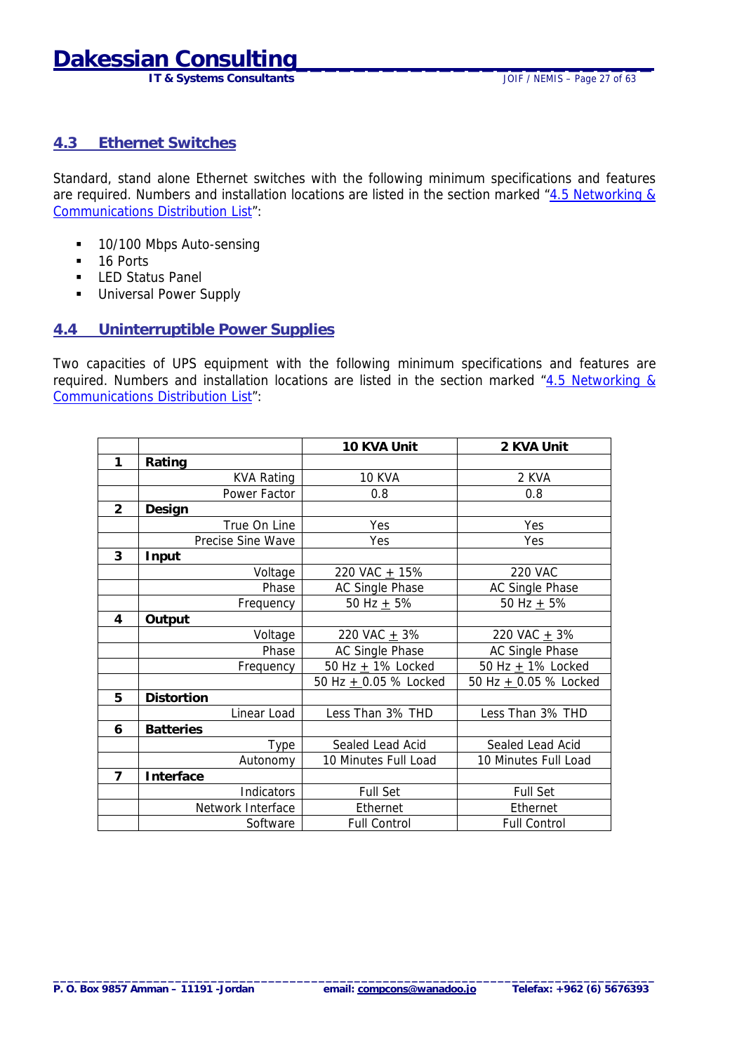## 4.3 Ethernet Switches

Standard, stand alone Ethernet switches with the following minimum specifications and features are required. Numbers and installation locations are listed in the section marked "4.5 Networking & Communications Distribution List":

- 10/100 Mbps Auto-sensing
- 16 Ports
- LED Status Panel
- Universal Power Supply

## 4.4 Uninterruptible Power Supplies

Two capacities of UPS equipment with the following minimum specifications and features are required. Numbers and installation locations are listed in the section marked "4.5 Networking & Communications Distribution List":

| | | 10 KVA Unit | 2 KVA Unit |
|---|---|---|---|
| **1** | **Rating** | | |
| | KVA Rating | 10 KVA | 2 KVA |
| | Power Factor | 0.8 | 0.8 |
| **2** | **Design** | | |
| | True On Line | Yes | Yes |
| | Precise Sine Wave | Yes | Yes |
| **3** | **Input** | | |
| | Voltage | 220 VAC ± 15% | 220 VAC |
| | Phase | AC Single Phase | AC Single Phase |
| | Frequency | 50 Hz ± 5% | 50 Hz ± 5% |
| **4** | **Output** | | |
| | Voltage | 220 VAC ± 3% | 220 VAC ± 3% |
| | Phase | AC Single Phase | AC Single Phase |
| | Frequency | 50 Hz ± 1% Locked | 50 Hz ± 1% Locked |
| | | 50 Hz ± 0.05 % Locked | 50 Hz ± 0.05 % Locked |
| **5** | **Distortion** | | |
| | Linear Load | Less Than 3% THD | Less Than 3% THD |
| **6** | **Batteries** | | |
| | Type | Sealed Lead Acid | Sealed Lead Acid |
| | Autonomy | 10 Minutes Full Load | 10 Minutes Full Load |
| **7** | **Interface** | | |
| | Indicators | Full Set | Full Set |
| | Network Interface | Ethernet | Ethernet |
| | Software | Full Control | Full Control |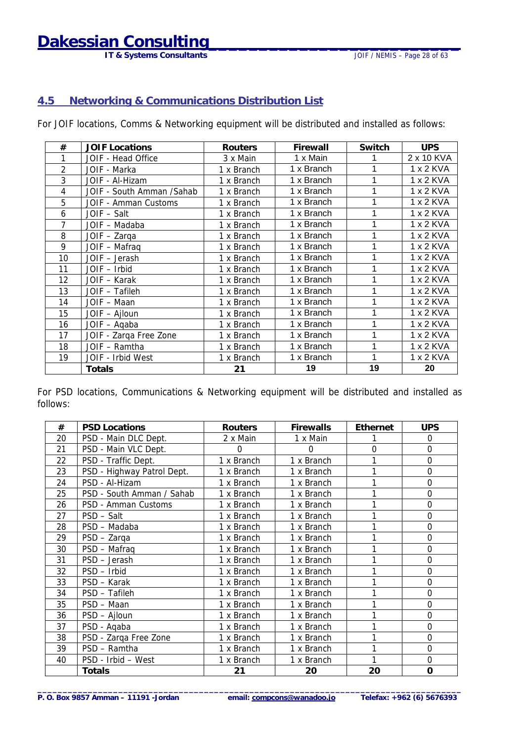## 4.5 Networking & Communications Distribution List

For JOIF locations, Comms & Networking equipment will be distributed and installed as follows:

| # | JOIF Locations | Routers | Firewall | Switch | UPS |
|---|---|---|---|---|---|
| 1 | JOIF - Head Office | 3 x Main | 1 x Main | 1 | 2 x 10 KVA |
| 2 | JOIF - Marka | 1 x Branch | 1 x Branch | 1 | 1 x 2 KVA |
| 3 | JOIF - Al-Hizam | 1 x Branch | 1 x Branch | 1 | 1 x 2 KVA |
| 4 | JOIF - South Amman /Sahab | 1 x Branch | 1 x Branch | 1 | 1 x 2 KVA |
| 5 | JOIF - Amman Customs | 1 x Branch | 1 x Branch | 1 | 1 x 2 KVA |
| 6 | JOIF – Salt | 1 x Branch | 1 x Branch | 1 | 1 x 2 KVA |
| 7 | JOIF – Madaba | 1 x Branch | 1 x Branch | 1 | 1 x 2 KVA |
| 8 | JOIF – Zarqa | 1 x Branch | 1 x Branch | 1 | 1 x 2 KVA |
| 9 | JOIF – Mafraq | 1 x Branch | 1 x Branch | 1 | 1 x 2 KVA |
| 10 | JOIF – Jerash | 1 x Branch | 1 x Branch | 1 | 1 x 2 KVA |
| 11 | JOIF – Irbid | 1 x Branch | 1 x Branch | 1 | 1 x 2 KVA |
| 12 | JOIF – Karak | 1 x Branch | 1 x Branch | 1 | 1 x 2 KVA |
| 13 | JOIF – Tafileh | 1 x Branch | 1 x Branch | 1 | 1 x 2 KVA |
| 14 | JOIF – Maan | 1 x Branch | 1 x Branch | 1 | 1 x 2 KVA |
| 15 | JOIF – Ajloun | 1 x Branch | 1 x Branch | 1 | 1 x 2 KVA |
| 16 | JOIF – Aqaba | 1 x Branch | 1 x Branch | 1 | 1 x 2 KVA |
| 17 | JOIF - Zarqa Free Zone | 1 x Branch | 1 x Branch | 1 | 1 x 2 KVA |
| 18 | JOIF – Ramtha | 1 x Branch | 1 x Branch | 1 | 1 x 2 KVA |
| 19 | JOIF - Irbid West | 1 x Branch | 1 x Branch | 1 | 1 x 2 KVA |
| | **Totals** | **21** | **19** | **19** | **20** |

For PSD locations, Communications & Networking equipment will be distributed and installed as follows:

| # | PSD Locations | Routers | Firewalls | Ethernet | UPS |
|---|---|---|---|---|---|
| 20 | PSD - Main DLC Dept. | 2 x Main | 1 x Main | 1 | 0 |
| 21 | PSD - Main VLC Dept. | 0 | 0 | 0 | 0 |
| 22 | PSD - Traffic Dept. | 1 x Branch | 1 x Branch | 1 | 0 |
| 23 | PSD - Highway Patrol Dept. | 1 x Branch | 1 x Branch | 1 | 0 |
| 24 | PSD - Al-Hizam | 1 x Branch | 1 x Branch | 1 | 0 |
| 25 | PSD - South Amman / Sahab | 1 x Branch | 1 x Branch | 1 | 0 |
| 26 | PSD - Amman Customs | 1 x Branch | 1 x Branch | 1 | 0 |
| 27 | PSD – Salt | 1 x Branch | 1 x Branch | 1 | 0 |
| 28 | PSD – Madaba | 1 x Branch | 1 x Branch | 1 | 0 |
| 29 | PSD – Zarqa | 1 x Branch | 1 x Branch | 1 | 0 |
| 30 | PSD – Mafraq | 1 x Branch | 1 x Branch | 1 | 0 |
| 31 | PSD – Jerash | 1 x Branch | 1 x Branch | 1 | 0 |
| 32 | PSD – Irbid | 1 x Branch | 1 x Branch | 1 | 0 |
| 33 | PSD – Karak | 1 x Branch | 1 x Branch | 1 | 0 |
| 34 | PSD – Tafileh | 1 x Branch | 1 x Branch | 1 | 0 |
| 35 | PSD – Maan | 1 x Branch | 1 x Branch | 1 | 0 |
| 36 | PSD – Ajloun | 1 x Branch | 1 x Branch | 1 | 0 |
| 37 | PSD - Aqaba | 1 x Branch | 1 x Branch | 1 | 0 |
| 38 | PSD - Zarqa Free Zone | 1 x Branch | 1 x Branch | 1 | 0 |
| 39 | PSD – Ramtha | 1 x Branch | 1 x Branch | 1 | 0 |
| 40 | PSD - Irbid – West | 1 x Branch | 1 x Branch | 1 | 0 |
| | **Totals** | **21** | **20** | **20** | **0** |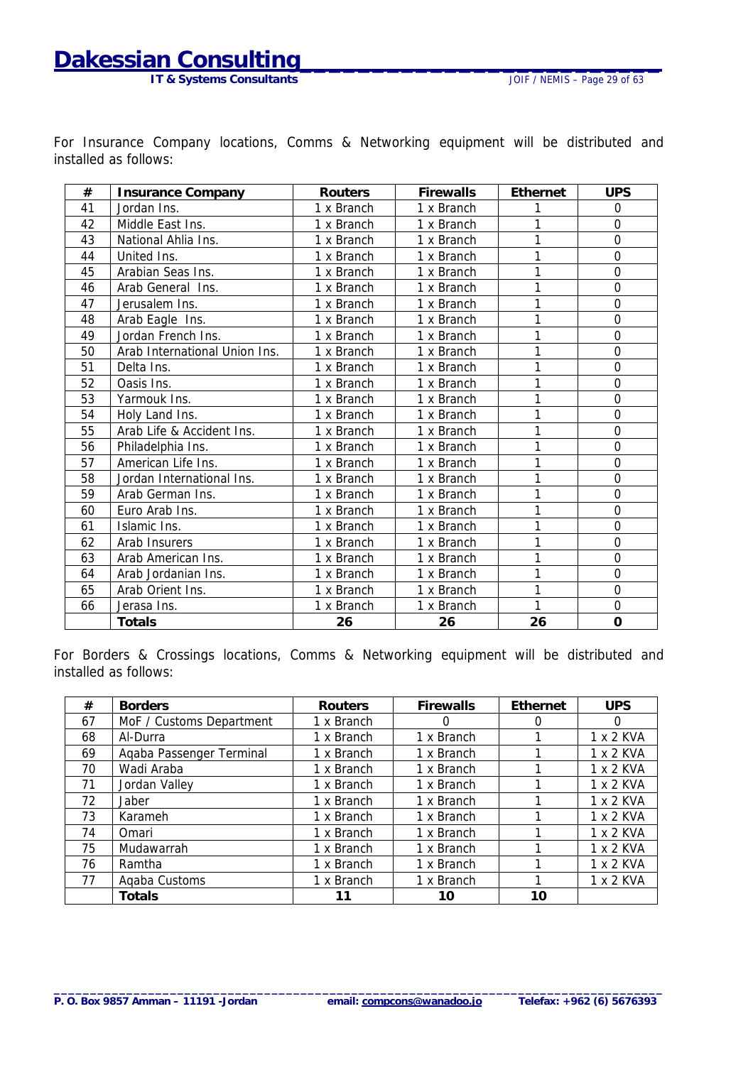For Insurance Company locations, Comms & Networking equipment will be distributed and installed as follows:

| # | Insurance Company | Routers | Firewalls | Ethernet | UPS |
|---|---|---|---|---|---|
| 41 | Jordan Ins. | 1 x Branch | 1 x Branch | 1 | 0 |
| 42 | Middle East Ins. | 1 x Branch | 1 x Branch | 1 | 0 |
| 43 | National Ahlia Ins. | 1 x Branch | 1 x Branch | 1 | 0 |
| 44 | United Ins. | 1 x Branch | 1 x Branch | 1 | 0 |
| 45 | Arabian Seas Ins. | 1 x Branch | 1 x Branch | 1 | 0 |
| 46 | Arab General Ins. | 1 x Branch | 1 x Branch | 1 | 0 |
| 47 | Jerusalem Ins. | 1 x Branch | 1 x Branch | 1 | 0 |
| 48 | Arab Eagle Ins. | 1 x Branch | 1 x Branch | 1 | 0 |
| 49 | Jordan French Ins. | 1 x Branch | 1 x Branch | 1 | 0 |
| 50 | Arab International Union Ins. | 1 x Branch | 1 x Branch | 1 | 0 |
| 51 | Delta Ins. | 1 x Branch | 1 x Branch | 1 | 0 |
| 52 | Oasis Ins. | 1 x Branch | 1 x Branch | 1 | 0 |
| 53 | Yarmouk Ins. | 1 x Branch | 1 x Branch | 1 | 0 |
| 54 | Holy Land Ins. | 1 x Branch | 1 x Branch | 1 | 0 |
| 55 | Arab Life & Accident Ins. | 1 x Branch | 1 x Branch | 1 | 0 |
| 56 | Philadelphia Ins. | 1 x Branch | 1 x Branch | 1 | 0 |
| 57 | American Life Ins. | 1 x Branch | 1 x Branch | 1 | 0 |
| 58 | Jordan International Ins. | 1 x Branch | 1 x Branch | 1 | 0 |
| 59 | Arab German Ins. | 1 x Branch | 1 x Branch | 1 | 0 |
| 60 | Euro Arab Ins. | 1 x Branch | 1 x Branch | 1 | 0 |
| 61 | Islamic Ins. | 1 x Branch | 1 x Branch | 1 | 0 |
| 62 | Arab Insurers | 1 x Branch | 1 x Branch | 1 | 0 |
| 63 | Arab American Ins. | 1 x Branch | 1 x Branch | 1 | 0 |
| 64 | Arab Jordanian Ins. | 1 x Branch | 1 x Branch | 1 | 0 |
| 65 | Arab Orient Ins. | 1 x Branch | 1 x Branch | 1 | 0 |
| 66 | Jerasa Ins. | 1 x Branch | 1 x Branch | 1 | 0 |
| | **Totals** | **26** | **26** | **26** | **0** |

For Borders & Crossings locations, Comms & Networking equipment will be distributed and installed as follows:

| # | Borders | Routers | Firewalls | Ethernet | UPS |
|---|---|---|---|---|---|
| 67 | MoF / Customs Department | 1 x Branch | 0 | 0 | 0 |
| 68 | Al-Durra | 1 x Branch | 1 x Branch | 1 | 1 x 2 KVA |
| 69 | Aqaba Passenger Terminal | 1 x Branch | 1 x Branch | 1 | 1 x 2 KVA |
| 70 | Wadi Araba | 1 x Branch | 1 x Branch | 1 | 1 x 2 KVA |
| 71 | Jordan Valley | 1 x Branch | 1 x Branch | 1 | 1 x 2 KVA |
| 72 | Jaber | 1 x Branch | 1 x Branch | 1 | 1 x 2 KVA |
| 73 | Karameh | 1 x Branch | 1 x Branch | 1 | 1 x 2 KVA |
| 74 | Omari | 1 x Branch | 1 x Branch | 1 | 1 x 2 KVA |
| 75 | Mudawarrah | 1 x Branch | 1 x Branch | 1 | 1 x 2 KVA |
| 76 | Ramtha | 1 x Branch | 1 x Branch | 1 | 1 x 2 KVA |
| 77 | Aqaba Customs | 1 x Branch | 1 x Branch | 1 | 1 x 2 KVA |
| | **Totals** | **11** | **10** | **10** | |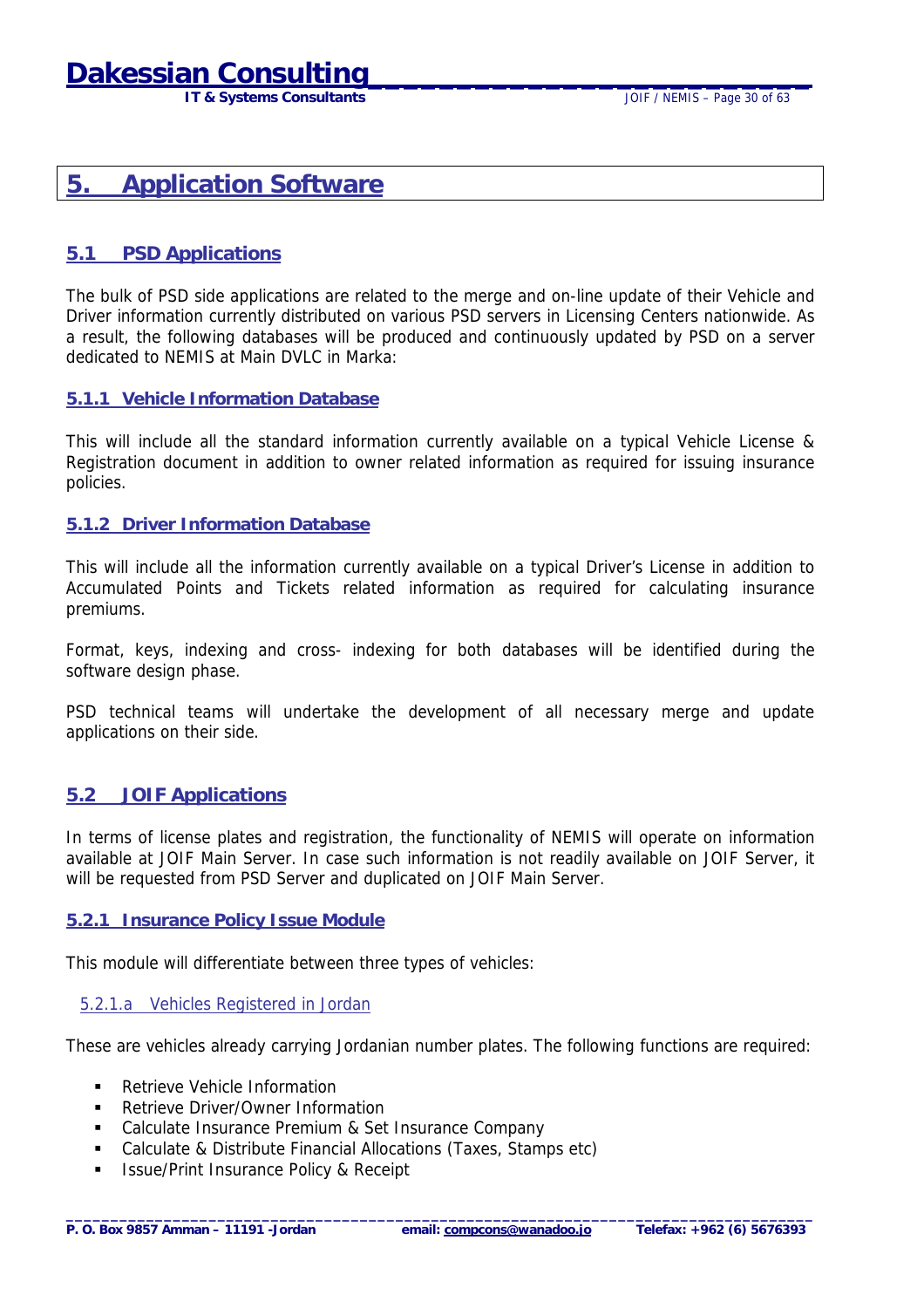# 5. Application Software

## 5.1 PSD Applications

The bulk of PSD side applications are related to the merge and on-line update of their Vehicle and Driver information currently distributed on various PSD servers in Licensing Centers nationwide. As a result, the following databases will be produced and continuously updated by PSD on a server dedicated to NEMIS at Main DVLC in Marka:

### 5.1.1 Vehicle Information Database

This will include all the standard information currently available on a typical Vehicle License & Registration document in addition to owner related information as required for issuing insurance policies.

### 5.1.2 Driver Information Database

This will include all the information currently available on a typical Driver's License in addition to Accumulated Points and Tickets related information as required for calculating insurance premiums.

Format, keys, indexing and cross- indexing for both databases will be identified during the software design phase.

PSD technical teams will undertake the development of all necessary merge and update applications on their side.

## 5.2 JOIF Applications

In terms of license plates and registration, the functionality of NEMIS will operate on information available at JOIF Main Server. In case such information is not readily available on JOIF Server, it will be requested from PSD Server and duplicated on JOIF Main Server.

### 5.2.1 Insurance Policy Issue Module

This module will differentiate between three types of vehicles:

#### 5.2.1.a Vehicles Registered in Jordan

These are vehicles already carrying Jordanian number plates. The following functions are required:

- Retrieve Vehicle Information
- Retrieve Driver/Owner Information
- Calculate Insurance Premium & Set Insurance Company
- Calculate & Distribute Financial Allocations (Taxes, Stamps etc)
- Issue/Print Insurance Policy & Receipt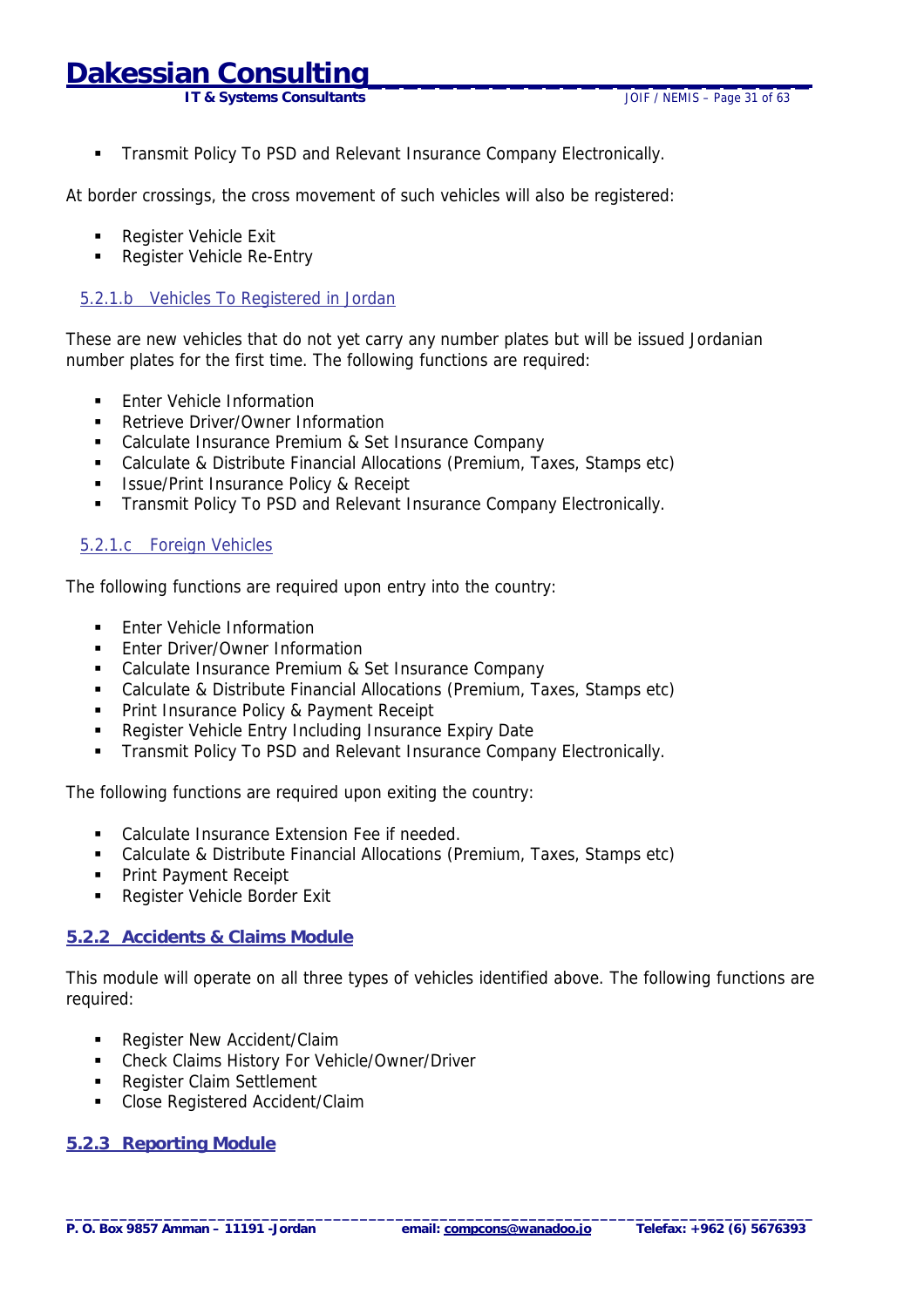- Transmit Policy To PSD and Relevant Insurance Company Electronically.

At border crossings, the cross movement of such vehicles will also be registered:

- Register Vehicle Exit
- Register Vehicle Re-Entry

#### 5.2.1.b Vehicles To Registered in Jordan

These are new vehicles that do not yet carry any number plates but will be issued Jordanian number plates for the first time. The following functions are required:

- Enter Vehicle Information
- Retrieve Driver/Owner Information
- Calculate Insurance Premium & Set Insurance Company
- Calculate & Distribute Financial Allocations (Premium, Taxes, Stamps etc)
- Issue/Print Insurance Policy & Receipt
- Transmit Policy To PSD and Relevant Insurance Company Electronically.

#### 5.2.1.c Foreign Vehicles

The following functions are required upon entry into the country:

- Enter Vehicle Information
- Enter Driver/Owner Information
- Calculate Insurance Premium & Set Insurance Company
- Calculate & Distribute Financial Allocations (Premium, Taxes, Stamps etc)
- Print Insurance Policy & Payment Receipt
- Register Vehicle Entry Including Insurance Expiry Date
- Transmit Policy To PSD and Relevant Insurance Company Electronically.

The following functions are required upon exiting the country:

- Calculate Insurance Extension Fee if needed.
- Calculate & Distribute Financial Allocations (Premium, Taxes, Stamps etc)
- Print Payment Receipt
- Register Vehicle Border Exit

### 5.2.2 Accidents & Claims Module

This module will operate on all three types of vehicles identified above. The following functions are required:

- Register New Accident/Claim
- Check Claims History For Vehicle/Owner/Driver
- Register Claim Settlement
- Close Registered Accident/Claim

### 5.2.3 Reporting Module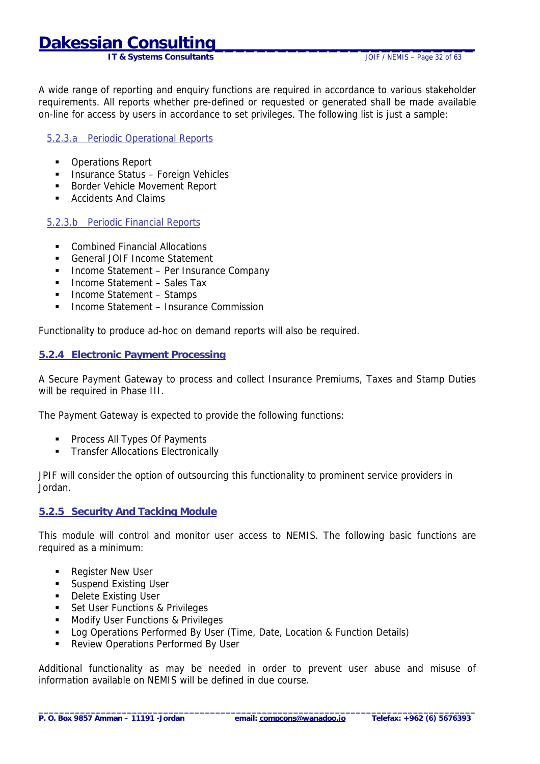A wide range of reporting and enquiry functions are required in accordance to various stakeholder requirements. All reports whether pre-defined or requested or generated shall be made available on-line for access by users in accordance to set privileges. The following list is just a sample:

#### 5.2.3.a Periodic Operational Reports

- Operations Report
- Insurance Status – Foreign Vehicles
- Border Vehicle Movement Report
- Accidents And Claims

#### 5.2.3.b Periodic Financial Reports

- Combined Financial Allocations
- General JOIF Income Statement
- Income Statement – Per Insurance Company
- Income Statement – Sales Tax
- Income Statement – Stamps
- Income Statement – Insurance Commission

Functionality to produce ad-hoc on demand reports will also be required.

### 5.2.4 Electronic Payment Processing

A Secure Payment Gateway to process and collect Insurance Premiums, Taxes and Stamp Duties will be required in Phase III.

The Payment Gateway is expected to provide the following functions:

- Process All Types Of Payments
- Transfer Allocations Electronically

JPIF will consider the option of outsourcing this functionality to prominent service providers in Jordan.

### 5.2.5 Security And Tacking Module

This module will control and monitor user access to NEMIS. The following basic functions are required as a minimum:

- Register New User
- Suspend Existing User
- Delete Existing User
- Set User Functions & Privileges
- Modify User Functions & Privileges
- Log Operations Performed By User (Time, Date, Location & Function Details)
- Review Operations Performed By User

Additional functionality as may be needed in order to prevent user abuse and misuse of information available on NEMIS will be defined in due course.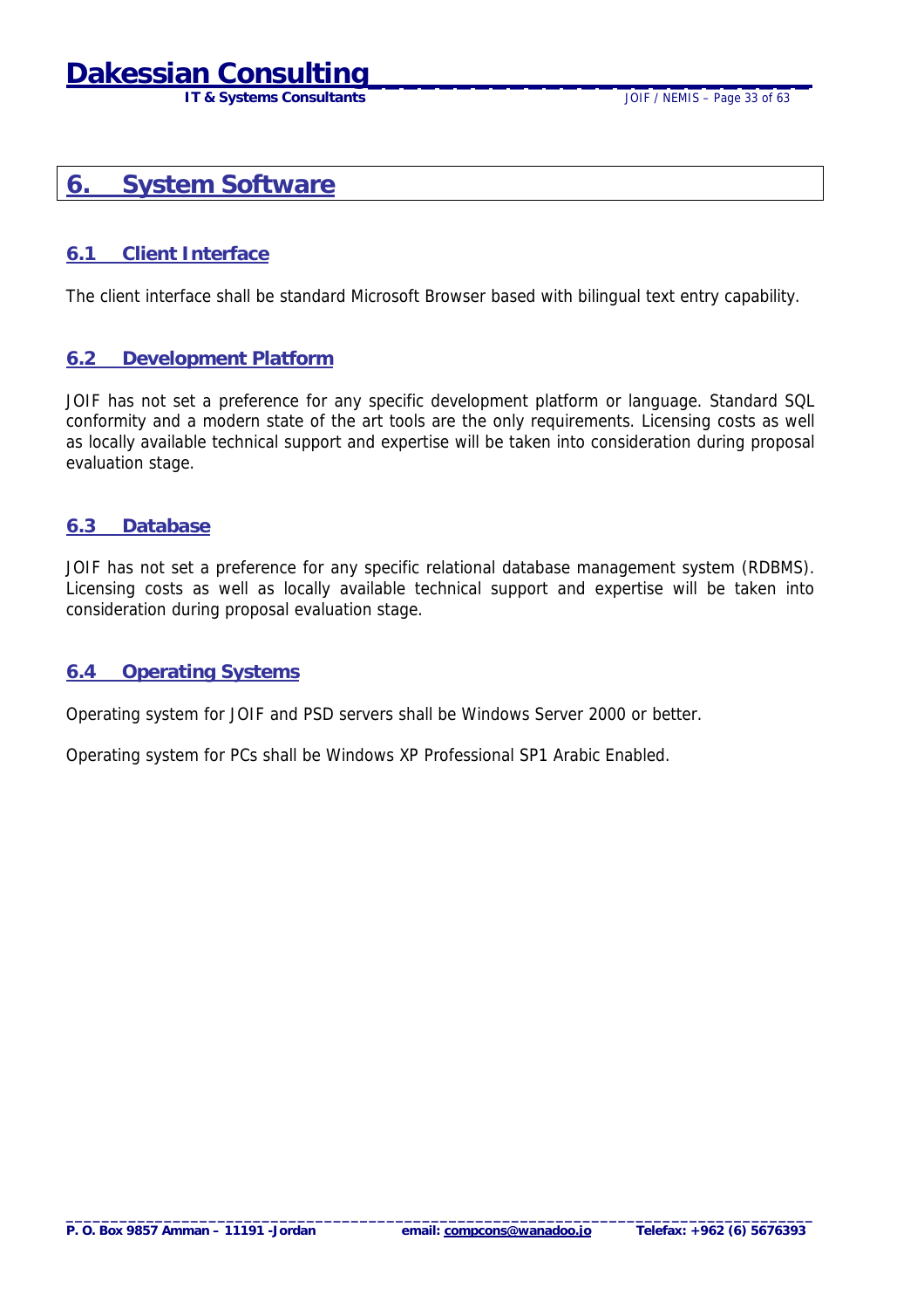# 6. System Software

## 6.1 Client Interface

The client interface shall be standard Microsoft Browser based with bilingual text entry capability.

## 6.2 Development Platform

JOIF has not set a preference for any specific development platform or language. Standard SQL conformity and a modern state of the art tools are the only requirements. Licensing costs as well as locally available technical support and expertise will be taken into consideration during proposal evaluation stage.

## 6.3 Database

JOIF has not set a preference for any specific relational database management system (RDBMS). Licensing costs as well as locally available technical support and expertise will be taken into consideration during proposal evaluation stage.

## 6.4 Operating Systems

Operating system for JOIF and PSD servers shall be Windows Server 2000 or better.

Operating system for PCs shall be Windows XP Professional SP1 Arabic Enabled.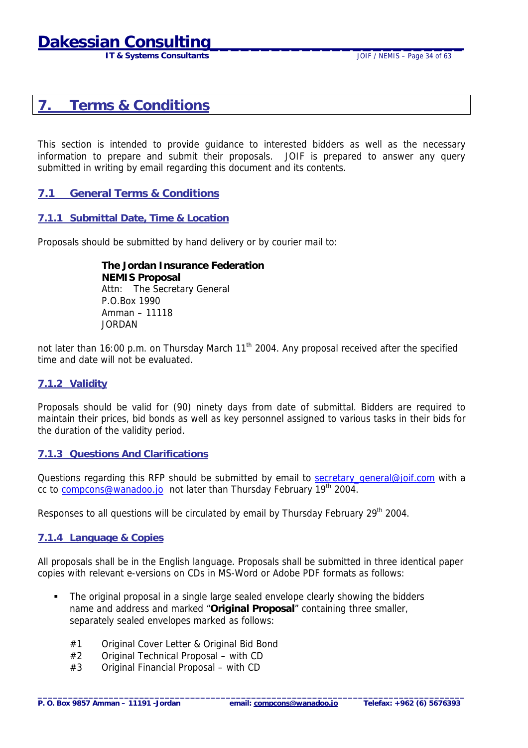# 7. Terms & Conditions

This section is intended to provide guidance to interested bidders as well as the necessary information to prepare and submit their proposals. JOIF is prepared to answer any query submitted in writing by email regarding this document and its contents.

## 7.1 General Terms & Conditions

### 7.1.1 Submittal Date, Time & Location

Proposals should be submitted by hand delivery or by courier mail to:

> **The Jordan Insurance Federation**
> **NEMIS Proposal**
> Attn: The Secretary General
> P.O.Box 1990
> Amman – 11118
> JORDAN

not later than 16:00 p.m. on Thursday March 11th 2004. Any proposal received after the specified time and date will not be evaluated.

### 7.1.2 Validity

Proposals should be valid for (90) ninety days from date of submittal. Bidders are required to maintain their prices, bid bonds as well as key personnel assigned to various tasks in their bids for the duration of the validity period.

### 7.1.3 Questions And Clarifications

Questions regarding this RFP should be submitted by email to secretary_general@joif.com with a cc to compcons@wanadoo.jo not later than Thursday February 19th 2004.

Responses to all questions will be circulated by email by Thursday February 29th 2004.

### 7.1.4 Language & Copies

All proposals shall be in the English language. Proposals shall be submitted in three identical paper copies with relevant e-versions on CDs in MS-Word or Adobe PDF formats as follows:

- The original proposal in a single large sealed envelope clearly showing the bidders name and address and marked "**Original Proposal**" containing three smaller, separately sealed envelopes marked as follows:

  #1 Original Cover Letter & Original Bid Bond
  #2 Original Technical Proposal – with CD
  #3 Original Financial Proposal – with CD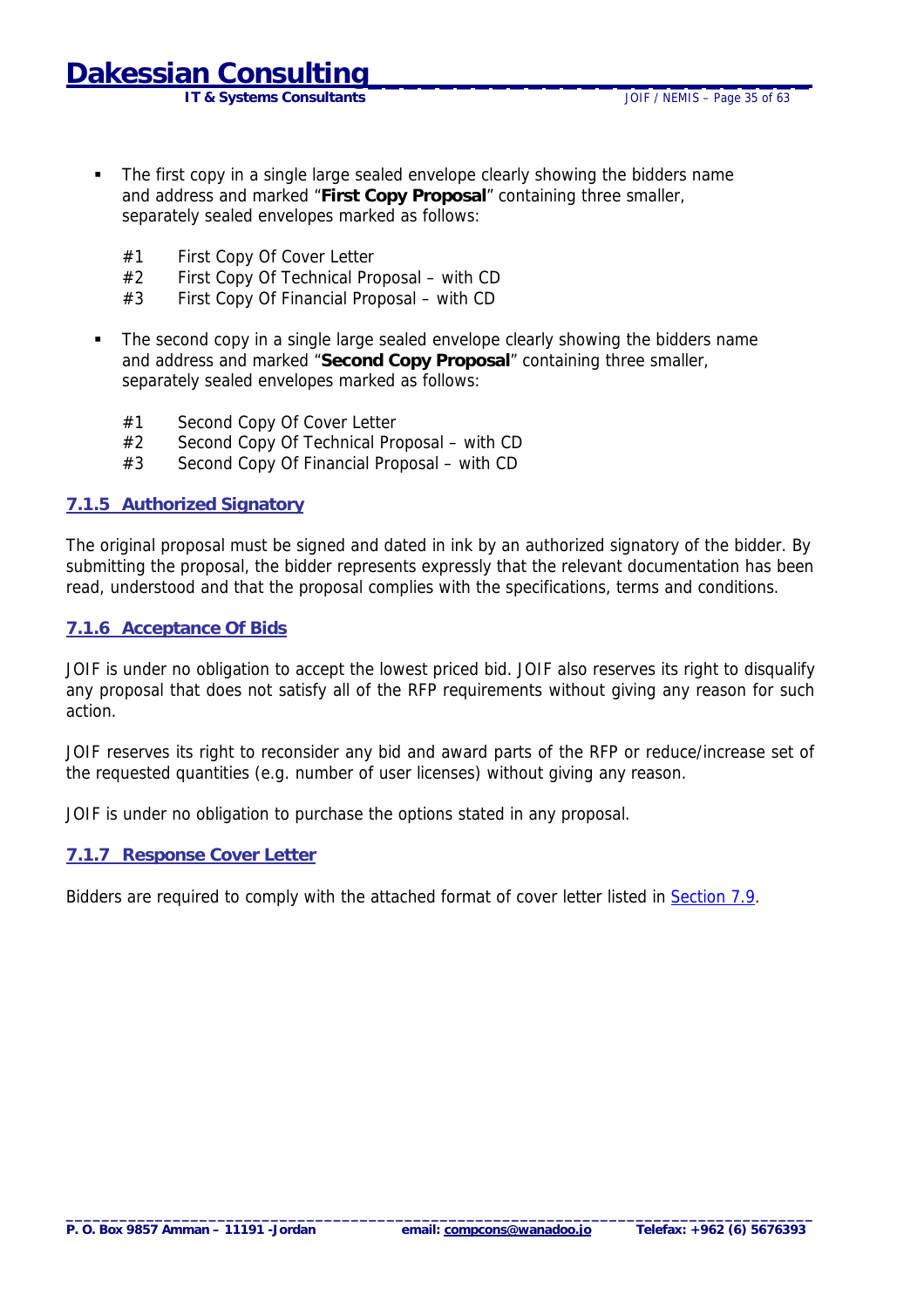- The first copy in a single large sealed envelope clearly showing the bidders name and address and marked "**First Copy Proposal**" containing three smaller, separately sealed envelopes marked as follows:

  #1 First Copy Of Cover Letter
  #2 First Copy Of Technical Proposal – with CD
  #3 First Copy Of Financial Proposal – with CD

- The second copy in a single large sealed envelope clearly showing the bidders name and address and marked "**Second Copy Proposal**" containing three smaller, separately sealed envelopes marked as follows:

  #1 Second Copy Of Cover Letter
  #2 Second Copy Of Technical Proposal – with CD
  #3 Second Copy Of Financial Proposal – with CD

### 7.1.5 Authorized Signatory

The original proposal must be signed and dated in ink by an authorized signatory of the bidder. By submitting the proposal, the bidder represents expressly that the relevant documentation has been read, understood and that the proposal complies with the specifications, terms and conditions.

### 7.1.6 Acceptance Of Bids

JOIF is under no obligation to accept the lowest priced bid. JOIF also reserves its right to disqualify any proposal that does not satisfy all of the RFP requirements without giving any reason for such action.

JOIF reserves its right to reconsider any bid and award parts of the RFP or reduce/increase set of the requested quantities (e.g. number of user licenses) without giving any reason.

JOIF is under no obligation to purchase the options stated in any proposal.

### 7.1.7 Response Cover Letter

Bidders are required to comply with the attached format of cover letter listed in Section 7.9.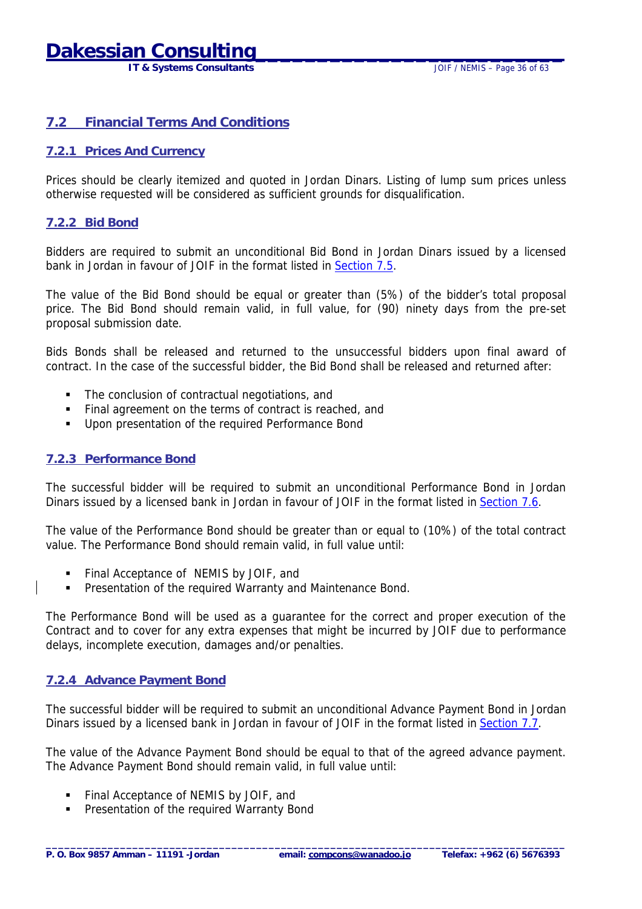## 7.2 Financial Terms And Conditions

### 7.2.1 Prices And Currency

Prices should be clearly itemized and quoted in Jordan Dinars. Listing of lump sum prices unless otherwise requested will be considered as sufficient grounds for disqualification.

### 7.2.2 Bid Bond

Bidders are required to submit an unconditional Bid Bond in Jordan Dinars issued by a licensed bank in Jordan in favour of JOIF in the format listed in Section 7.5.

The value of the Bid Bond should be equal or greater than (5%) of the bidder's total proposal price. The Bid Bond should remain valid, in full value, for (90) ninety days from the pre-set proposal submission date.

Bids Bonds shall be released and returned to the unsuccessful bidders upon final award of contract. In the case of the successful bidder, the Bid Bond shall be released and returned after:

- The conclusion of contractual negotiations, and
- Final agreement on the terms of contract is reached, and
- Upon presentation of the required Performance Bond

### 7.2.3 Performance Bond

The successful bidder will be required to submit an unconditional Performance Bond in Jordan Dinars issued by a licensed bank in Jordan in favour of JOIF in the format listed in Section 7.6.

The value of the Performance Bond should be greater than or equal to (10%) of the total contract value. The Performance Bond should remain valid, in full value until:

- Final Acceptance of NEMIS by JOIF, and
- Presentation of the required Warranty and Maintenance Bond.

The Performance Bond will be used as a guarantee for the correct and proper execution of the Contract and to cover for any extra expenses that might be incurred by JOIF due to performance delays, incomplete execution, damages and/or penalties.

### 7.2.4 Advance Payment Bond

The successful bidder will be required to submit an unconditional Advance Payment Bond in Jordan Dinars issued by a licensed bank in Jordan in favour of JOIF in the format listed in Section 7.7.

The value of the Advance Payment Bond should be equal to that of the agreed advance payment. The Advance Payment Bond should remain valid, in full value until:

- Final Acceptance of NEMIS by JOIF, and
- Presentation of the required Warranty Bond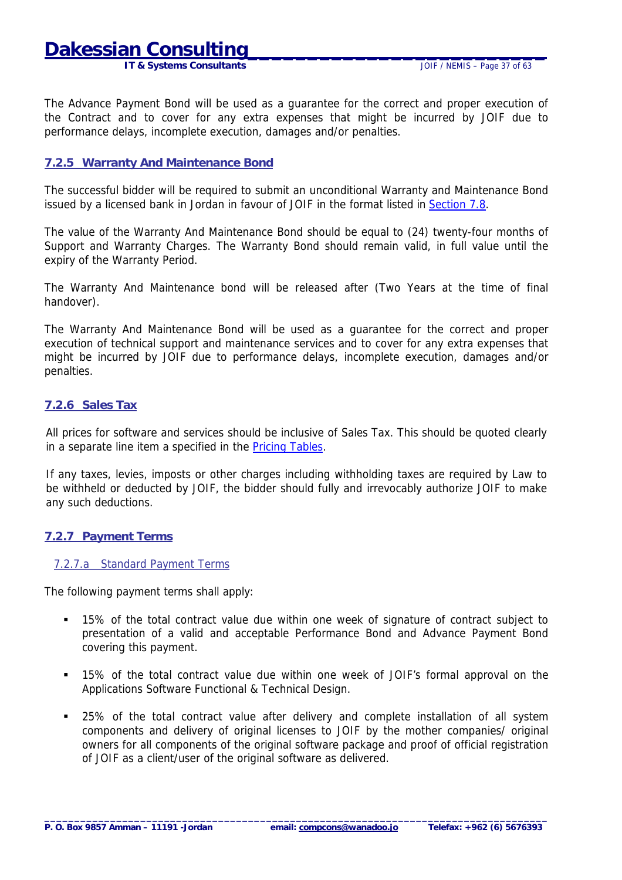The Advance Payment Bond will be used as a guarantee for the correct and proper execution of the Contract and to cover for any extra expenses that might be incurred by JOIF due to performance delays, incomplete execution, damages and/or penalties.

### 7.2.5 Warranty And Maintenance Bond

The successful bidder will be required to submit an unconditional Warranty and Maintenance Bond issued by a licensed bank in Jordan in favour of JOIF in the format listed in Section 7.8.

The value of the Warranty And Maintenance Bond should be equal to (24) twenty-four months of Support and Warranty Charges. The Warranty Bond should remain valid, in full value until the expiry of the Warranty Period.

The Warranty And Maintenance bond will be released after (Two Years at the time of final handover).

The Warranty And Maintenance Bond will be used as a guarantee for the correct and proper execution of technical support and maintenance services and to cover for any extra expenses that might be incurred by JOIF due to performance delays, incomplete execution, damages and/or penalties.

### 7.2.6 Sales Tax

All prices for software and services should be inclusive of Sales Tax. This should be quoted clearly in a separate line item a specified in the Pricing Tables.

If any taxes, levies, imposts or other charges including withholding taxes are required by Law to be withheld or deducted by JOIF, the bidder should fully and irrevocably authorize JOIF to make any such deductions.

### 7.2.7 Payment Terms

#### 7.2.7.a Standard Payment Terms

The following payment terms shall apply:

- 15% of the total contract value due within one week of signature of contract subject to presentation of a valid and acceptable Performance Bond and Advance Payment Bond covering this payment.
- 15% of the total contract value due within one week of JOIF's formal approval on the Applications Software Functional & Technical Design.
- 25% of the total contract value after delivery and complete installation of all system components and delivery of original licenses to JOIF by the mother companies/ original owners for all components of the original software package and proof of official registration of JOIF as a client/user of the original software as delivered.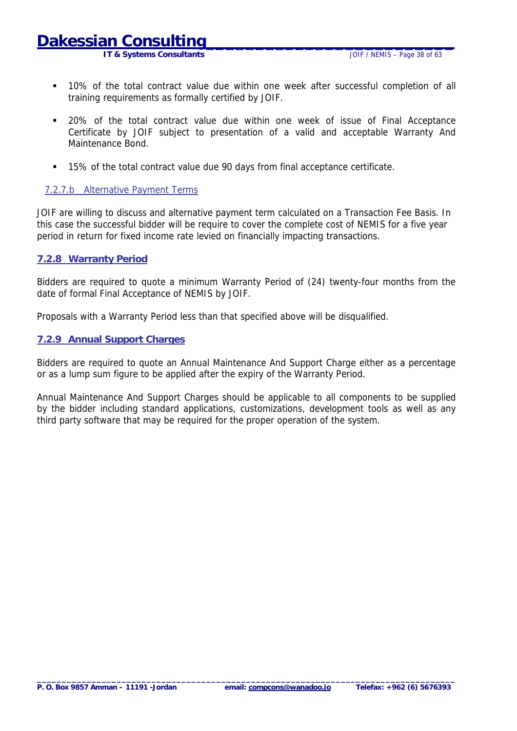- 10% of the total contract value due within one week after successful completion of all training requirements as formally certified by JOIF.
- 20% of the total contract value due within one week of issue of Final Acceptance Certificate by JOIF subject to presentation of a valid and acceptable Warranty And Maintenance Bond.
- 15% of the total contract value due 90 days from final acceptance certificate.

#### 7.2.7.b Alternative Payment Terms

JOIF are willing to discuss and alternative payment term calculated on a Transaction Fee Basis. In this case the successful bidder will be require to cover the complete cost of NEMIS for a five year period in return for fixed income rate levied on financially impacting transactions.

### 7.2.8 Warranty Period

Bidders are required to quote a minimum Warranty Period of (24) twenty-four months from the date of formal Final Acceptance of NEMIS by JOIF.

Proposals with a Warranty Period less than that specified above will be disqualified.

### 7.2.9 Annual Support Charges

Bidders are required to quote an Annual Maintenance And Support Charge either as a percentage or as a lump sum figure to be applied after the expiry of the Warranty Period.

Annual Maintenance And Support Charges should be applicable to all components to be supplied by the bidder including standard applications, customizations, development tools as well as any third party software that may be required for the proper operation of the system.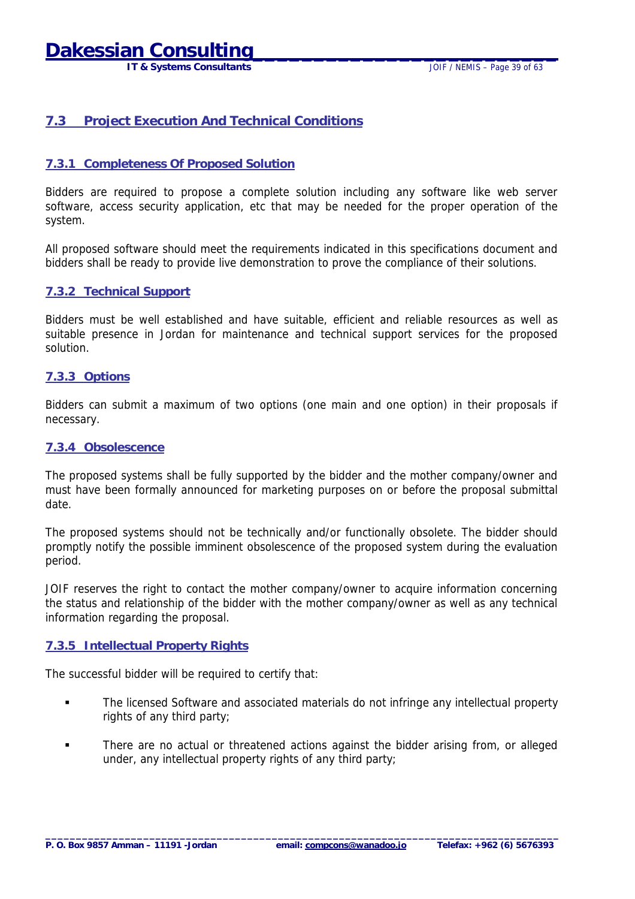## 7.3 Project Execution And Technical Conditions

### 7.3.1 Completeness Of Proposed Solution

Bidders are required to propose a complete solution including any software like web server software, access security application, etc that may be needed for the proper operation of the system.

All proposed software should meet the requirements indicated in this specifications document and bidders shall be ready to provide live demonstration to prove the compliance of their solutions.

### 7.3.2 Technical Support

Bidders must be well established and have suitable, efficient and reliable resources as well as suitable presence in Jordan for maintenance and technical support services for the proposed solution.

### 7.3.3 Options

Bidders can submit a maximum of two options (one main and one option) in their proposals if necessary.

### 7.3.4 Obsolescence

The proposed systems shall be fully supported by the bidder and the mother company/owner and must have been formally announced for marketing purposes on or before the proposal submittal date.

The proposed systems should not be technically and/or functionally obsolete. The bidder should promptly notify the possible imminent obsolescence of the proposed system during the evaluation period.

JOIF reserves the right to contact the mother company/owner to acquire information concerning the status and relationship of the bidder with the mother company/owner as well as any technical information regarding the proposal.

### 7.3.5 Intellectual Property Rights

The successful bidder will be required to certify that:

- The licensed Software and associated materials do not infringe any intellectual property rights of any third party;
- There are no actual or threatened actions against the bidder arising from, or alleged under, any intellectual property rights of any third party;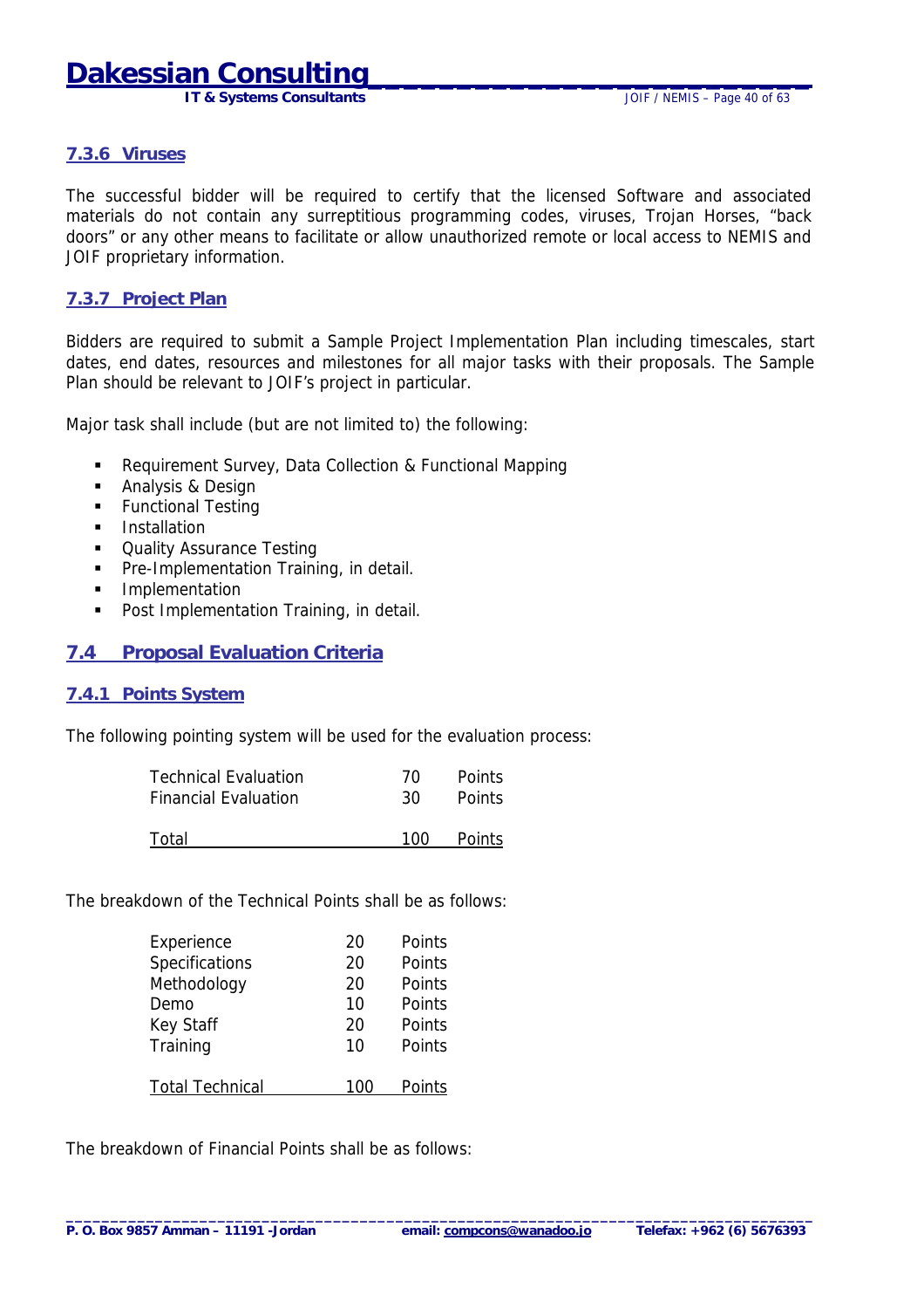### 7.3.6 Viruses

The successful bidder will be required to certify that the licensed Software and associated materials do not contain any surreptitious programming codes, viruses, Trojan Horses, "back doors" or any other means to facilitate or allow unauthorized remote or local access to NEMIS and JOIF proprietary information.

### 7.3.7 Project Plan

Bidders are required to submit a Sample Project Implementation Plan including timescales, start dates, end dates, resources and milestones for all major tasks with their proposals. The Sample Plan should be relevant to JOIF's project in particular.

Major task shall include (but are not limited to) the following:

- Requirement Survey, Data Collection & Functional Mapping
- Analysis & Design
- Functional Testing
- Installation
- Quality Assurance Testing
- Pre-Implementation Training, in detail.
- Implementation
- Post Implementation Training, in detail.

## 7.4 Proposal Evaluation Criteria

### 7.4.1 Points System

The following pointing system will be used for the evaluation process:

| | | |
|---|---|---|
| Technical Evaluation | 70 | Points |
| Financial Evaluation | 30 | Points |
| Total | 100 | Points |

The breakdown of the Technical Points shall be as follows:

| | | |
|---|---|---|
| Experience | 20 | Points |
| Specifications | 20 | Points |
| Methodology | 20 | Points |
| Demo | 10 | Points |
| Key Staff | 20 | Points |
| Training | 10 | Points |
| Total Technical | 100 | Points |

The breakdown of Financial Points shall be as follows: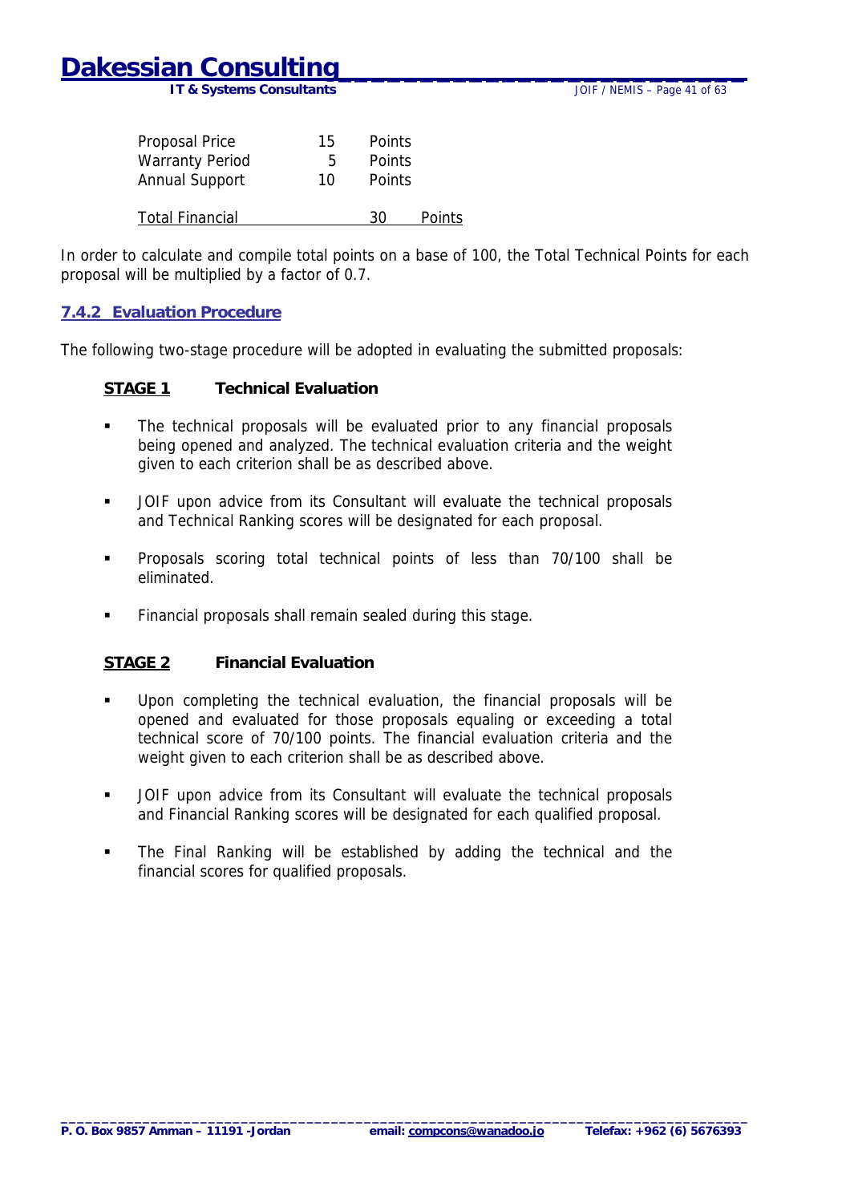| | | |
|---|---|---|
| Proposal Price | 15 | Points |
| Warranty Period | 5 | Points |
| Annual Support | 10 | Points |
| Total Financial | 30 | Points |

In order to calculate and compile total points on a base of 100, the Total Technical Points for each proposal will be multiplied by a factor of 0.7.

### 7.4.2 Evaluation Procedure

The following two-stage procedure will be adopted in evaluating the submitted proposals:

**STAGE 1 Technical Evaluation**

- The technical proposals will be evaluated prior to any financial proposals being opened and analyzed. The technical evaluation criteria and the weight given to each criterion shall be as described above.
- JOIF upon advice from its Consultant will evaluate the technical proposals and Technical Ranking scores will be designated for each proposal.
- Proposals scoring total technical points of less than 70/100 shall be eliminated.
- Financial proposals shall remain sealed during this stage.

**STAGE 2 Financial Evaluation**

- Upon completing the technical evaluation, the financial proposals will be opened and evaluated for those proposals equaling or exceeding a total technical score of 70/100 points. The financial evaluation criteria and the weight given to each criterion shall be as described above.
- JOIF upon advice from its Consultant will evaluate the technical proposals and Financial Ranking scores will be designated for each qualified proposal.
- The Final Ranking will be established by adding the technical and the financial scores for qualified proposals.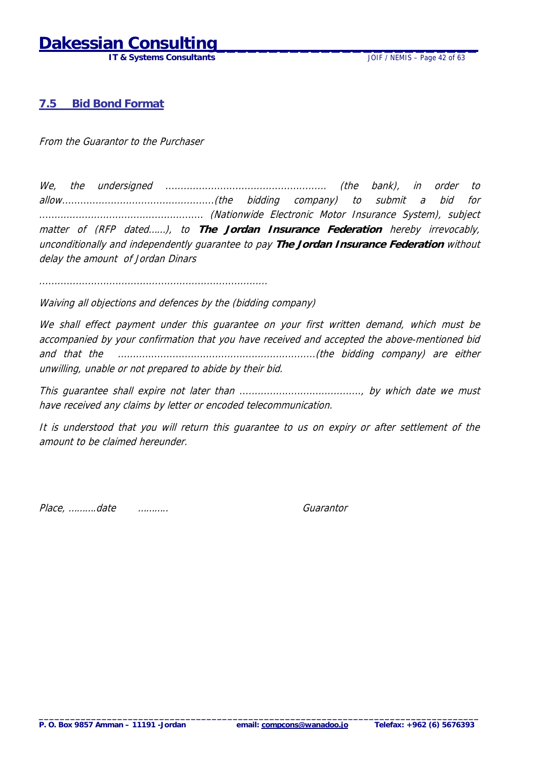## 7.5 Bid Bond Format

*From the Guarantor to the Purchaser*

*We, the undersigned ..................................................... (the bank), in order to allow.................................................(the bidding company) to submit a bid for ..................................................... (Nationwide Electronic Motor Insurance System), subject matter of (RFP dated......), to* ***The Jordan Insurance Federation*** *hereby irrevocably, unconditionally and independently guarantee to pay* ***The Jordan Insurance Federation*** *without delay the amount of Jordan Dinars*

*..........................................................................*

*Waiving all objections and defences by the (bidding company)*

*We shall effect payment under this guarantee on your first written demand, which must be accompanied by your confirmation that you have received and accepted the above-mentioned bid and that the .................................................................(the bidding company) are either unwilling, unable or not prepared to abide by their bid.*

*This guarantee shall expire not later than ........................................, by which date we must have received any claims by letter or encoded telecommunication.*

*It is understood that you will return this guarantee to us on expiry or after settlement of the amount to be claimed hereunder.*

*Place, ..........date ...........* *Guarantor*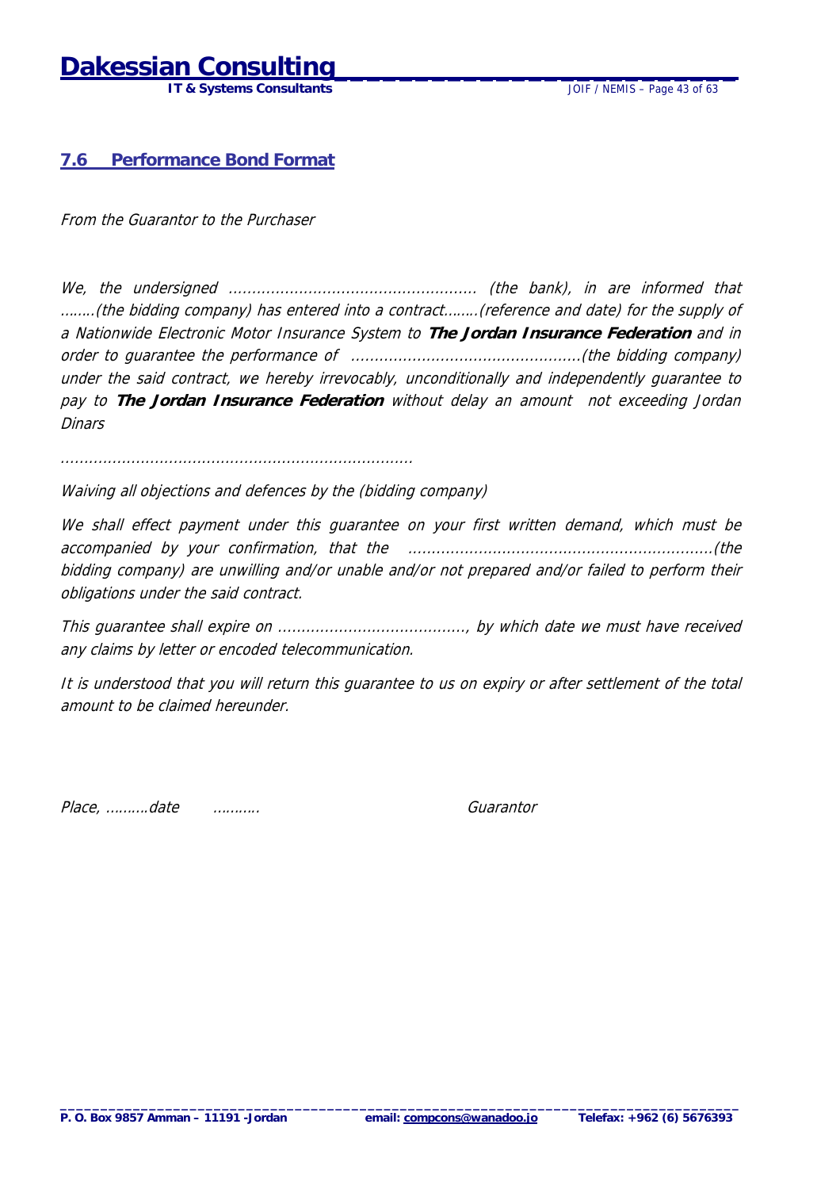## 7.6 Performance Bond Format

*From the Guarantor to the Purchaser*

*We, the undersigned ..................................................... (the bank), in are informed that ........(the bidding company) has entered into a contract........(reference and date) for the supply of a Nationwide Electronic Motor Insurance System to* ***The Jordan Insurance Federation*** *and in order to guarantee the performance of .................................................(the bidding company) under the said contract, we hereby irrevocably, unconditionally and independently guarantee to pay to* ***The Jordan Insurance Federation*** *without delay an amount not exceeding Jordan Dinars*

..........................................................................

*Waiving all objections and defences by the (bidding company)*

*We shall effect payment under this guarantee on your first written demand, which must be accompanied by your confirmation, that the .................................................................(the bidding company) are unwilling and/or unable and/or not prepared and/or failed to perform their obligations under the said contract.*

*This guarantee shall expire on ........................................, by which date we must have received any claims by letter or encoded telecommunication.*

*It is understood that you will return this guarantee to us on expiry or after settlement of the total amount to be claimed hereunder.*

*Place, ..........date ...........* *Guarantor*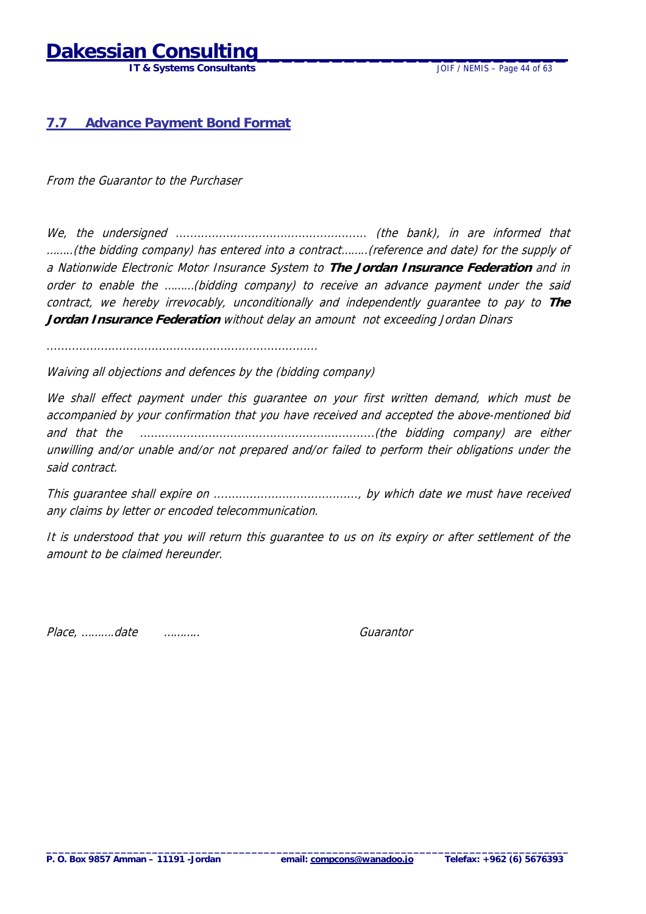## 7.7 Advance Payment Bond Format

*From the Guarantor to the Purchaser*

*We, the undersigned ..................................................... (the bank), in are informed that ........(the bidding company) has entered into a contract........(reference and date) for the supply of a Nationwide Electronic Motor Insurance System to* ***The Jordan Insurance Federation*** *and in order to enable the .........(bidding company) to receive an advance payment under the said contract, we hereby irrevocably, unconditionally and independently guarantee to pay to* ***The Jordan Insurance Federation*** *without delay an amount not exceeding Jordan Dinars*

*..........................................................................*

*Waiving all objections and defences by the (bidding company)*

*We shall effect payment under this guarantee on your first written demand, which must be accompanied by your confirmation that you have received and accepted the above-mentioned bid and that the .................................................................(the bidding company) are either unwilling and/or unable and/or not prepared and/or failed to perform their obligations under the said contract.*

*This guarantee shall expire on ........................................, by which date we must have received any claims by letter or encoded telecommunication.*

*It is understood that you will return this guarantee to us on its expiry or after settlement of the amount to be claimed hereunder.*

*Place, ..........date ...........* *Guarantor*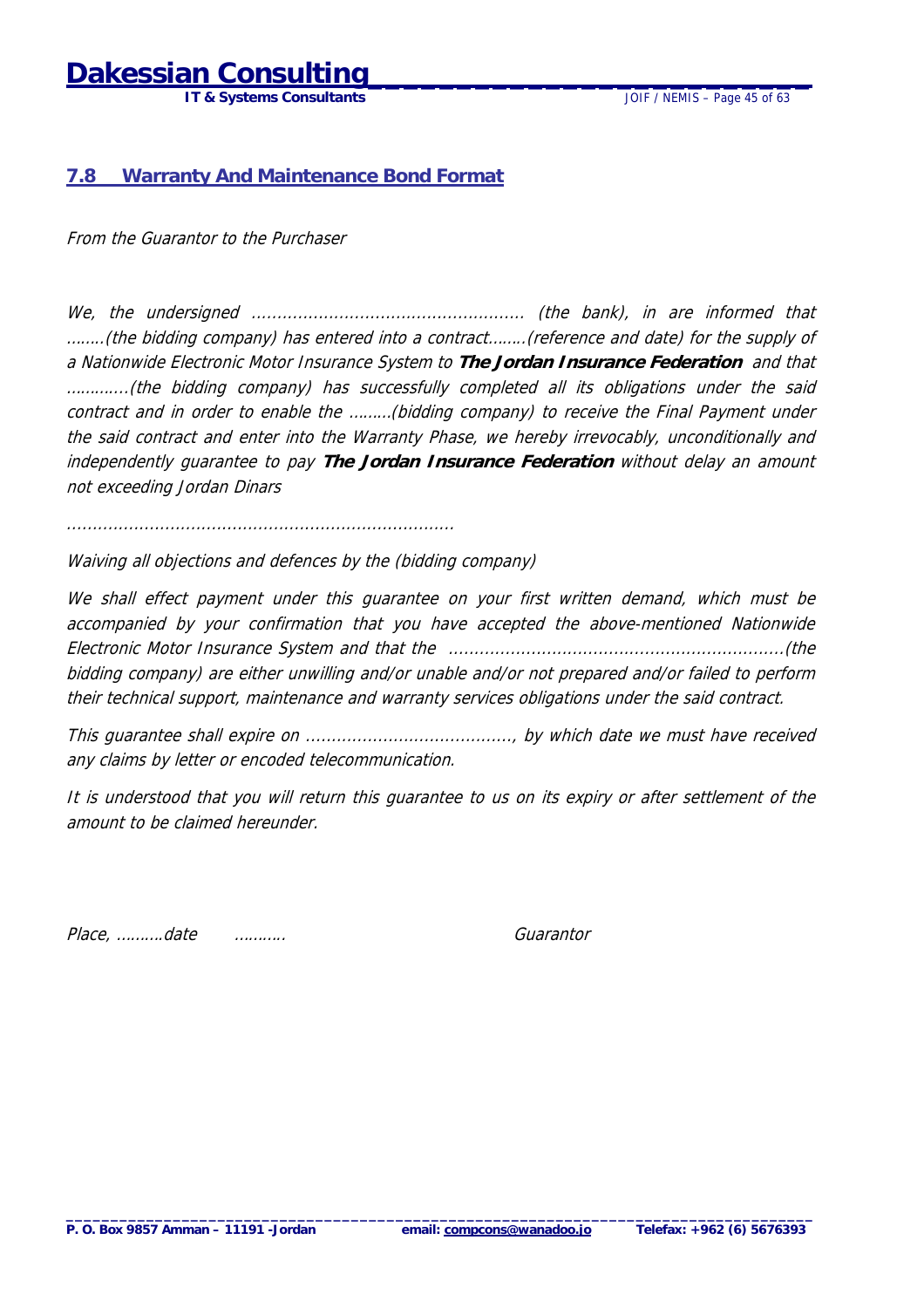## 7.8 Warranty And Maintenance Bond Format

*From the Guarantor to the Purchaser*

*We, the undersigned ………………………………………………. (the bank), in are informed that ……..(the bidding company) has entered into a contract……..(reference and date) for the supply of a Nationwide Electronic Motor Insurance System to* ***The Jordan Insurance Federation*** *and that ………...(the bidding company) has successfully completed all its obligations under the said contract and in order to enable the ………(bidding company) to receive the Final Payment under the said contract and enter into the Warranty Phase, we hereby irrevocably, unconditionally and independently guarantee to pay* ***The Jordan Insurance Federation*** *without delay an amount not exceeding Jordan Dinars*

*………………………………………………………………*

*Waiving all objections and defences by the (bidding company)*

*We shall effect payment under this guarantee on your first written demand, which must be accompanied by your confirmation that you have accepted the above-mentioned Nationwide Electronic Motor Insurance System and that the …………………………………………………………(the bidding company) are either unwilling and/or unable and/or not prepared and/or failed to perform their technical support, maintenance and warranty services obligations under the said contract.*

*This guarantee shall expire on …………………………………., by which date we must have received any claims by letter or encoded telecommunication.*

*It is understood that you will return this guarantee to us on its expiry or after settlement of the amount to be claimed hereunder.*

*Place, ……….date ……….. Guarantor*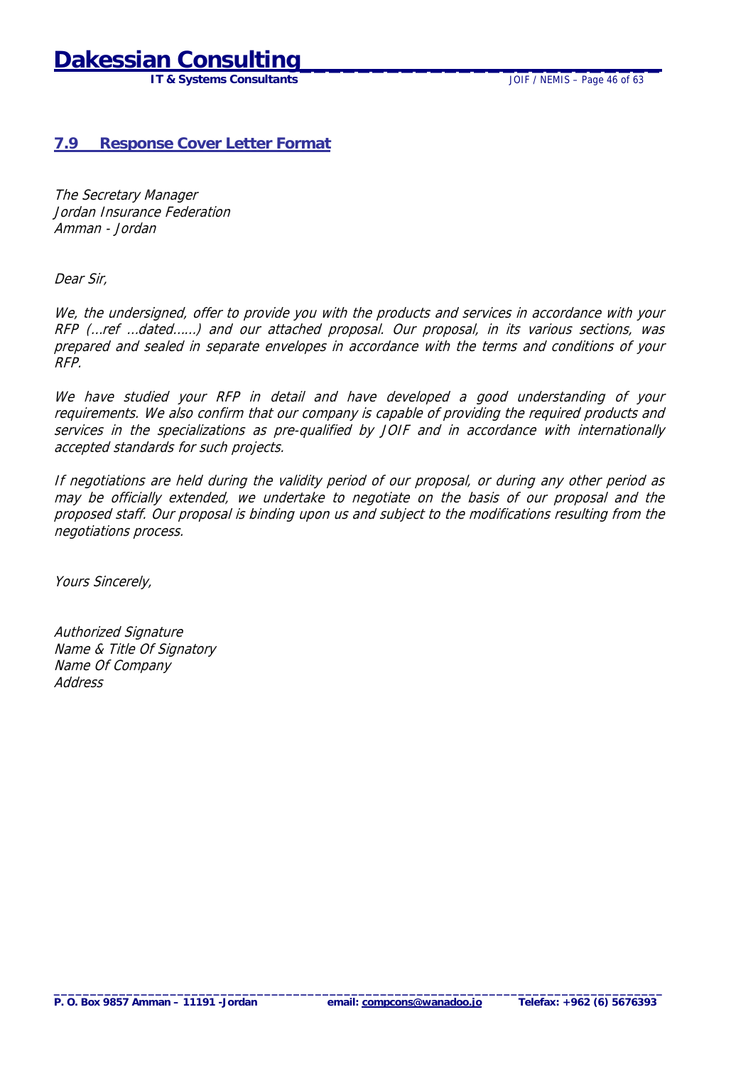## 7.9 Response Cover Letter Format

*The Secretary Manager*
*Jordan Insurance Federation*
*Amman - Jordan*

*Dear Sir,*

*We, the undersigned, offer to provide you with the products and services in accordance with your RFP (...ref ...dated......) and our attached proposal. Our proposal, in its various sections, was prepared and sealed in separate envelopes in accordance with the terms and conditions of your RFP.*

*We have studied your RFP in detail and have developed a good understanding of your requirements. We also confirm that our company is capable of providing the required products and services in the specializations as pre-qualified by JOIF and in accordance with internationally accepted standards for such projects.*

*If negotiations are held during the validity period of our proposal, or during any other period as may be officially extended, we undertake to negotiate on the basis of our proposal and the proposed staff. Our proposal is binding upon us and subject to the modifications resulting from the negotiations process.*

*Yours Sincerely,*

*Authorized Signature*
*Name & Title Of Signatory*
*Name Of Company*
*Address*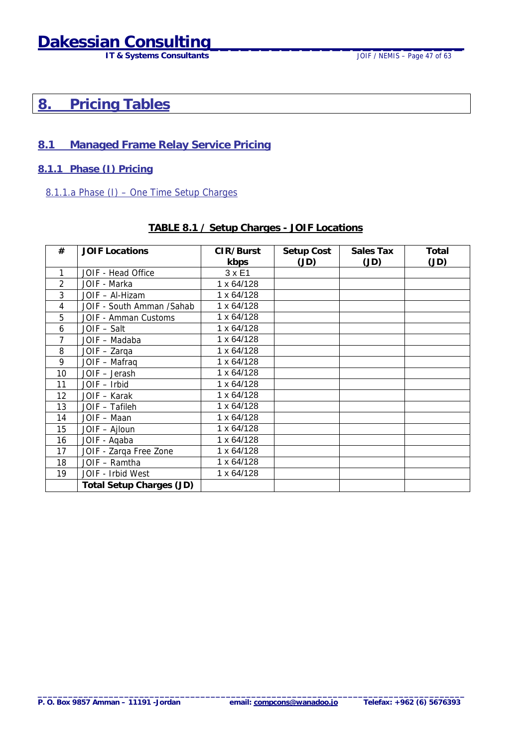# 8. Pricing Tables

## 8.1 Managed Frame Relay Service Pricing

### 8.1.1 Phase (I) Pricing

#### 8.1.1.a Phase (I) – One Time Setup Charges

**TABLE 8.1 / Setup Charges - JOIF Locations**

| # | JOIF Locations | CIR/Burst kbps | Setup Cost (JD) | Sales Tax (JD) | Total (JD) |
|---|---|---|---|---|---|
| 1 | JOIF - Head Office | 3 x E1 | | | |
| 2 | JOIF - Marka | 1 x 64/128 | | | |
| 3 | JOIF – Al-Hizam | 1 x 64/128 | | | |
| 4 | JOIF - South Amman /Sahab | 1 x 64/128 | | | |
| 5 | JOIF - Amman Customs | 1 x 64/128 | | | |
| 6 | JOIF – Salt | 1 x 64/128 | | | |
| 7 | JOIF – Madaba | 1 x 64/128 | | | |
| 8 | JOIF – Zarqa | 1 x 64/128 | | | |
| 9 | JOIF – Mafraq | 1 x 64/128 | | | |
| 10 | JOIF – Jerash | 1 x 64/128 | | | |
| 11 | JOIF – Irbid | 1 x 64/128 | | | |
| 12 | JOIF – Karak | 1 x 64/128 | | | |
| 13 | JOIF – Tafileh | 1 x 64/128 | | | |
| 14 | JOIF – Maan | 1 x 64/128 | | | |
| 15 | JOIF – Ajloun | 1 x 64/128 | | | |
| 16 | JOIF - Aqaba | 1 x 64/128 | | | |
| 17 | JOIF - Zarqa Free Zone | 1 x 64/128 | | | |
| 18 | JOIF – Ramtha | 1 x 64/128 | | | |
| 19 | JOIF - Irbid West | 1 x 64/128 | | | |
| | **Total Setup Charges (JD)** | | | | |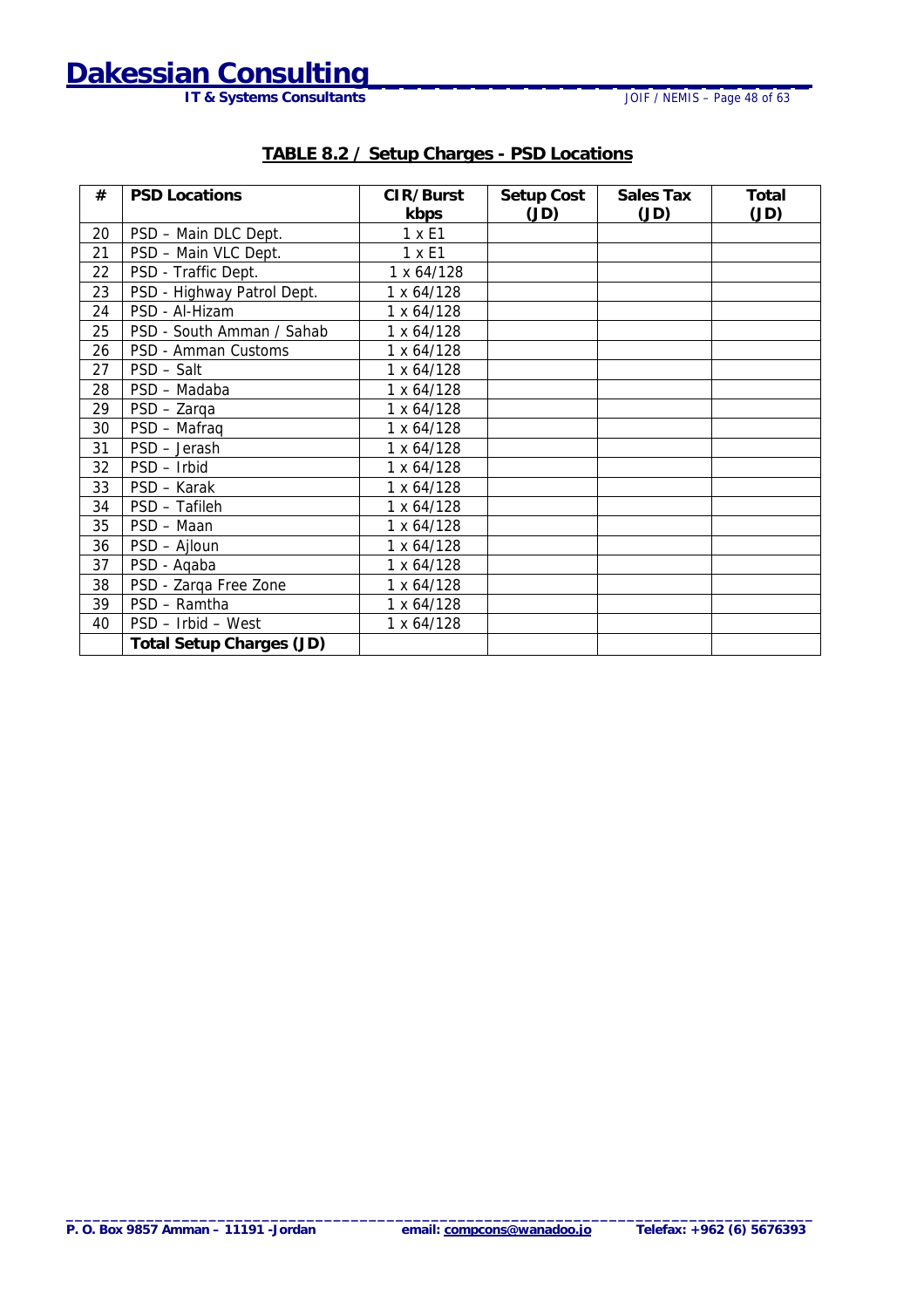## TABLE 8.2 / Setup Charges - PSD Locations

| # | PSD Locations | CIR/Burst kbps | Setup Cost (JD) | Sales Tax (JD) | Total (JD) |
|---|---|---|---|---|---|
| 20 | PSD – Main DLC Dept. | 1 x E1 | | | |
| 21 | PSD – Main VLC Dept. | 1 x E1 | | | |
| 22 | PSD - Traffic Dept. | 1 x 64/128 | | | |
| 23 | PSD - Highway Patrol Dept. | 1 x 64/128 | | | |
| 24 | PSD - Al-Hizam | 1 x 64/128 | | | |
| 25 | PSD - South Amman / Sahab | 1 x 64/128 | | | |
| 26 | PSD - Amman Customs | 1 x 64/128 | | | |
| 27 | PSD – Salt | 1 x 64/128 | | | |
| 28 | PSD – Madaba | 1 x 64/128 | | | |
| 29 | PSD – Zarqa | 1 x 64/128 | | | |
| 30 | PSD – Mafraq | 1 x 64/128 | | | |
| 31 | PSD – Jerash | 1 x 64/128 | | | |
| 32 | PSD – Irbid | 1 x 64/128 | | | |
| 33 | PSD – Karak | 1 x 64/128 | | | |
| 34 | PSD – Tafileh | 1 x 64/128 | | | |
| 35 | PSD – Maan | 1 x 64/128 | | | |
| 36 | PSD – Ajloun | 1 x 64/128 | | | |
| 37 | PSD - Aqaba | 1 x 64/128 | | | |
| 38 | PSD - Zarqa Free Zone | 1 x 64/128 | | | |
| 39 | PSD – Ramtha | 1 x 64/128 | | | |
| 40 | PSD – Irbid – West | 1 x 64/128 | | | |
| | **Total Setup Charges (JD)** | | | | |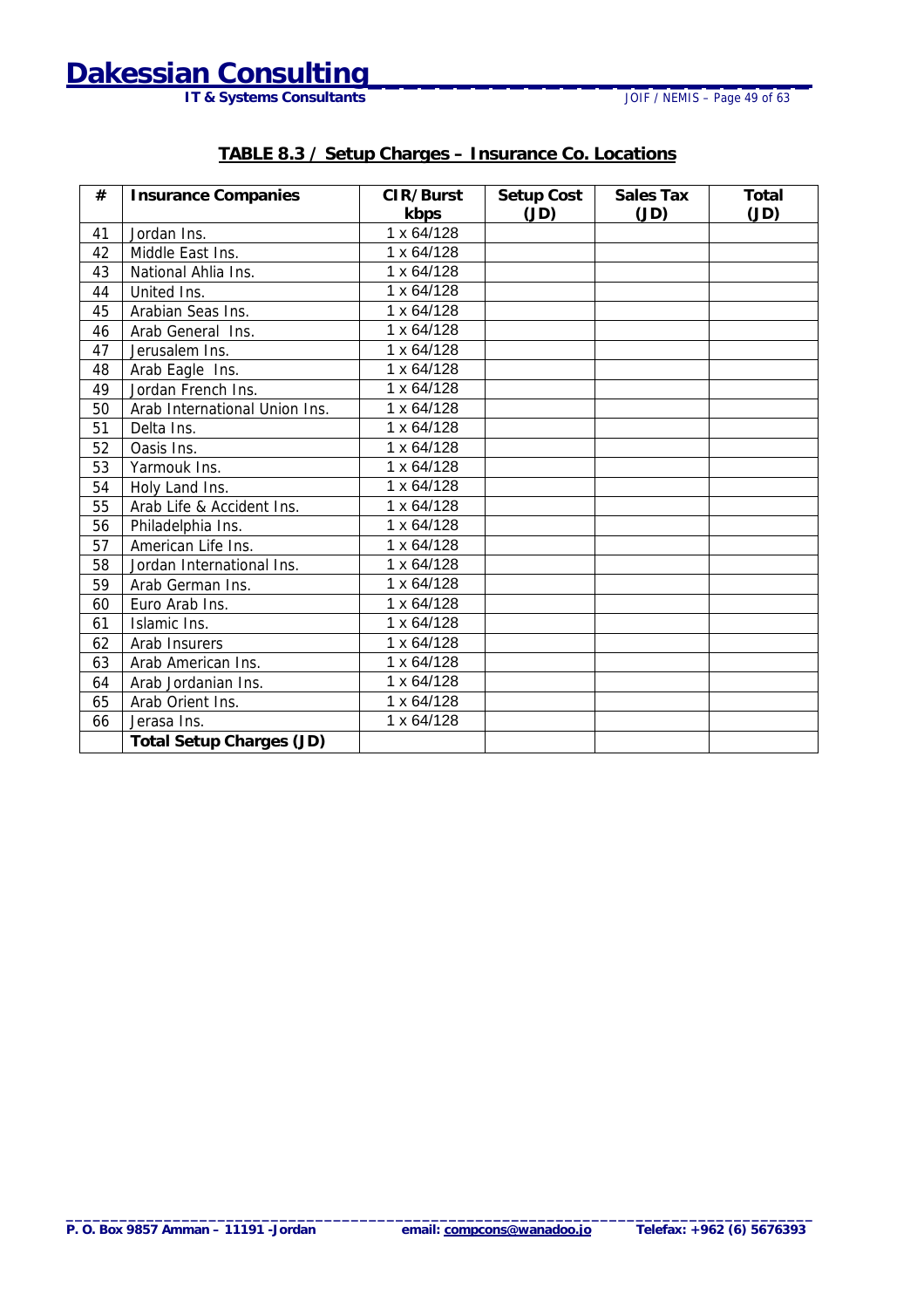## TABLE 8.3 / Setup Charges – Insurance Co. Locations

| # | Insurance Companies | CIR/Burst kbps | Setup Cost (JD) | Sales Tax (JD) | Total (JD) |
|---|---|---|---|---|---|
| 41 | Jordan Ins. | 1 x 64/128 | | | |
| 42 | Middle East Ins. | 1 x 64/128 | | | |
| 43 | National Ahlia Ins. | 1 x 64/128 | | | |
| 44 | United Ins. | 1 x 64/128 | | | |
| 45 | Arabian Seas Ins. | 1 x 64/128 | | | |
| 46 | Arab General Ins. | 1 x 64/128 | | | |
| 47 | Jerusalem Ins. | 1 x 64/128 | | | |
| 48 | Arab Eagle Ins. | 1 x 64/128 | | | |
| 49 | Jordan French Ins. | 1 x 64/128 | | | |
| 50 | Arab International Union Ins. | 1 x 64/128 | | | |
| 51 | Delta Ins. | 1 x 64/128 | | | |
| 52 | Oasis Ins. | 1 x 64/128 | | | |
| 53 | Yarmouk Ins. | 1 x 64/128 | | | |
| 54 | Holy Land Ins. | 1 x 64/128 | | | |
| 55 | Arab Life & Accident Ins. | 1 x 64/128 | | | |
| 56 | Philadelphia Ins. | 1 x 64/128 | | | |
| 57 | American Life Ins. | 1 x 64/128 | | | |
| 58 | Jordan International Ins. | 1 x 64/128 | | | |
| 59 | Arab German Ins. | 1 x 64/128 | | | |
| 60 | Euro Arab Ins. | 1 x 64/128 | | | |
| 61 | Islamic Ins. | 1 x 64/128 | | | |
| 62 | Arab Insurers | 1 x 64/128 | | | |
| 63 | Arab American Ins. | 1 x 64/128 | | | |
| 64 | Arab Jordanian Ins. | 1 x 64/128 | | | |
| 65 | Arab Orient Ins. | 1 x 64/128 | | | |
| 66 | Jerasa Ins. | 1 x 64/128 | | | |
| | **Total Setup Charges (JD)** | | | | |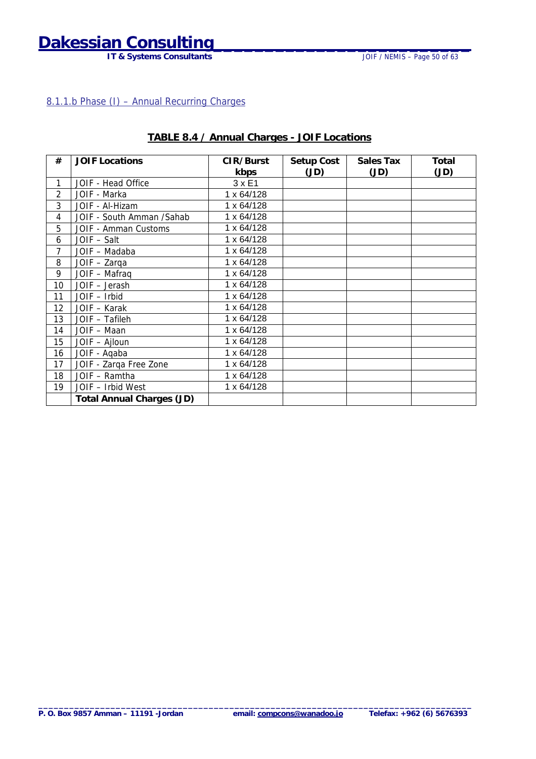#### 8.1.1.b Phase (I) – Annual Recurring Charges

**TABLE 8.4 / Annual Charges - JOIF Locations**

| # | JOIF Locations | CIR/Burst kbps | Setup Cost (JD) | Sales Tax (JD) | Total (JD) |
|---|---|---|---|---|---|
| 1 | JOIF - Head Office | 3 x E1 | | | |
| 2 | JOIF - Marka | 1 x 64/128 | | | |
| 3 | JOIF - Al-Hizam | 1 x 64/128 | | | |
| 4 | JOIF - South Amman /Sahab | 1 x 64/128 | | | |
| 5 | JOIF - Amman Customs | 1 x 64/128 | | | |
| 6 | JOIF – Salt | 1 x 64/128 | | | |
| 7 | JOIF – Madaba | 1 x 64/128 | | | |
| 8 | JOIF – Zarqa | 1 x 64/128 | | | |
| 9 | JOIF – Mafraq | 1 x 64/128 | | | |
| 10 | JOIF – Jerash | 1 x 64/128 | | | |
| 11 | JOIF – Irbid | 1 x 64/128 | | | |
| 12 | JOIF – Karak | 1 x 64/128 | | | |
| 13 | JOIF – Tafileh | 1 x 64/128 | | | |
| 14 | JOIF – Maan | 1 x 64/128 | | | |
| 15 | JOIF – Ajloun | 1 x 64/128 | | | |
| 16 | JOIF - Aqaba | 1 x 64/128 | | | |
| 17 | JOIF - Zarqa Free Zone | 1 x 64/128 | | | |
| 18 | JOIF – Ramtha | 1 x 64/128 | | | |
| 19 | JOIF – Irbid West | 1 x 64/128 | | | |
| | **Total Annual Charges (JD)** | | | | |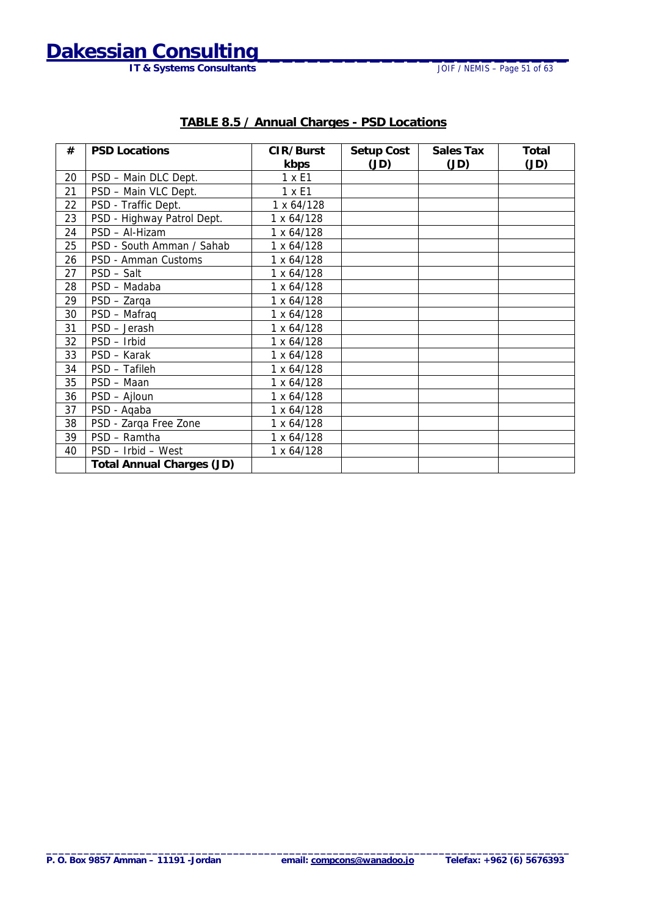**TABLE 8.5 / Annual Charges - PSD Locations**

| # | PSD Locations | CIR/Burst kbps | Setup Cost (JD) | Sales Tax (JD) | Total (JD) |
|---|---|---|---|---|---|
| 20 | PSD – Main DLC Dept. | 1 x E1 | | | |
| 21 | PSD – Main VLC Dept. | 1 x E1 | | | |
| 22 | PSD - Traffic Dept. | 1 x 64/128 | | | |
| 23 | PSD - Highway Patrol Dept. | 1 x 64/128 | | | |
| 24 | PSD – Al-Hizam | 1 x 64/128 | | | |
| 25 | PSD - South Amman / Sahab | 1 x 64/128 | | | |
| 26 | PSD - Amman Customs | 1 x 64/128 | | | |
| 27 | PSD – Salt | 1 x 64/128 | | | |
| 28 | PSD – Madaba | 1 x 64/128 | | | |
| 29 | PSD – Zarqa | 1 x 64/128 | | | |
| 30 | PSD – Mafraq | 1 x 64/128 | | | |
| 31 | PSD – Jerash | 1 x 64/128 | | | |
| 32 | PSD – Irbid | 1 x 64/128 | | | |
| 33 | PSD – Karak | 1 x 64/128 | | | |
| 34 | PSD – Tafileh | 1 x 64/128 | | | |
| 35 | PSD – Maan | 1 x 64/128 | | | |
| 36 | PSD – Ajloun | 1 x 64/128 | | | |
| 37 | PSD - Aqaba | 1 x 64/128 | | | |
| 38 | PSD - Zarqa Free Zone | 1 x 64/128 | | | |
| 39 | PSD – Ramtha | 1 x 64/128 | | | |
| 40 | PSD – Irbid – West | 1 x 64/128 | | | |
| | **Total Annual Charges (JD)** | | | | |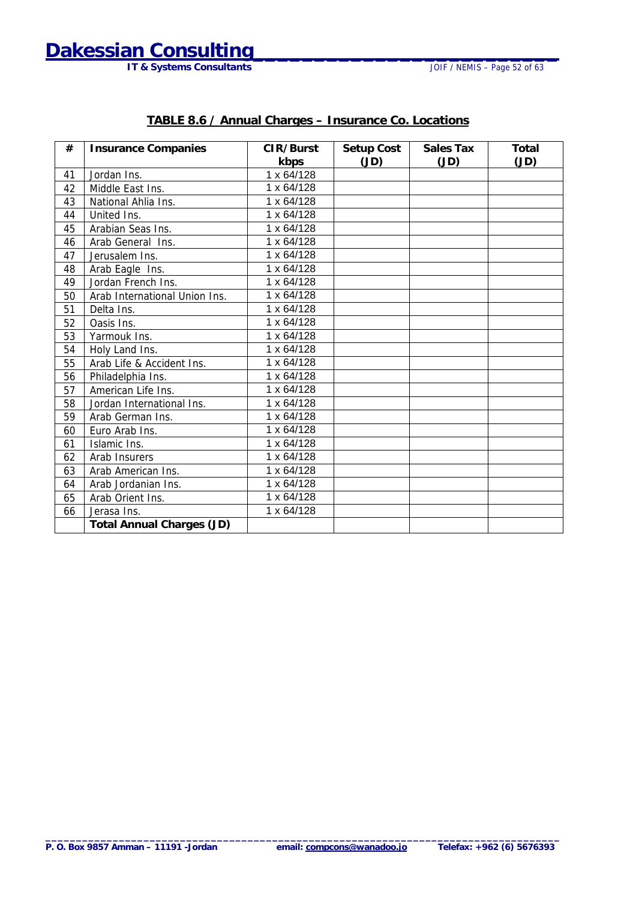**TABLE 8.6 / Annual Charges – Insurance Co. Locations**

| # | Insurance Companies | CIR/Burst kbps | Setup Cost (JD) | Sales Tax (JD) | Total (JD) |
|---|---|---|---|---|---|
| 41 | Jordan Ins. | 1 x 64/128 | | | |
| 42 | Middle East Ins. | 1 x 64/128 | | | |
| 43 | National Ahlia Ins. | 1 x 64/128 | | | |
| 44 | United Ins. | 1 x 64/128 | | | |
| 45 | Arabian Seas Ins. | 1 x 64/128 | | | |
| 46 | Arab General Ins. | 1 x 64/128 | | | |
| 47 | Jerusalem Ins. | 1 x 64/128 | | | |
| 48 | Arab Eagle Ins. | 1 x 64/128 | | | |
| 49 | Jordan French Ins. | 1 x 64/128 | | | |
| 50 | Arab International Union Ins. | 1 x 64/128 | | | |
| 51 | Delta Ins. | 1 x 64/128 | | | |
| 52 | Oasis Ins. | 1 x 64/128 | | | |
| 53 | Yarmouk Ins. | 1 x 64/128 | | | |
| 54 | Holy Land Ins. | 1 x 64/128 | | | |
| 55 | Arab Life & Accident Ins. | 1 x 64/128 | | | |
| 56 | Philadelphia Ins. | 1 x 64/128 | | | |
| 57 | American Life Ins. | 1 x 64/128 | | | |
| 58 | Jordan International Ins. | 1 x 64/128 | | | |
| 59 | Arab German Ins. | 1 x 64/128 | | | |
| 60 | Euro Arab Ins. | 1 x 64/128 | | | |
| 61 | Islamic Ins. | 1 x 64/128 | | | |
| 62 | Arab Insurers | 1 x 64/128 | | | |
| 63 | Arab American Ins. | 1 x 64/128 | | | |
| 64 | Arab Jordanian Ins. | 1 x 64/128 | | | |
| 65 | Arab Orient Ins. | 1 x 64/128 | | | |
| 66 | Jerasa Ins. | 1 x 64/128 | | | |
| | **Total Annual Charges (JD)** | | | | |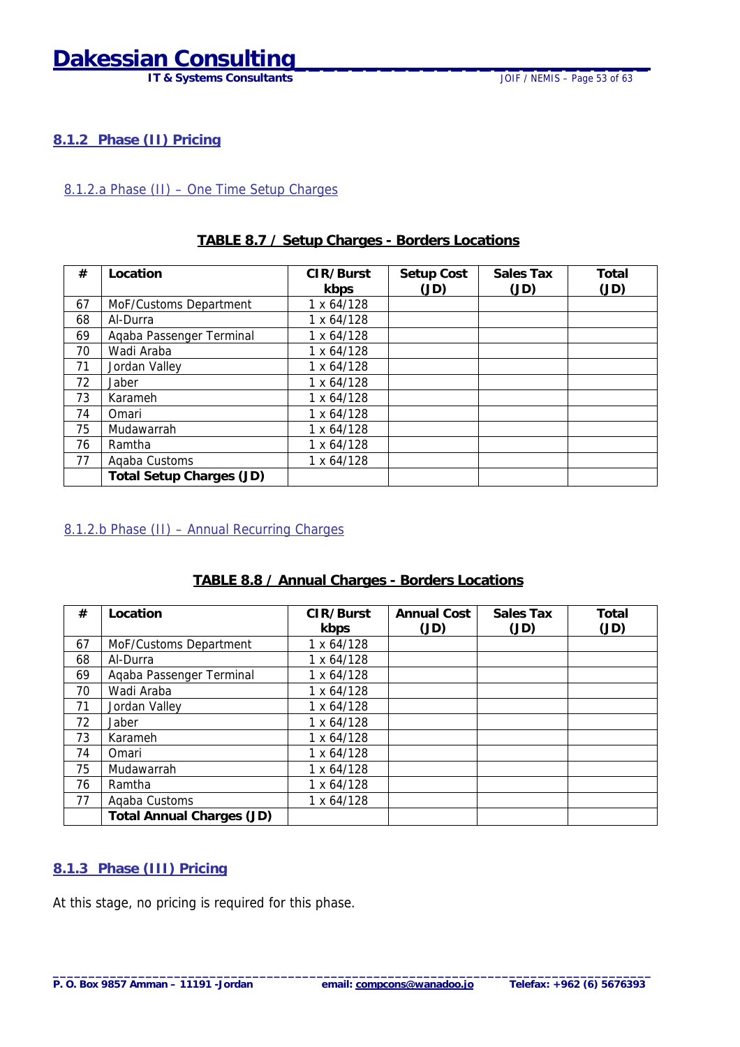### 8.1.2 Phase (II) Pricing

#### 8.1.2.a Phase (II) – One Time Setup Charges

**TABLE 8.7 / Setup Charges - Borders Locations**

| # | Location | CIR/Burst kbps | Setup Cost (JD) | Sales Tax (JD) | Total (JD) |
|---|---|---|---|---|---|
| 67 | MoF/Customs Department | 1 x 64/128 | | | |
| 68 | Al-Durra | 1 x 64/128 | | | |
| 69 | Aqaba Passenger Terminal | 1 x 64/128 | | | |
| 70 | Wadi Araba | 1 x 64/128 | | | |
| 71 | Jordan Valley | 1 x 64/128 | | | |
| 72 | Jaber | 1 x 64/128 | | | |
| 73 | Karameh | 1 x 64/128 | | | |
| 74 | Omari | 1 x 64/128 | | | |
| 75 | Mudawarrah | 1 x 64/128 | | | |
| 76 | Ramtha | 1 x 64/128 | | | |
| 77 | Aqaba Customs | 1 x 64/128 | | | |
| | **Total Setup Charges (JD)** | | | | |

#### 8.1.2.b Phase (II) – Annual Recurring Charges

**TABLE 8.8 / Annual Charges - Borders Locations**

| # | Location | CIR/Burst kbps | Annual Cost (JD) | Sales Tax (JD) | Total (JD) |
|---|---|---|---|---|---|
| 67 | MoF/Customs Department | 1 x 64/128 | | | |
| 68 | Al-Durra | 1 x 64/128 | | | |
| 69 | Aqaba Passenger Terminal | 1 x 64/128 | | | |
| 70 | Wadi Araba | 1 x 64/128 | | | |
| 71 | Jordan Valley | 1 x 64/128 | | | |
| 72 | Jaber | 1 x 64/128 | | | |
| 73 | Karameh | 1 x 64/128 | | | |
| 74 | Omari | 1 x 64/128 | | | |
| 75 | Mudawarrah | 1 x 64/128 | | | |
| 76 | Ramtha | 1 x 64/128 | | | |
| 77 | Aqaba Customs | 1 x 64/128 | | | |
| | **Total Annual Charges (JD)** | | | | |

### 8.1.3 Phase (III) Pricing

At this stage, no pricing is required for this phase.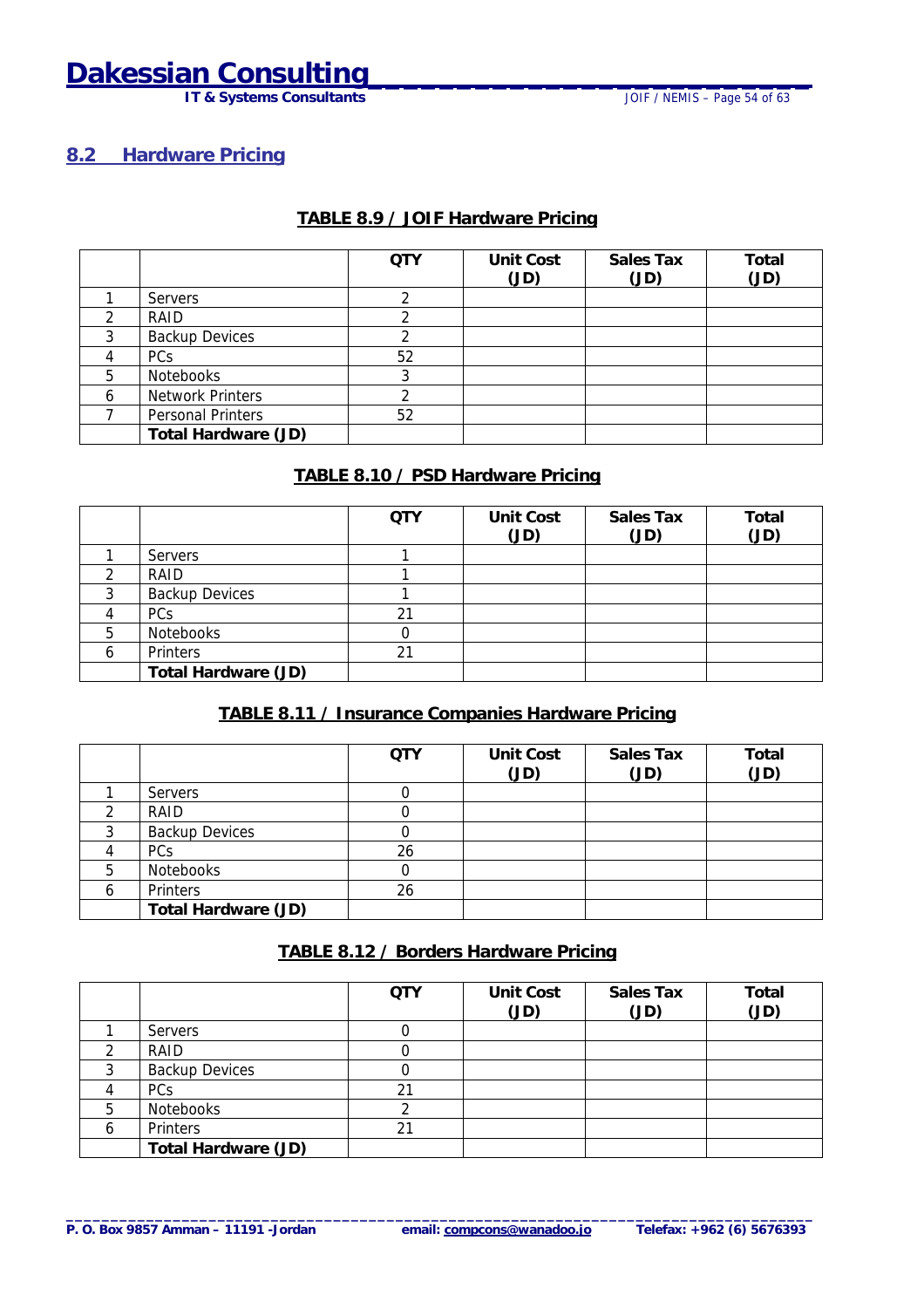## 8.2 Hardware Pricing

**TABLE 8.9 / JOIF Hardware Pricing**

| | | QTY | Unit Cost (JD) | Sales Tax (JD) | Total (JD) |
|---|---|---|---|---|---|
| 1 | Servers | 2 | | | |
| 2 | RAID | 2 | | | |
| 3 | Backup Devices | 2 | | | |
| 4 | PCs | 52 | | | |
| 5 | Notebooks | 3 | | | |
| 6 | Network Printers | 2 | | | |
| 7 | Personal Printers | 52 | | | |
| | **Total Hardware (JD)** | | | | |

**TABLE 8.10 / PSD Hardware Pricing**

| | | QTY | Unit Cost (JD) | Sales Tax (JD) | Total (JD) |
|---|---|---|---|---|---|
| 1 | Servers | 1 | | | |
| 2 | RAID | 1 | | | |
| 3 | Backup Devices | 1 | | | |
| 4 | PCs | 21 | | | |
| 5 | Notebooks | 0 | | | |
| 6 | Printers | 21 | | | |
| | **Total Hardware (JD)** | | | | |

**TABLE 8.11 / Insurance Companies Hardware Pricing**

| | | QTY | Unit Cost (JD) | Sales Tax (JD) | Total (JD) |
|---|---|---|---|---|---|
| 1 | Servers | 0 | | | |
| 2 | RAID | 0 | | | |
| 3 | Backup Devices | 0 | | | |
| 4 | PCs | 26 | | | |
| 5 | Notebooks | 0 | | | |
| 6 | Printers | 26 | | | |
| | **Total Hardware (JD)** | | | | |

**TABLE 8.12 / Borders Hardware Pricing**

| | | QTY | Unit Cost (JD) | Sales Tax (JD) | Total (JD) |
|---|---|---|---|---|---|
| 1 | Servers | 0 | | | |
| 2 | RAID | 0 | | | |
| 3 | Backup Devices | 0 | | | |
| 4 | PCs | 21 | | | |
| 5 | Notebooks | 2 | | | |
| 6 | Printers | 21 | | | |
| | **Total Hardware (JD)** | | | | |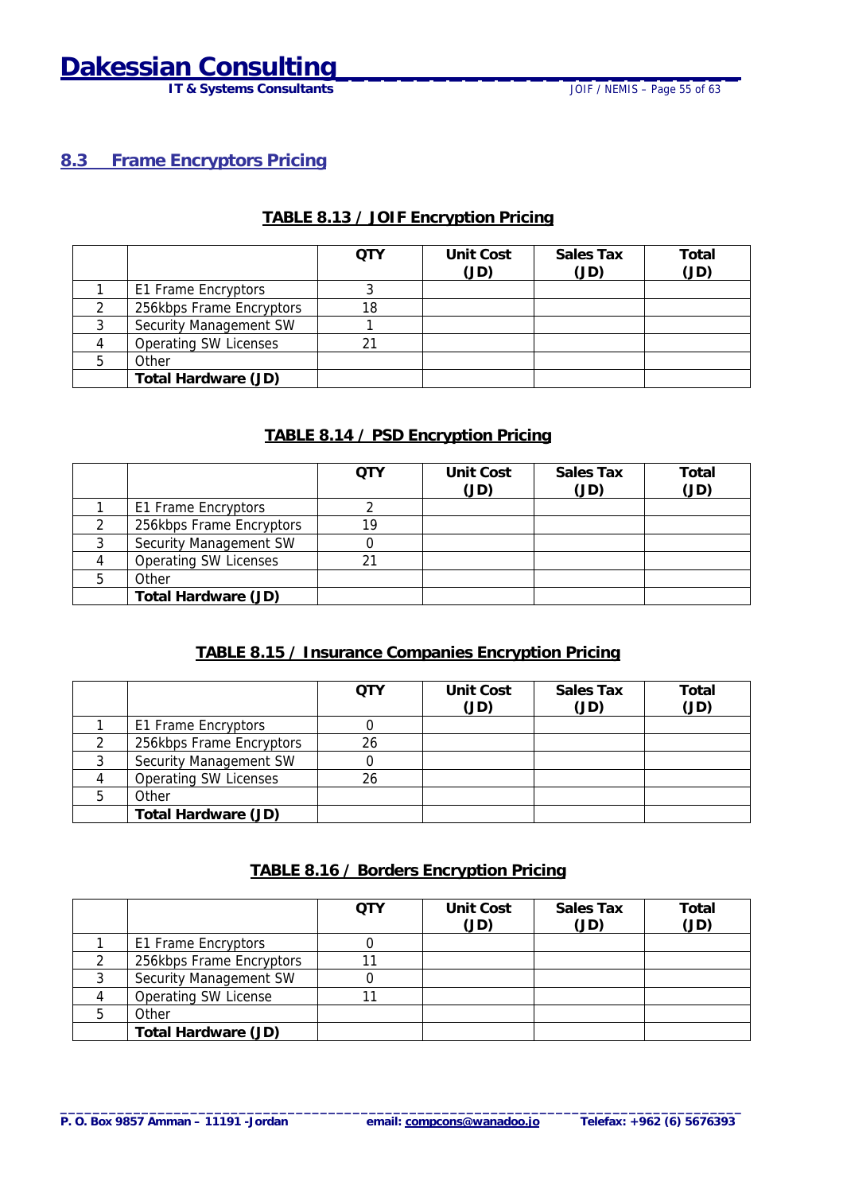## 8.3 Frame Encryptors Pricing

**TABLE 8.13 / JOIF Encryption Pricing**

| | | QTY | Unit Cost (JD) | Sales Tax (JD) | Total (JD) |
|---|---|---|---|---|---|
| 1 | E1 Frame Encryptors | 3 | | | |
| 2 | 256kbps Frame Encryptors | 18 | | | |
| 3 | Security Management SW | 1 | | | |
| 4 | Operating SW Licenses | 21 | | | |
| 5 | Other | | | | |
| | **Total Hardware (JD)** | | | | |

**TABLE 8.14 / PSD Encryption Pricing**

| | | QTY | Unit Cost (JD) | Sales Tax (JD) | Total (JD) |
|---|---|---|---|---|---|
| 1 | E1 Frame Encryptors | 2 | | | |
| 2 | 256kbps Frame Encryptors | 19 | | | |
| 3 | Security Management SW | 0 | | | |
| 4 | Operating SW Licenses | 21 | | | |
| 5 | Other | | | | |
| | **Total Hardware (JD)** | | | | |

**TABLE 8.15 / Insurance Companies Encryption Pricing**

| | | QTY | Unit Cost (JD) | Sales Tax (JD) | Total (JD) |
|---|---|---|---|---|---|
| 1 | E1 Frame Encryptors | 0 | | | |
| 2 | 256kbps Frame Encryptors | 26 | | | |
| 3 | Security Management SW | 0 | | | |
| 4 | Operating SW Licenses | 26 | | | |
| 5 | Other | | | | |
| | **Total Hardware (JD)** | | | | |

**TABLE 8.16 / Borders Encryption Pricing**

| | | QTY | Unit Cost (JD) | Sales Tax (JD) | Total (JD) |
|---|---|---|---|---|---|
| 1 | E1 Frame Encryptors | 0 | | | |
| 2 | 256kbps Frame Encryptors | 11 | | | |
| 3 | Security Management SW | 0 | | | |
| 4 | Operating SW License | 11 | | | |
| 5 | Other | | | | |
| | **Total Hardware (JD)** | | | | |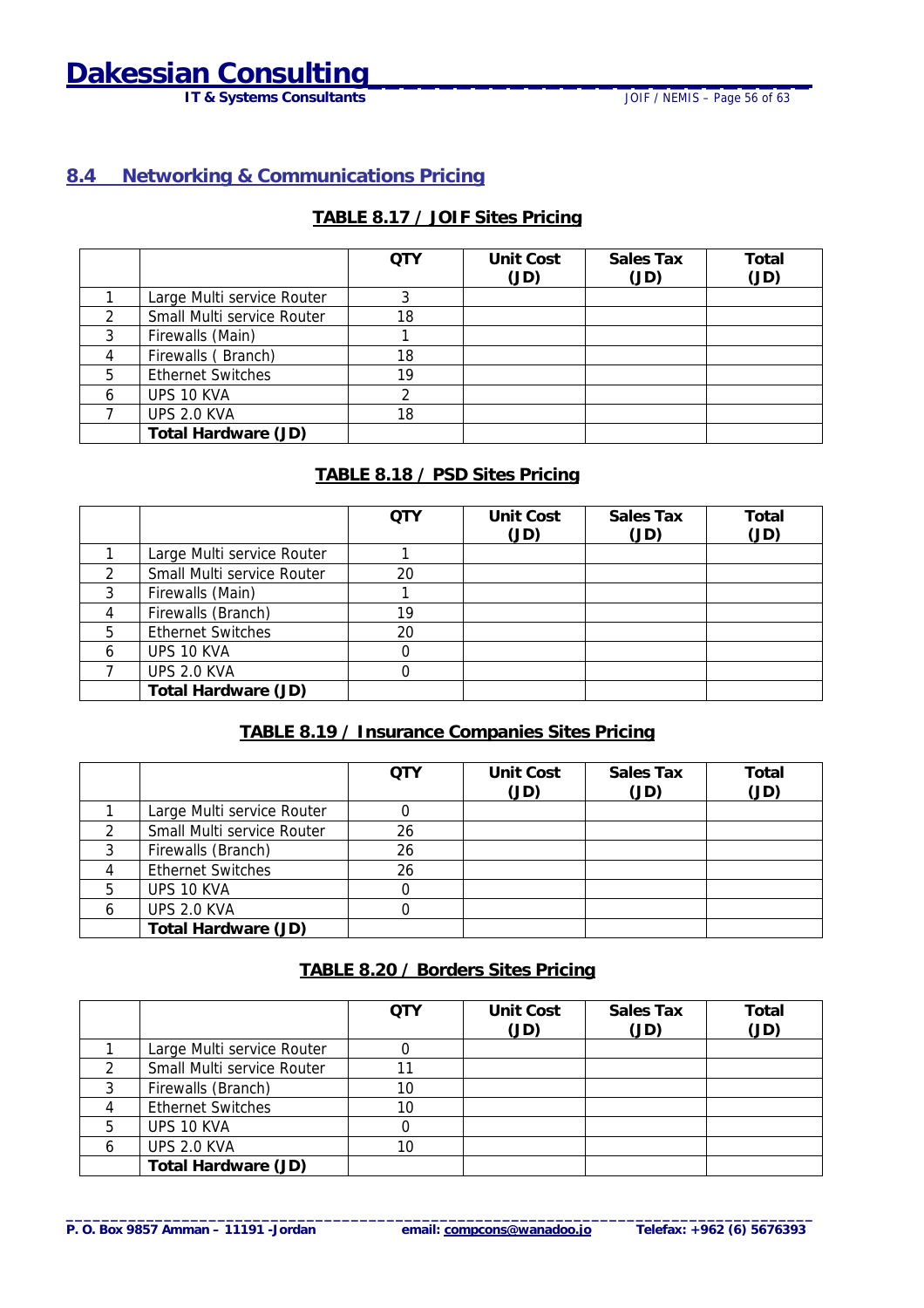## 8.4 Networking & Communications Pricing

**TABLE 8.17 / JOIF Sites Pricing**

| | | QTY | Unit Cost (JD) | Sales Tax (JD) | Total (JD) |
|---|---|---|---|---|---|
| 1 | Large Multi service Router | 3 | | | |
| 2 | Small Multi service Router | 18 | | | |
| 3 | Firewalls (Main) | 1 | | | |
| 4 | Firewalls ( Branch) | 18 | | | |
| 5 | Ethernet Switches | 19 | | | |
| 6 | UPS 10 KVA | 2 | | | |
| 7 | UPS 2.0 KVA | 18 | | | |
| | **Total Hardware (JD)** | | | | |

**TABLE 8.18 / PSD Sites Pricing**

| | | QTY | Unit Cost (JD) | Sales Tax (JD) | Total (JD) |
|---|---|---|---|---|---|
| 1 | Large Multi service Router | 1 | | | |
| 2 | Small Multi service Router | 20 | | | |
| 3 | Firewalls (Main) | 1 | | | |
| 4 | Firewalls (Branch) | 19 | | | |
| 5 | Ethernet Switches | 20 | | | |
| 6 | UPS 10 KVA | 0 | | | |
| 7 | UPS 2.0 KVA | 0 | | | |
| | **Total Hardware (JD)** | | | | |

**TABLE 8.19 / Insurance Companies Sites Pricing**

| | | QTY | Unit Cost (JD) | Sales Tax (JD) | Total (JD) |
|---|---|---|---|---|---|
| 1 | Large Multi service Router | 0 | | | |
| 2 | Small Multi service Router | 26 | | | |
| 3 | Firewalls (Branch) | 26 | | | |
| 4 | Ethernet Switches | 26 | | | |
| 5 | UPS 10 KVA | 0 | | | |
| 6 | UPS 2.0 KVA | 0 | | | |
| | **Total Hardware (JD)** | | | | |

**TABLE 8.20 / Borders Sites Pricing**

| | | QTY | Unit Cost (JD) | Sales Tax (JD) | Total (JD) |
|---|---|---|---|---|---|
| 1 | Large Multi service Router | 0 | | | |
| 2 | Small Multi service Router | 11 | | | |
| 3 | Firewalls (Branch) | 10 | | | |
| 4 | Ethernet Switches | 10 | | | |
| 5 | UPS 10 KVA | 0 | | | |
| 6 | UPS 2.0 KVA | 10 | | | |
| | **Total Hardware (JD)** | | | | |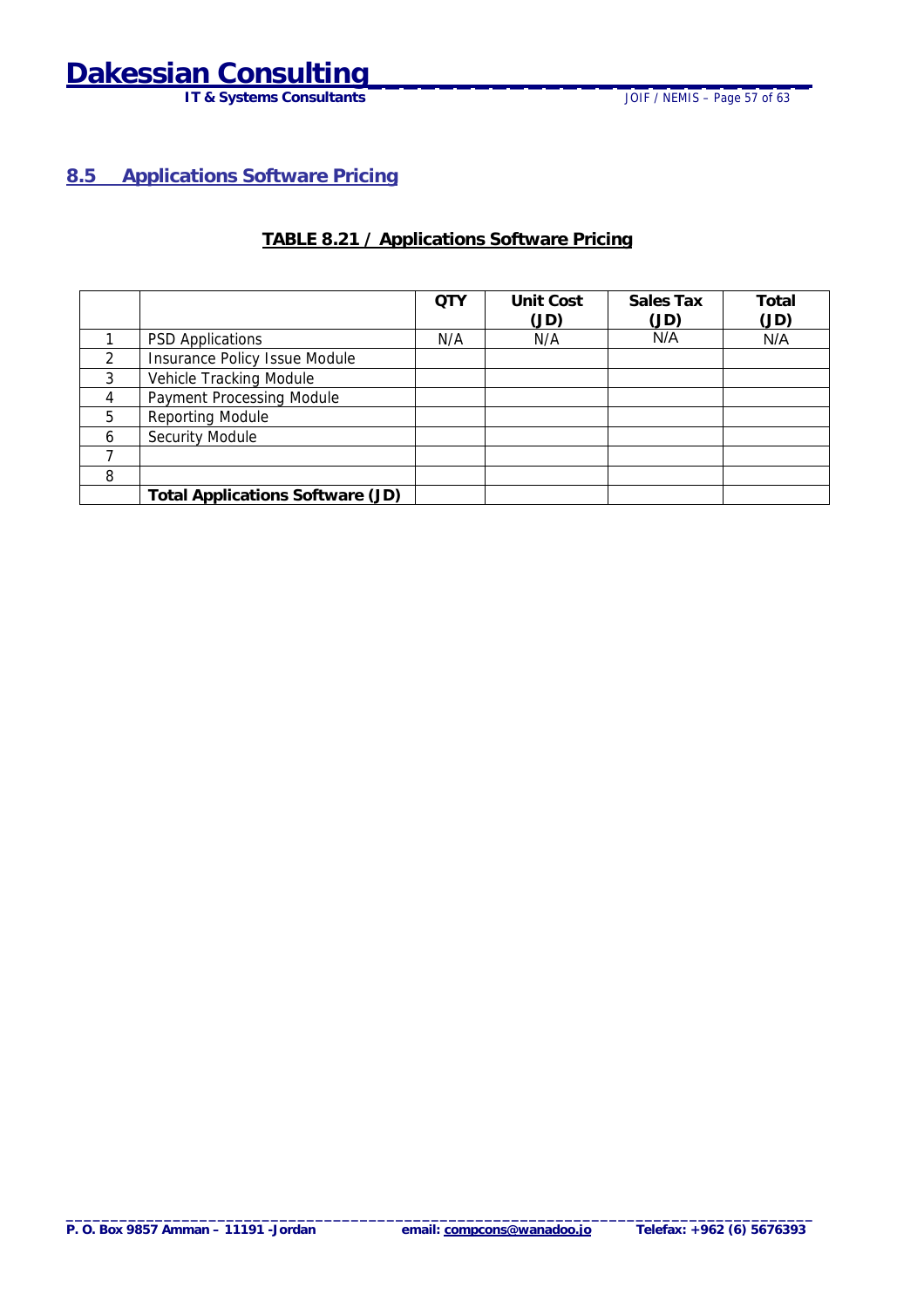## 8.5 Applications Software Pricing

**TABLE 8.21 / Applications Software Pricing**

| | | QTY | Unit Cost (JD) | Sales Tax (JD) | Total (JD) |
|---|---|---|---|---|---|
| 1 | PSD Applications | N/A | N/A | N/A | N/A |
| 2 | Insurance Policy Issue Module | | | | |
| 3 | Vehicle Tracking Module | | | | |
| 4 | Payment Processing Module | | | | |
| 5 | Reporting Module | | | | |
| 6 | Security Module | | | | |
| 7 | | | | | |
| 8 | | | | | |
| | **Total Applications Software (JD)** | | | | |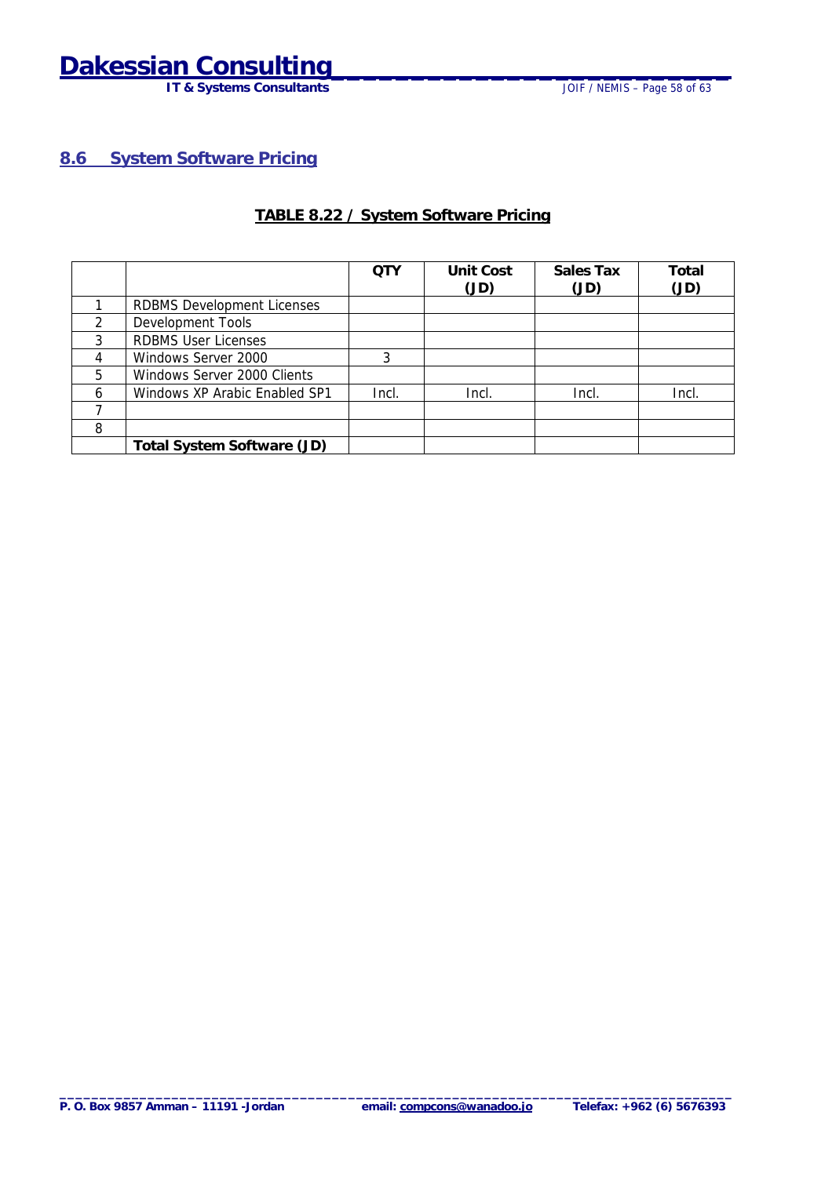## 8.6 System Software Pricing

**TABLE 8.22 / System Software Pricing**

| | | QTY | Unit Cost (JD) | Sales Tax (JD) | Total (JD) |
|---|---|---|---|---|---|
| 1 | RDBMS Development Licenses | | | | |
| 2 | Development Tools | | | | |
| 3 | RDBMS User Licenses | | | | |
| 4 | Windows Server 2000 | 3 | | | |
| 5 | Windows Server 2000 Clients | | | | |
| 6 | Windows XP Arabic Enabled SP1 | Incl. | Incl. | Incl. | Incl. |
| 7 | | | | | |
| 8 | | | | | |
| | **Total System Software (JD)** | | | | |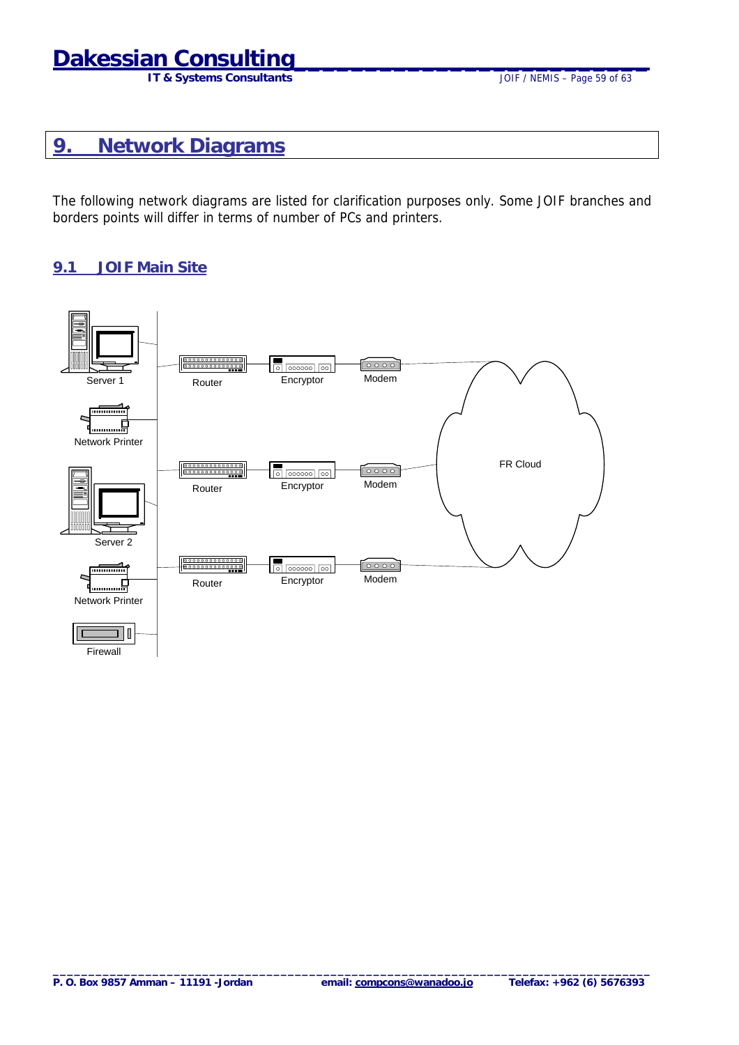# 9. Network Diagrams

The following network diagrams are listed for clarification purposes only. Some JOIF branches and borders points will differ in terms of number of PCs and printers.

## 9.1 JOIF Main Site

Server 1

Network Printer

Server 2

Network Printer

Firewall

Router

Encryptor

Modem

Router

Encryptor

Modem

Router

Encryptor

Modem

FR Cloud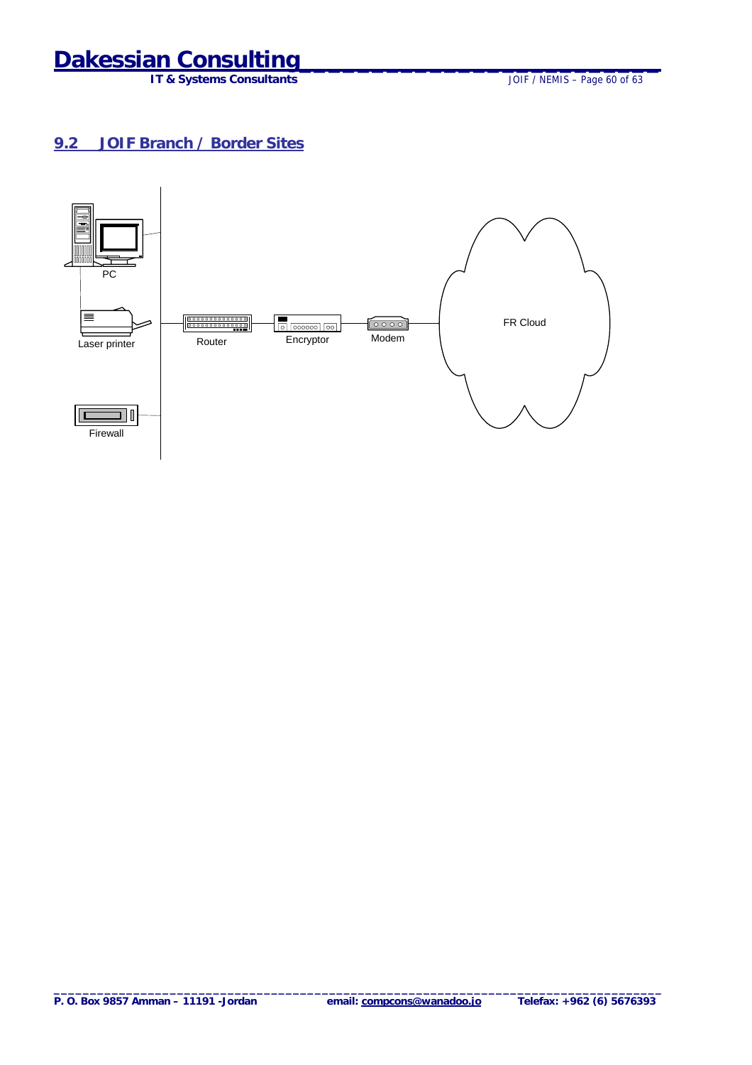## 9.2 JOIF Branch / Border Sites

PC

Laser printer

Firewall

Router

Encryptor

Modem

FR Cloud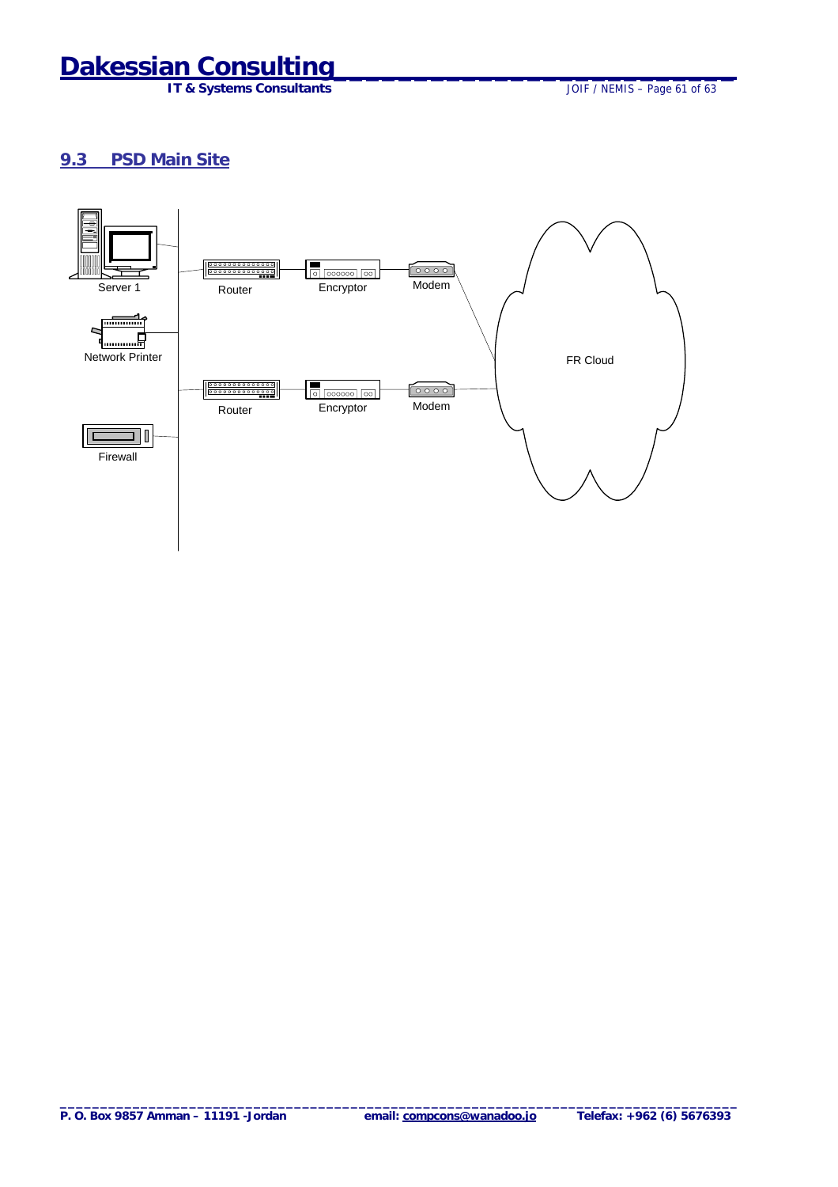## 9.3 PSD Main Site

Server 1

Router

Encryptor

Modem

Network Printer

FR Cloud

Router

Encryptor

Modem

Firewall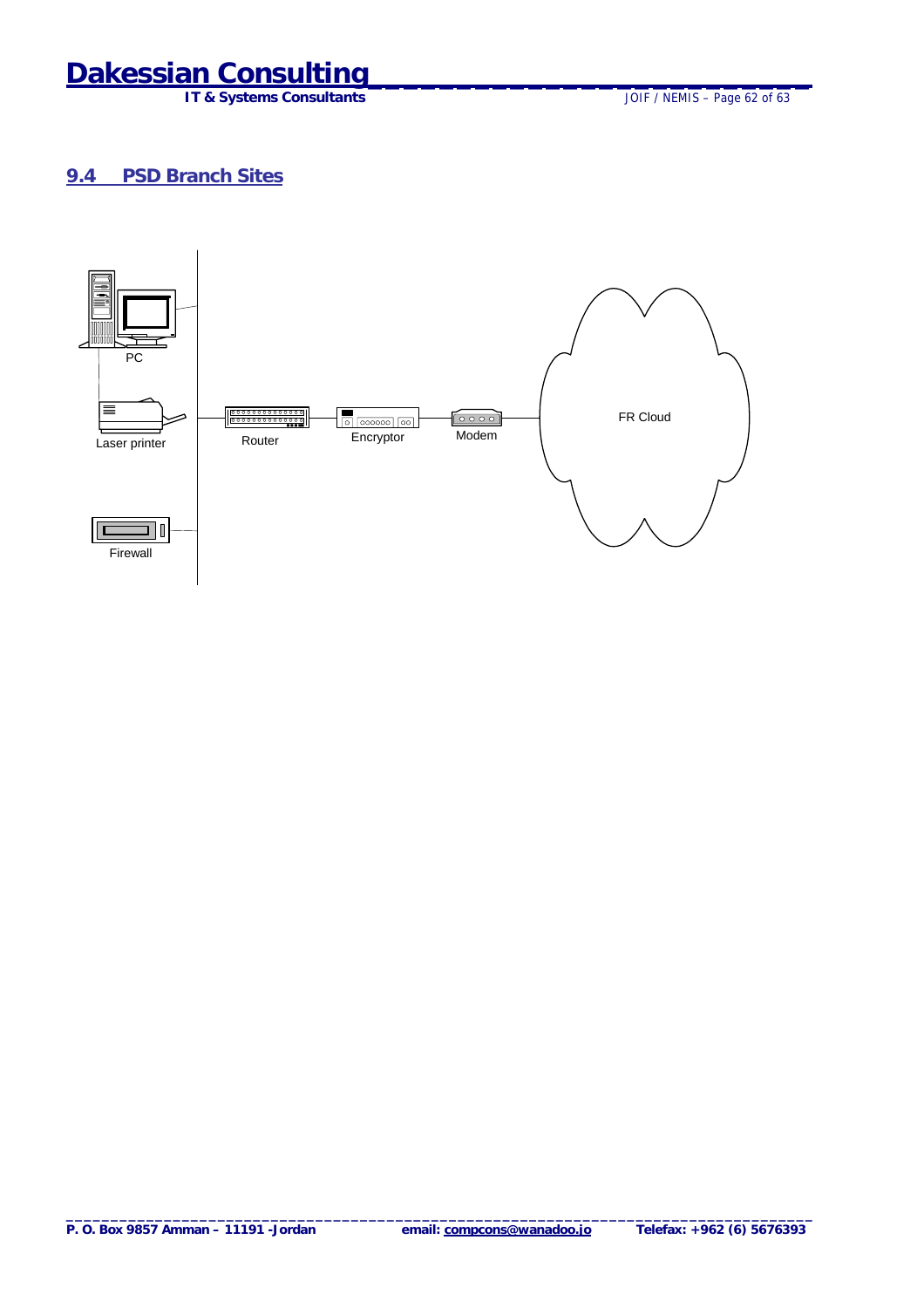## 9.4 PSD Branch Sites

PC

Laser printer

Router

Encryptor

Modem

FR Cloud

Firewall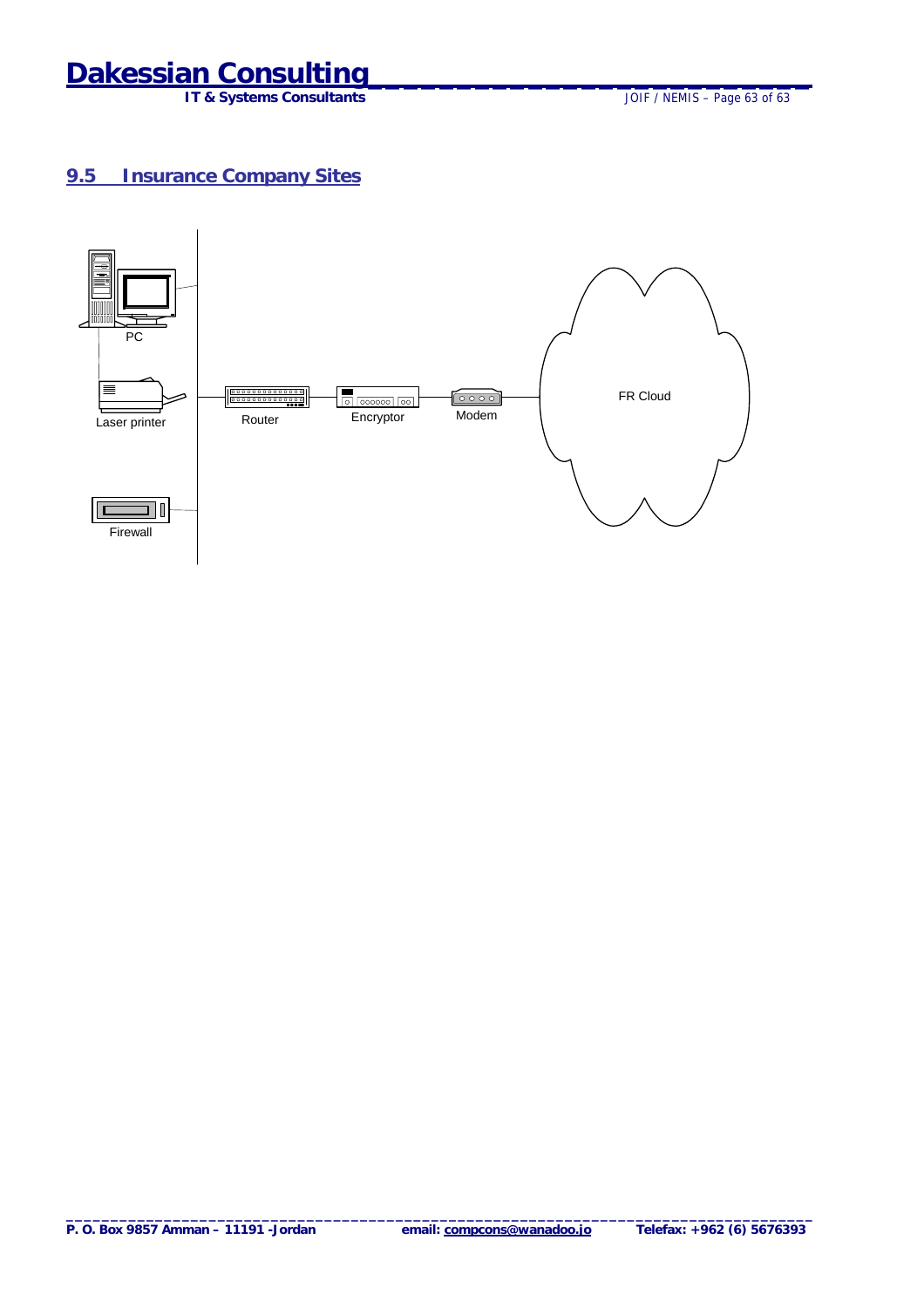## 9.5 Insurance Company Sites

PC

Laser printer

Firewall

Router

Encryptor

Modem

FR Cloud